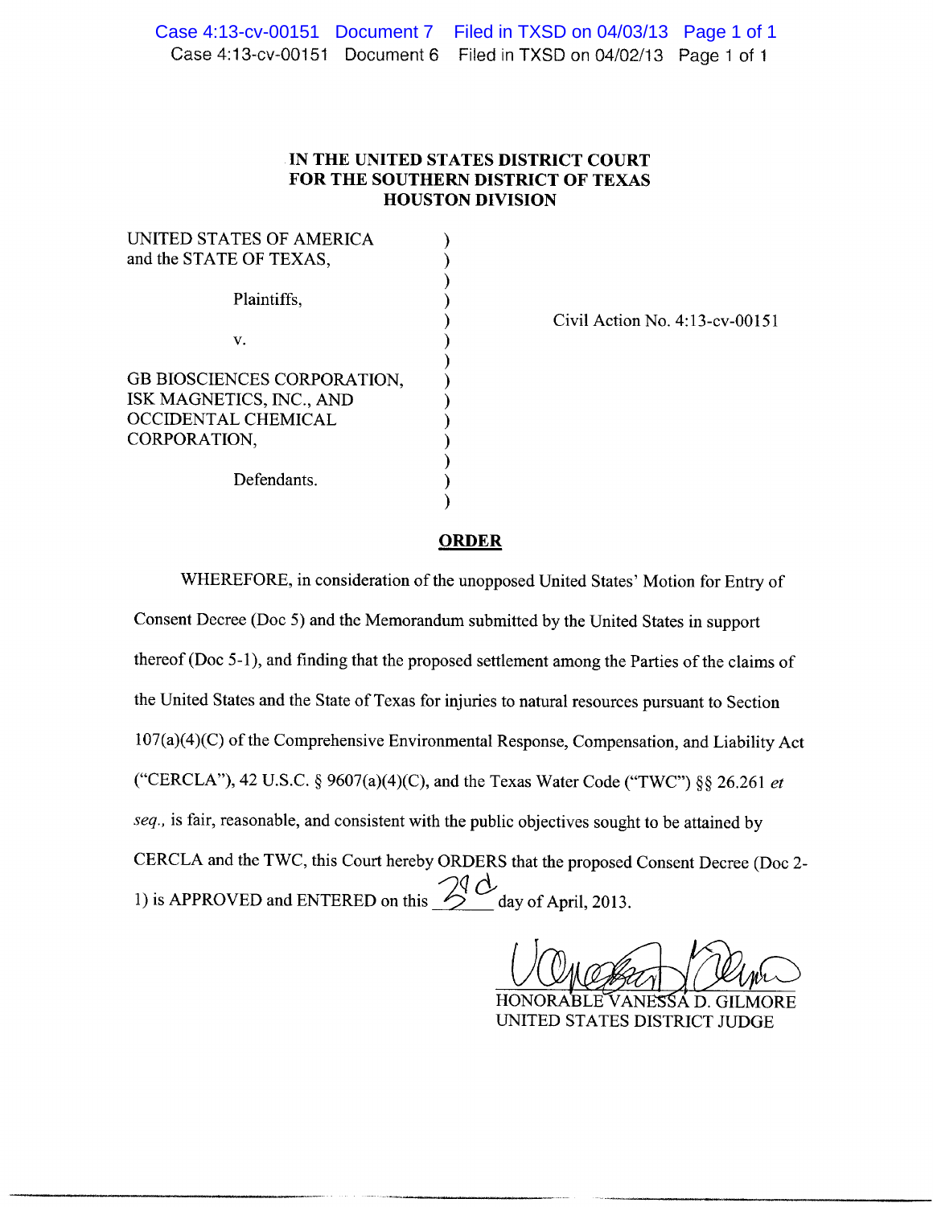# IN THE UNITED STATES DISTRICT COURT
# FOR THE SOUTHERN DISTRICT OF TEXAS
# HOUSTON DIVISION

UNITED STATES OF AMERICA
and the STATE OF TEXAS,

Plaintiffs,

v.

GB BIOSCIENCES CORPORATION,
ISK MAGNETICS, INC., AND
OCCIDENTAL CHEMICAL
CORPORATION,

Defendants.

Civil Action No. 4:13-cv-00151

## ORDER

WHEREFORE, in consideration of the unopposed United States' Motion for Entry of Consent Decree (Doc 5) and the Memorandum submitted by the United States in support thereof (Doc 5-1), and finding that the proposed settlement among the Parties of the claims of the United States and the State of Texas for injuries to natural resources pursuant to Section 107(a)(4)(C) of the Comprehensive Environmental Response, Compensation, and Liability Act ("CERCLA"), 42 U.S.C. § 9607(a)(4)(C), and the Texas Water Code ("TWC") §§ 26.261 *et seq.*, is fair, reasonable, and consistent with the public objectives sought to be attained by CERCLA and the TWC, this Court hereby ORDERS that the proposed Consent Decree (Doc 2-1) is APPROVED and ENTERED on this 3rd day of April, 2013.

HONORABLE VANESSA D. GILMORE
UNITED STATES DISTRICT JUDGE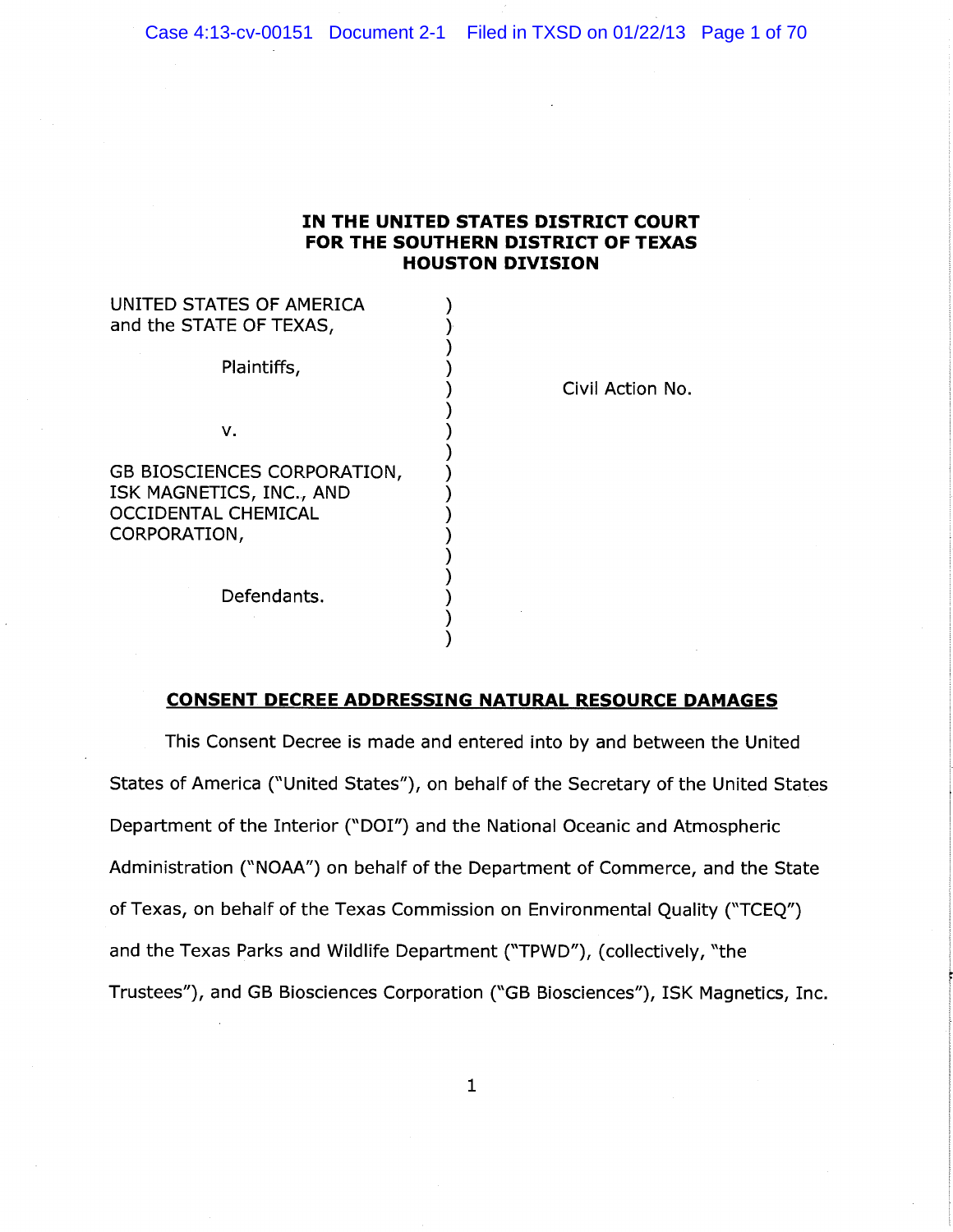**IN THE UNITED STATES DISTRICT COURT**
**FOR THE SOUTHERN DISTRICT OF TEXAS**
**HOUSTON DIVISION**

| | | |
|---|---|---|
| UNITED STATES OF AMERICA and the STATE OF TEXAS, | ) | |
| Plaintiffs, | ) | Civil Action No. |
| v. | ) | |
| GB BIOSCIENCES CORPORATION, ISK MAGNETICS, INC., AND OCCIDENTAL CHEMICAL CORPORATION, | ) | |
| Defendants. | ) | |

**CONSENT DECREE ADDRESSING NATURAL RESOURCE DAMAGES**

This Consent Decree is made and entered into by and between the United States of America ("United States"), on behalf of the Secretary of the United States Department of the Interior ("DOI") and the National Oceanic and Atmospheric Administration ("NOAA") on behalf of the Department of Commerce, and the State of Texas, on behalf of the Texas Commission on Environmental Quality ("TCEQ") and the Texas Parks and Wildlife Department ("TPWD"), (collectively, "the Trustees"), and GB Biosciences Corporation ("GB Biosciences"), ISK Magnetics, Inc.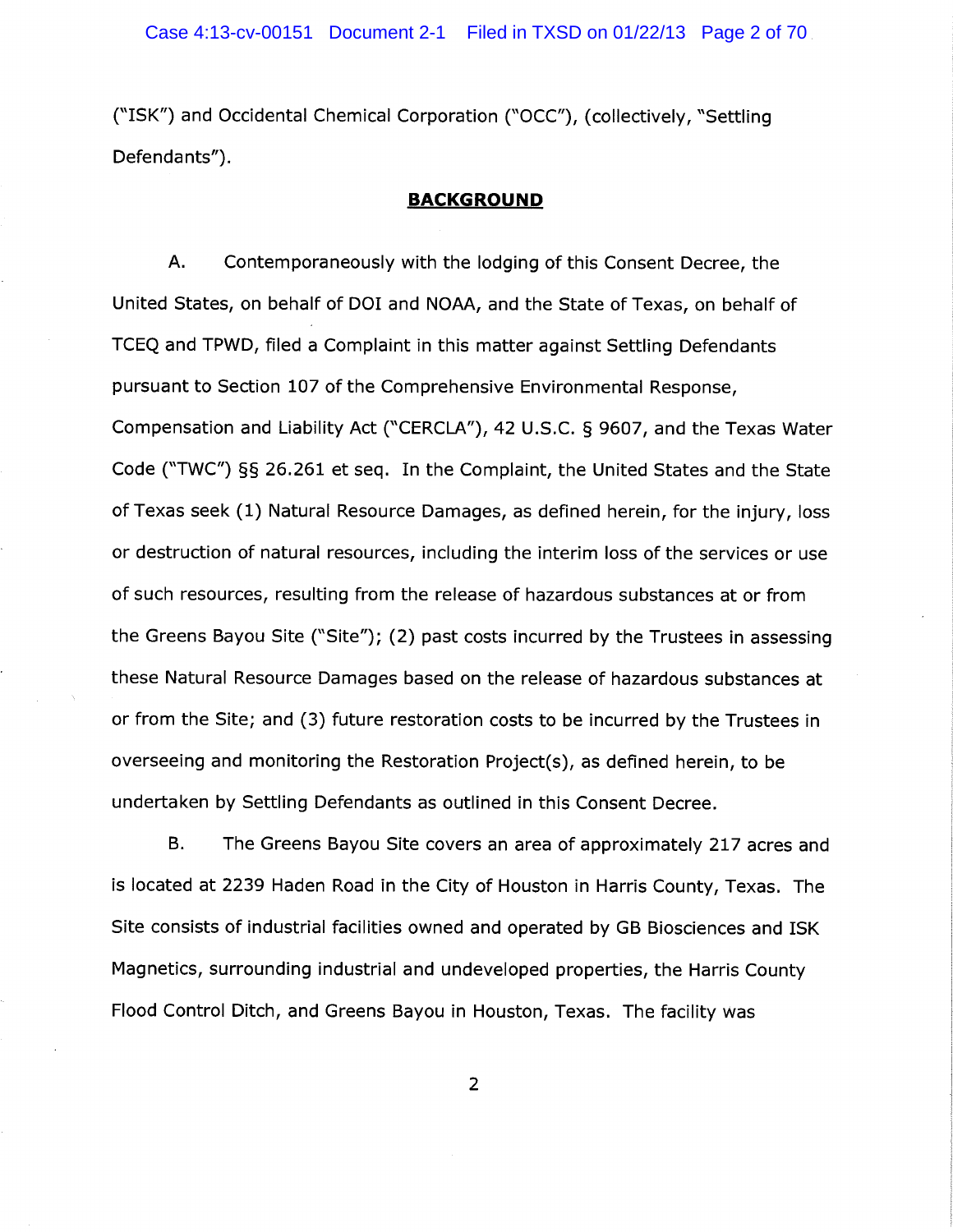("ISK") and Occidental Chemical Corporation ("OCC"), (collectively, "Settling Defendants").

## BACKGROUND

A. Contemporaneously with the lodging of this Consent Decree, the United States, on behalf of DOI and NOAA, and the State of Texas, on behalf of TCEQ and TPWD, filed a Complaint in this matter against Settling Defendants pursuant to Section 107 of the Comprehensive Environmental Response, Compensation and Liability Act ("CERCLA"), 42 U.S.C. § 9607, and the Texas Water Code ("TWC") §§ 26.261 et seq. In the Complaint, the United States and the State of Texas seek (1) Natural Resource Damages, as defined herein, for the injury, loss or destruction of natural resources, including the interim loss of the services or use of such resources, resulting from the release of hazardous substances at or from the Greens Bayou Site ("Site"); (2) past costs incurred by the Trustees in assessing these Natural Resource Damages based on the release of hazardous substances at or from the Site; and (3) future restoration costs to be incurred by the Trustees in overseeing and monitoring the Restoration Project(s), as defined herein, to be undertaken by Settling Defendants as outlined in this Consent Decree.

B. The Greens Bayou Site covers an area of approximately 217 acres and is located at 2239 Haden Road in the City of Houston in Harris County, Texas. The Site consists of industrial facilities owned and operated by GB Biosciences and ISK Magnetics, surrounding industrial and undeveloped properties, the Harris County Flood Control Ditch, and Greens Bayou in Houston, Texas. The facility was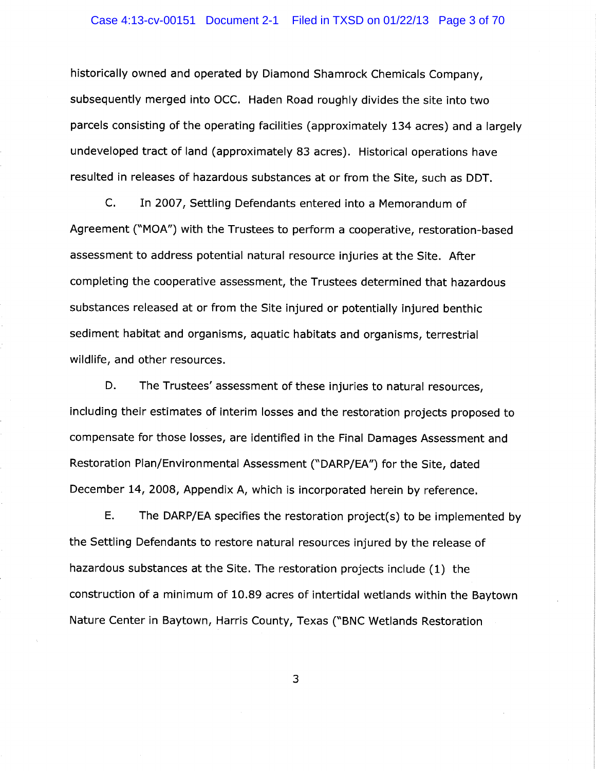historically owned and operated by Diamond Shamrock Chemicals Company, subsequently merged into OCC. Haden Road roughly divides the site into two parcels consisting of the operating facilities (approximately 134 acres) and a largely undeveloped tract of land (approximately 83 acres). Historical operations have resulted in releases of hazardous substances at or from the Site, such as DDT.

C. In 2007, Settling Defendants entered into a Memorandum of Agreement ("MOA") with the Trustees to perform a cooperative, restoration-based assessment to address potential natural resource injuries at the Site. After completing the cooperative assessment, the Trustees determined that hazardous substances released at or from the Site injured or potentially injured benthic sediment habitat and organisms, aquatic habitats and organisms, terrestrial wildlife, and other resources.

D. The Trustees' assessment of these injuries to natural resources, including their estimates of interim losses and the restoration projects proposed to compensate for those losses, are identified in the Final Damages Assessment and Restoration Plan/Environmental Assessment ("DARP/EA") for the Site, dated December 14, 2008, Appendix A, which is incorporated herein by reference.

E. The DARP/EA specifies the restoration project(s) to be implemented by the Settling Defendants to restore natural resources injured by the release of hazardous substances at the Site. The restoration projects include (1) the construction of a minimum of 10.89 acres of intertidal wetlands within the Baytown Nature Center in Baytown, Harris County, Texas ("BNC Wetlands Restoration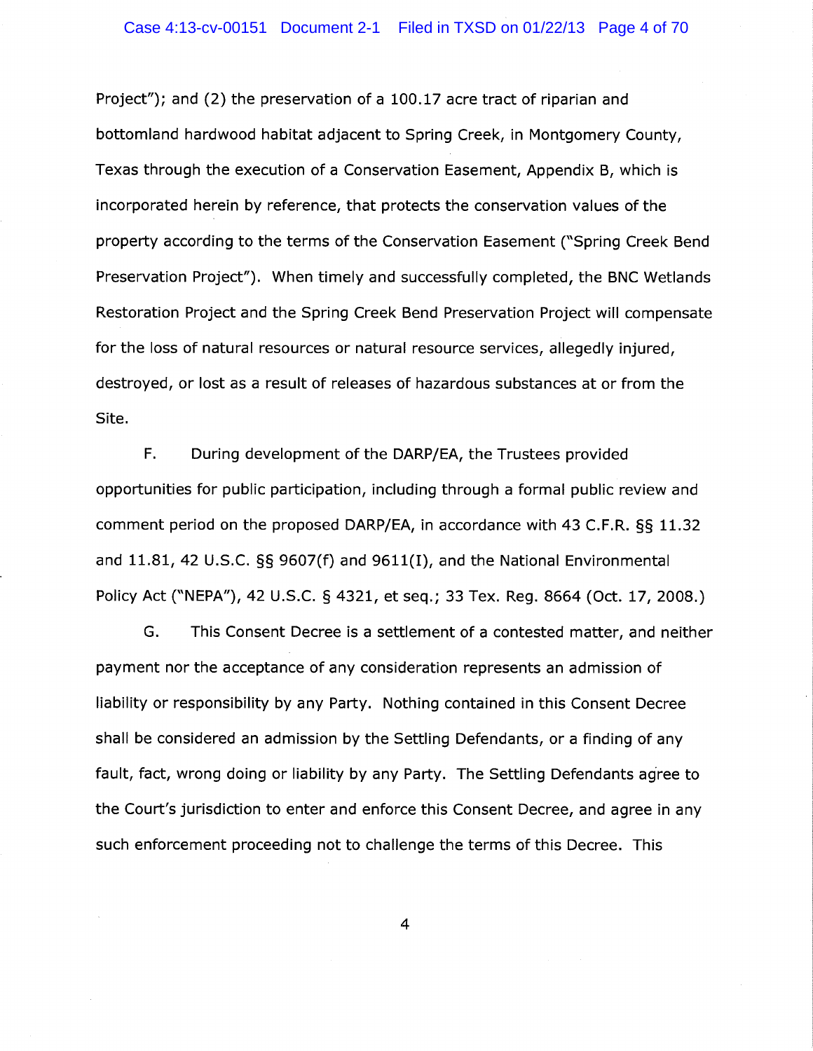Project"); and (2) the preservation of a 100.17 acre tract of riparian and bottomland hardwood habitat adjacent to Spring Creek, in Montgomery County, Texas through the execution of a Conservation Easement, Appendix B, which is incorporated herein by reference, that protects the conservation values of the property according to the terms of the Conservation Easement ("Spring Creek Bend Preservation Project"). When timely and successfully completed, the BNC Wetlands Restoration Project and the Spring Creek Bend Preservation Project will compensate for the loss of natural resources or natural resource services, allegedly injured, destroyed, or lost as a result of releases of hazardous substances at or from the Site.

F. During development of the DARP/EA, the Trustees provided opportunities for public participation, including through a formal public review and comment period on the proposed DARP/EA, in accordance with 43 C.F.R. §§ 11.32 and 11.81, 42 U.S.C. §§ 9607(f) and 9611(I), and the National Environmental Policy Act ("NEPA"), 42 U.S.C. § 4321, et seq.; 33 Tex. Reg. 8664 (Oct. 17, 2008.)

G. This Consent Decree is a settlement of a contested matter, and neither payment nor the acceptance of any consideration represents an admission of liability or responsibility by any Party. Nothing contained in this Consent Decree shall be considered an admission by the Settling Defendants, or a finding of any fault, fact, wrong doing or liability by any Party. The Settling Defendants agree to the Court's jurisdiction to enter and enforce this Consent Decree, and agree in any such enforcement proceeding not to challenge the terms of this Decree. This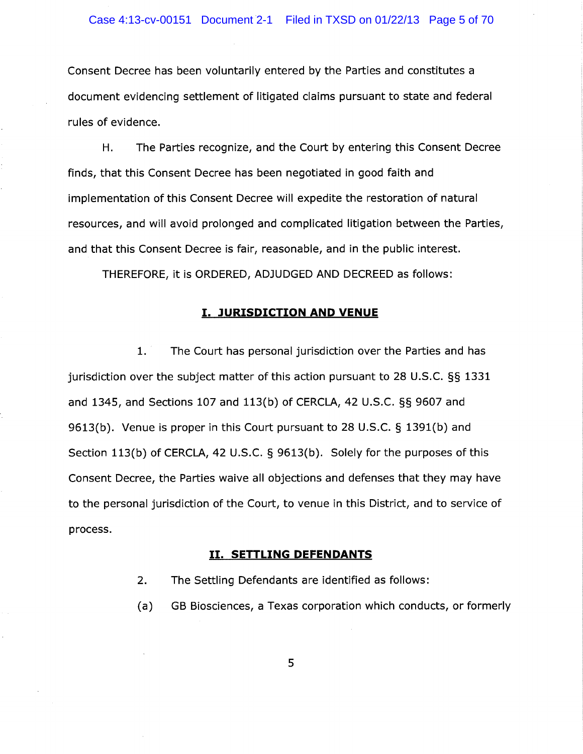Consent Decree has been voluntarily entered by the Parties and constitutes a document evidencing settlement of litigated claims pursuant to state and federal rules of evidence.

H. The Parties recognize, and the Court by entering this Consent Decree finds, that this Consent Decree has been negotiated in good faith and implementation of this Consent Decree will expedite the restoration of natural resources, and will avoid prolonged and complicated litigation between the Parties, and that this Consent Decree is fair, reasonable, and in the public interest.

THEREFORE, it is ORDERED, ADJUDGED AND DECREED as follows:

## I. JURISDICTION AND VENUE

1. The Court has personal jurisdiction over the Parties and has jurisdiction over the subject matter of this action pursuant to 28 U.S.C. §§ 1331 and 1345, and Sections 107 and 113(b) of CERCLA, 42 U.S.C. §§ 9607 and 9613(b). Venue is proper in this Court pursuant to 28 U.S.C. § 1391(b) and Section 113(b) of CERCLA, 42 U.S.C. § 9613(b). Solely for the purposes of this Consent Decree, the Parties waive all objections and defenses that they may have to the personal jurisdiction of the Court, to venue in this District, and to service of process.

## II. SETTLING DEFENDANTS

2. The Settling Defendants are identified as follows:

(a) GB Biosciences, a Texas corporation which conducts, or formerly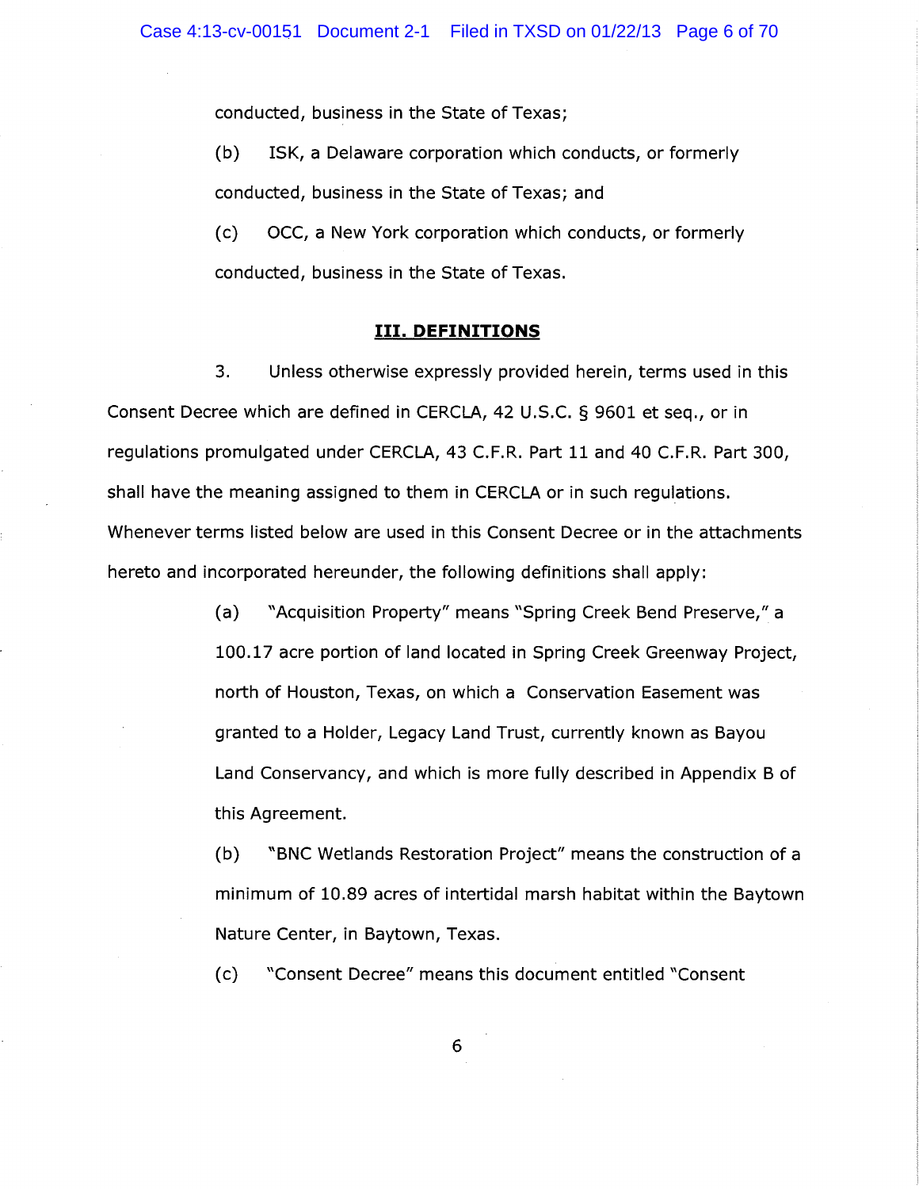conducted, business in the State of Texas;

(b) ISK, a Delaware corporation which conducts, or formerly conducted, business in the State of Texas; and

(c) OCC, a New York corporation which conducts, or formerly conducted, business in the State of Texas.

## III. DEFINITIONS

3. Unless otherwise expressly provided herein, terms used in this Consent Decree which are defined in CERCLA, 42 U.S.C. § 9601 et seq., or in regulations promulgated under CERCLA, 43 C.F.R. Part 11 and 40 C.F.R. Part 300, shall have the meaning assigned to them in CERCLA or in such regulations. Whenever terms listed below are used in this Consent Decree or in the attachments hereto and incorporated hereunder, the following definitions shall apply:

(a) "Acquisition Property" means "Spring Creek Bend Preserve," a 100.17 acre portion of land located in Spring Creek Greenway Project, north of Houston, Texas, on which a Conservation Easement was granted to a Holder, Legacy Land Trust, currently known as Bayou Land Conservancy, and which is more fully described in Appendix B of this Agreement.

(b) "BNC Wetlands Restoration Project" means the construction of a minimum of 10.89 acres of intertidal marsh habitat within the Baytown Nature Center, in Baytown, Texas.

(c) "Consent Decree" means this document entitled "Consent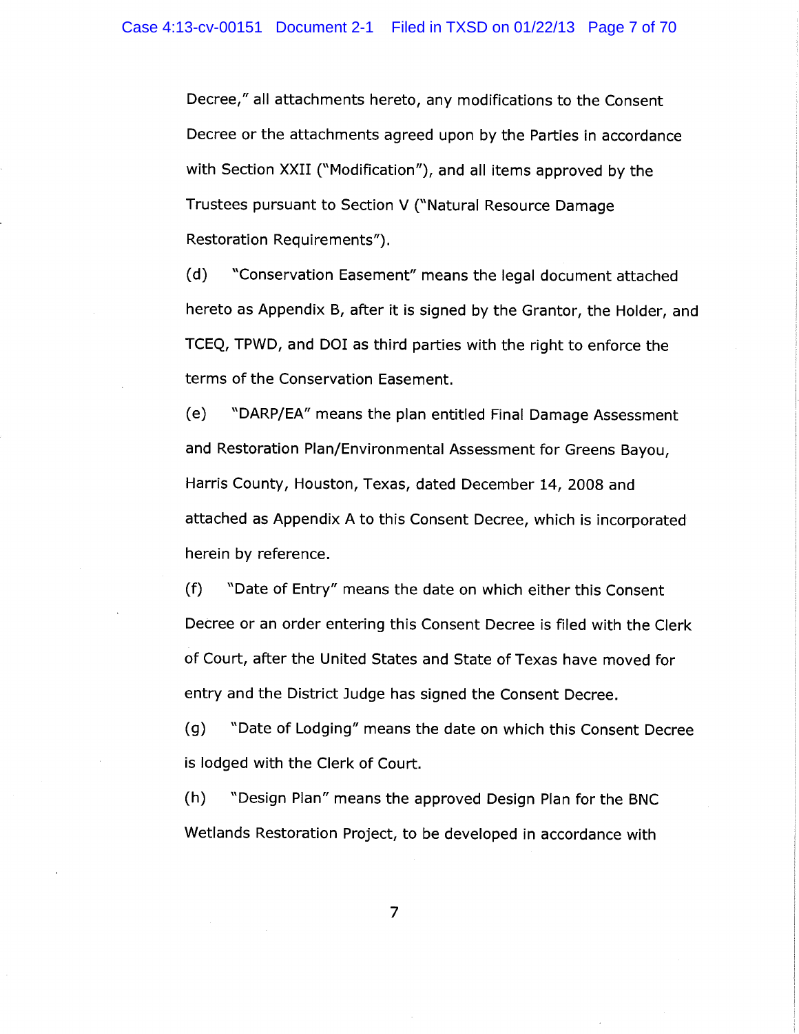Decree," all attachments hereto, any modifications to the Consent Decree or the attachments agreed upon by the Parties in accordance with Section XXII ("Modification"), and all items approved by the Trustees pursuant to Section V ("Natural Resource Damage Restoration Requirements").

(d) "Conservation Easement" means the legal document attached hereto as Appendix B, after it is signed by the Grantor, the Holder, and TCEQ, TPWD, and DOI as third parties with the right to enforce the terms of the Conservation Easement.

(e) "DARP/EA" means the plan entitled Final Damage Assessment and Restoration Plan/Environmental Assessment for Greens Bayou, Harris County, Houston, Texas, dated December 14, 2008 and attached as Appendix A to this Consent Decree, which is incorporated herein by reference.

(f) "Date of Entry" means the date on which either this Consent Decree or an order entering this Consent Decree is filed with the Clerk of Court, after the United States and State of Texas have moved for entry and the District Judge has signed the Consent Decree.

(g) "Date of Lodging" means the date on which this Consent Decree is lodged with the Clerk of Court.

(h) "Design Plan" means the approved Design Plan for the BNC Wetlands Restoration Project, to be developed in accordance with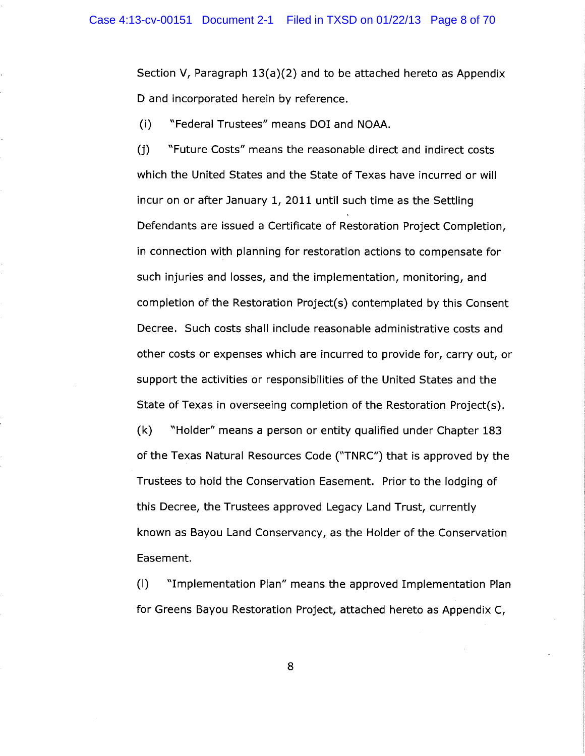Section V, Paragraph 13(a)(2) and to be attached hereto as Appendix D and incorporated herein by reference.

(i) "Federal Trustees" means DOI and NOAA.

(j) "Future Costs" means the reasonable direct and indirect costs which the United States and the State of Texas have incurred or will incur on or after January 1, 2011 until such time as the Settling Defendants are issued a Certificate of Restoration Project Completion, in connection with planning for restoration actions to compensate for such injuries and losses, and the implementation, monitoring, and completion of the Restoration Project(s) contemplated by this Consent Decree. Such costs shall include reasonable administrative costs and other costs or expenses which are incurred to provide for, carry out, or support the activities or responsibilities of the United States and the State of Texas in overseeing completion of the Restoration Project(s).

(k) "Holder" means a person or entity qualified under Chapter 183 of the Texas Natural Resources Code ("TNRC") that is approved by the Trustees to hold the Conservation Easement. Prior to the lodging of this Decree, the Trustees approved Legacy Land Trust, currently known as Bayou Land Conservancy, as the Holder of the Conservation Easement.

(l) "Implementation Plan" means the approved Implementation Plan for Greens Bayou Restoration Project, attached hereto as Appendix C,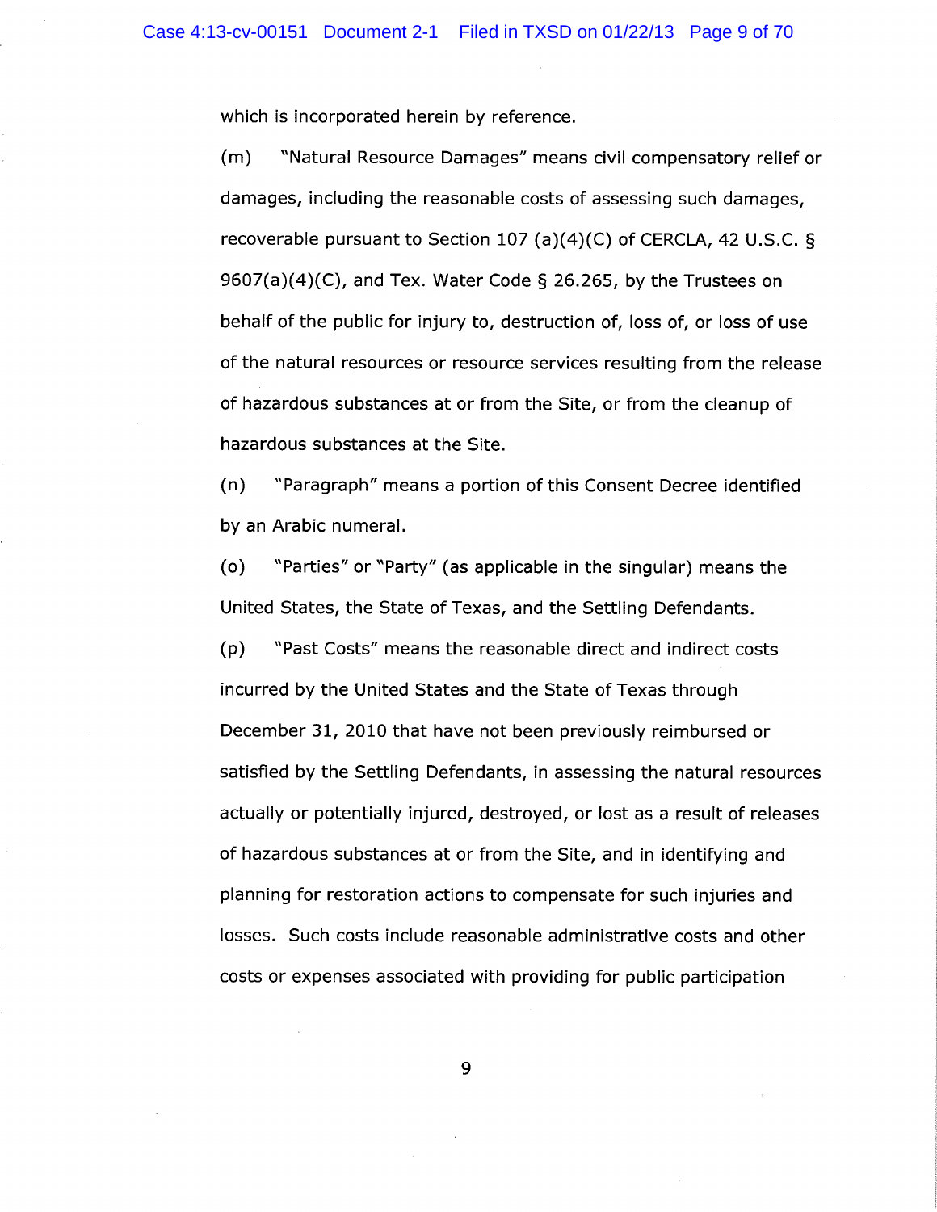which is incorporated herein by reference.

(m) "Natural Resource Damages" means civil compensatory relief or damages, including the reasonable costs of assessing such damages, recoverable pursuant to Section 107 (a)(4)(C) of CERCLA, 42 U.S.C. § 9607(a)(4)(C), and Tex. Water Code § 26.265, by the Trustees on behalf of the public for injury to, destruction of, loss of, or loss of use of the natural resources or resource services resulting from the release of hazardous substances at or from the Site, or from the cleanup of hazardous substances at the Site.

(n) "Paragraph" means a portion of this Consent Decree identified by an Arabic numeral.

(o) "Parties" or "Party" (as applicable in the singular) means the United States, the State of Texas, and the Settling Defendants.

(p) "Past Costs" means the reasonable direct and indirect costs incurred by the United States and the State of Texas through December 31, 2010 that have not been previously reimbursed or satisfied by the Settling Defendants, in assessing the natural resources actually or potentially injured, destroyed, or lost as a result of releases of hazardous substances at or from the Site, and in identifying and planning for restoration actions to compensate for such injuries and losses. Such costs include reasonable administrative costs and other costs or expenses associated with providing for public participation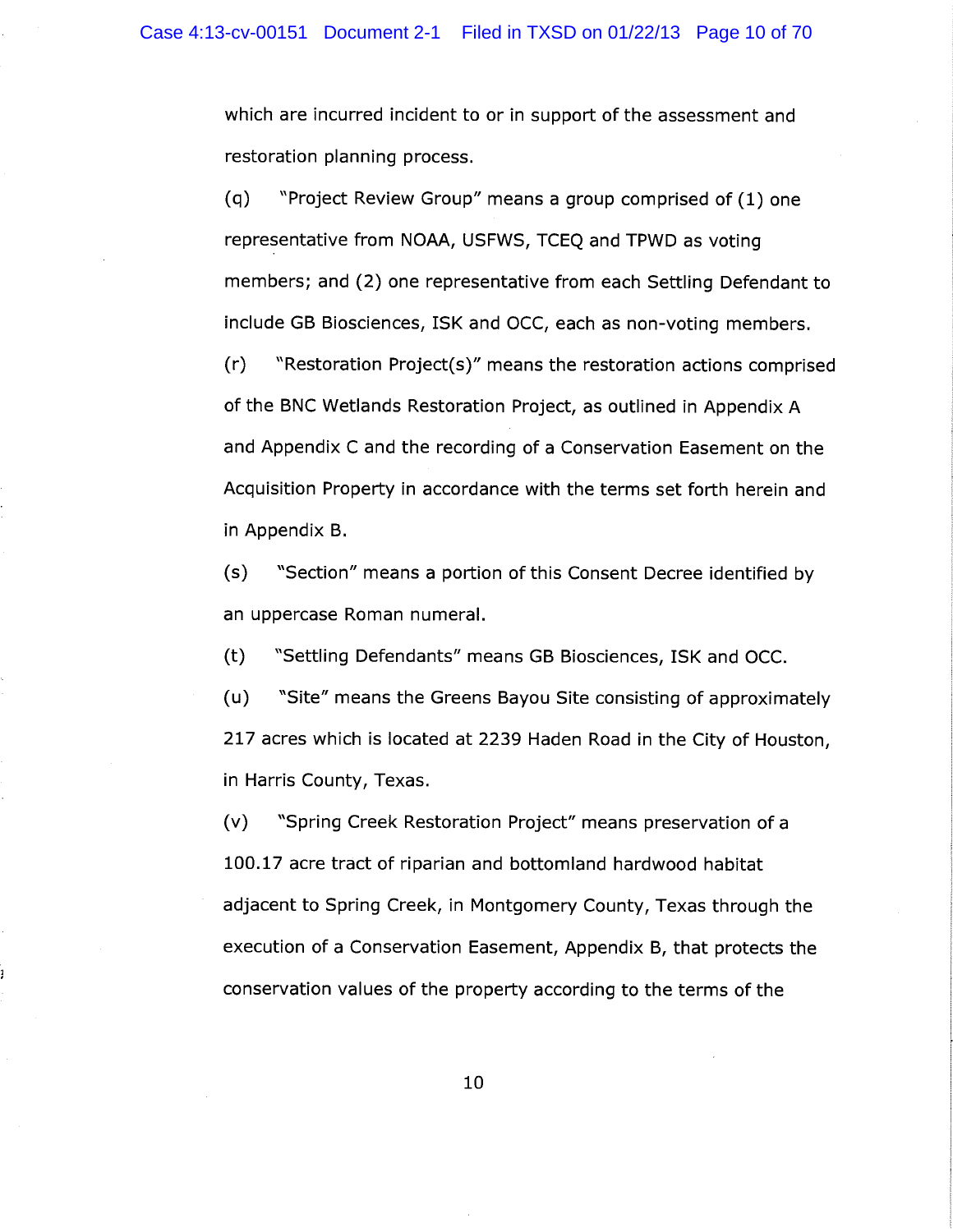which are incurred incident to or in support of the assessment and restoration planning process.

(q) "Project Review Group" means a group comprised of (1) one representative from NOAA, USFWS, TCEQ and TPWD as voting members; and (2) one representative from each Settling Defendant to include GB Biosciences, ISK and OCC, each as non-voting members.

(r) "Restoration Project(s)" means the restoration actions comprised of the BNC Wetlands Restoration Project, as outlined in Appendix A and Appendix C and the recording of a Conservation Easement on the Acquisition Property in accordance with the terms set forth herein and in Appendix B.

(s) "Section" means a portion of this Consent Decree identified by an uppercase Roman numeral.

(t) "Settling Defendants" means GB Biosciences, ISK and OCC.

(u) "Site" means the Greens Bayou Site consisting of approximately 217 acres which is located at 2239 Haden Road in the City of Houston, in Harris County, Texas.

(v) "Spring Creek Restoration Project" means preservation of a 100.17 acre tract of riparian and bottomland hardwood habitat adjacent to Spring Creek, in Montgomery County, Texas through the execution of a Conservation Easement, Appendix B, that protects the conservation values of the property according to the terms of the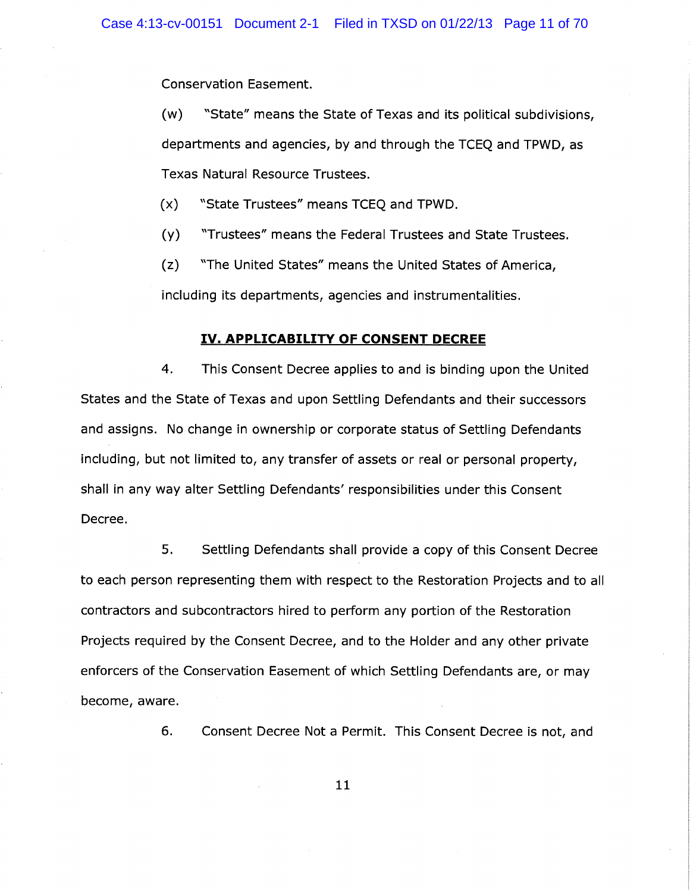Conservation Easement.

(w) "State" means the State of Texas and its political subdivisions, departments and agencies, by and through the TCEQ and TPWD, as Texas Natural Resource Trustees.

(x) "State Trustees" means TCEQ and TPWD.

(y) "Trustees" means the Federal Trustees and State Trustees.

(z) "The United States" means the United States of America, including its departments, agencies and instrumentalities.

## IV. APPLICABILITY OF CONSENT DECREE

4. This Consent Decree applies to and is binding upon the United States and the State of Texas and upon Settling Defendants and their successors and assigns. No change in ownership or corporate status of Settling Defendants including, but not limited to, any transfer of assets or real or personal property, shall in any way alter Settling Defendants' responsibilities under this Consent Decree.

5. Settling Defendants shall provide a copy of this Consent Decree to each person representing them with respect to the Restoration Projects and to all contractors and subcontractors hired to perform any portion of the Restoration Projects required by the Consent Decree, and to the Holder and any other private enforcers of the Conservation Easement of which Settling Defendants are, or may become, aware.

6. Consent Decree Not a Permit. This Consent Decree is not, and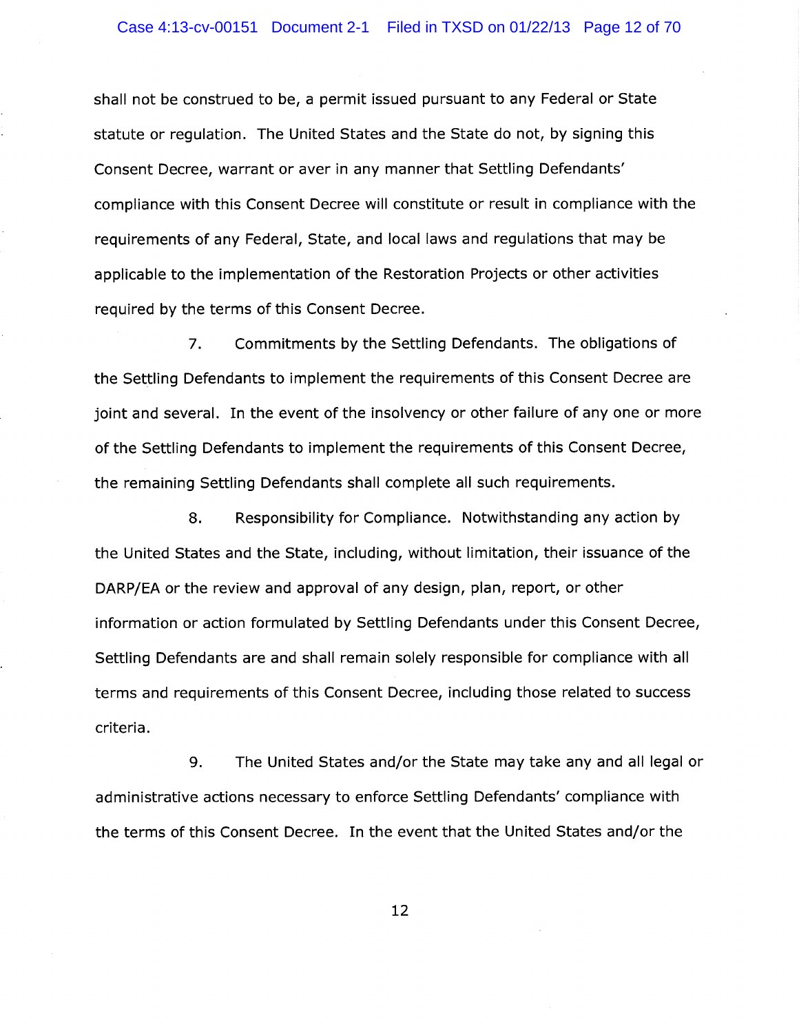shall not be construed to be, a permit issued pursuant to any Federal or State statute or regulation. The United States and the State do not, by signing this Consent Decree, warrant or aver in any manner that Settling Defendants' compliance with this Consent Decree will constitute or result in compliance with the requirements of any Federal, State, and local laws and regulations that may be applicable to the implementation of the Restoration Projects or other activities required by the terms of this Consent Decree.

7. Commitments by the Settling Defendants. The obligations of the Settling Defendants to implement the requirements of this Consent Decree are joint and several. In the event of the insolvency or other failure of any one or more of the Settling Defendants to implement the requirements of this Consent Decree, the remaining Settling Defendants shall complete all such requirements.

8. Responsibility for Compliance. Notwithstanding any action by the United States and the State, including, without limitation, their issuance of the DARP/EA or the review and approval of any design, plan, report, or other information or action formulated by Settling Defendants under this Consent Decree, Settling Defendants are and shall remain solely responsible for compliance with all terms and requirements of this Consent Decree, including those related to success criteria.

9. The United States and/or the State may take any and all legal or administrative actions necessary to enforce Settling Defendants' compliance with the terms of this Consent Decree. In the event that the United States and/or the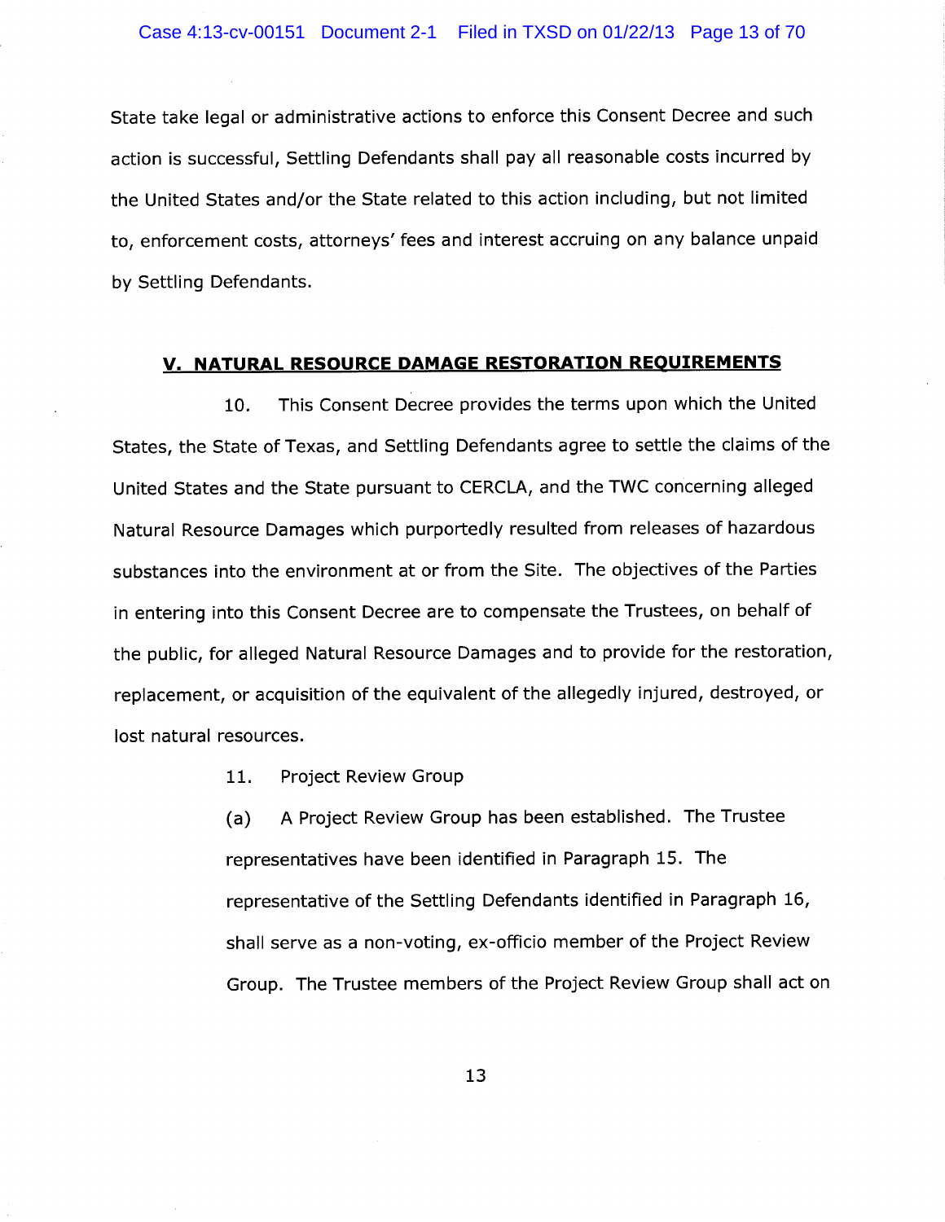State take legal or administrative actions to enforce this Consent Decree and such action is successful, Settling Defendants shall pay all reasonable costs incurred by the United States and/or the State related to this action including, but not limited to, enforcement costs, attorneys' fees and interest accruing on any balance unpaid by Settling Defendants.

## V. NATURAL RESOURCE DAMAGE RESTORATION REQUIREMENTS

10. This Consent Decree provides the terms upon which the United States, the State of Texas, and Settling Defendants agree to settle the claims of the United States and the State pursuant to CERCLA, and the TWC concerning alleged Natural Resource Damages which purportedly resulted from releases of hazardous substances into the environment at or from the Site. The objectives of the Parties in entering into this Consent Decree are to compensate the Trustees, on behalf of the public, for alleged Natural Resource Damages and to provide for the restoration, replacement, or acquisition of the equivalent of the allegedly injured, destroyed, or lost natural resources.

11. Project Review Group

(a) A Project Review Group has been established. The Trustee representatives have been identified in Paragraph 15. The representative of the Settling Defendants identified in Paragraph 16, shall serve as a non-voting, ex-officio member of the Project Review Group. The Trustee members of the Project Review Group shall act on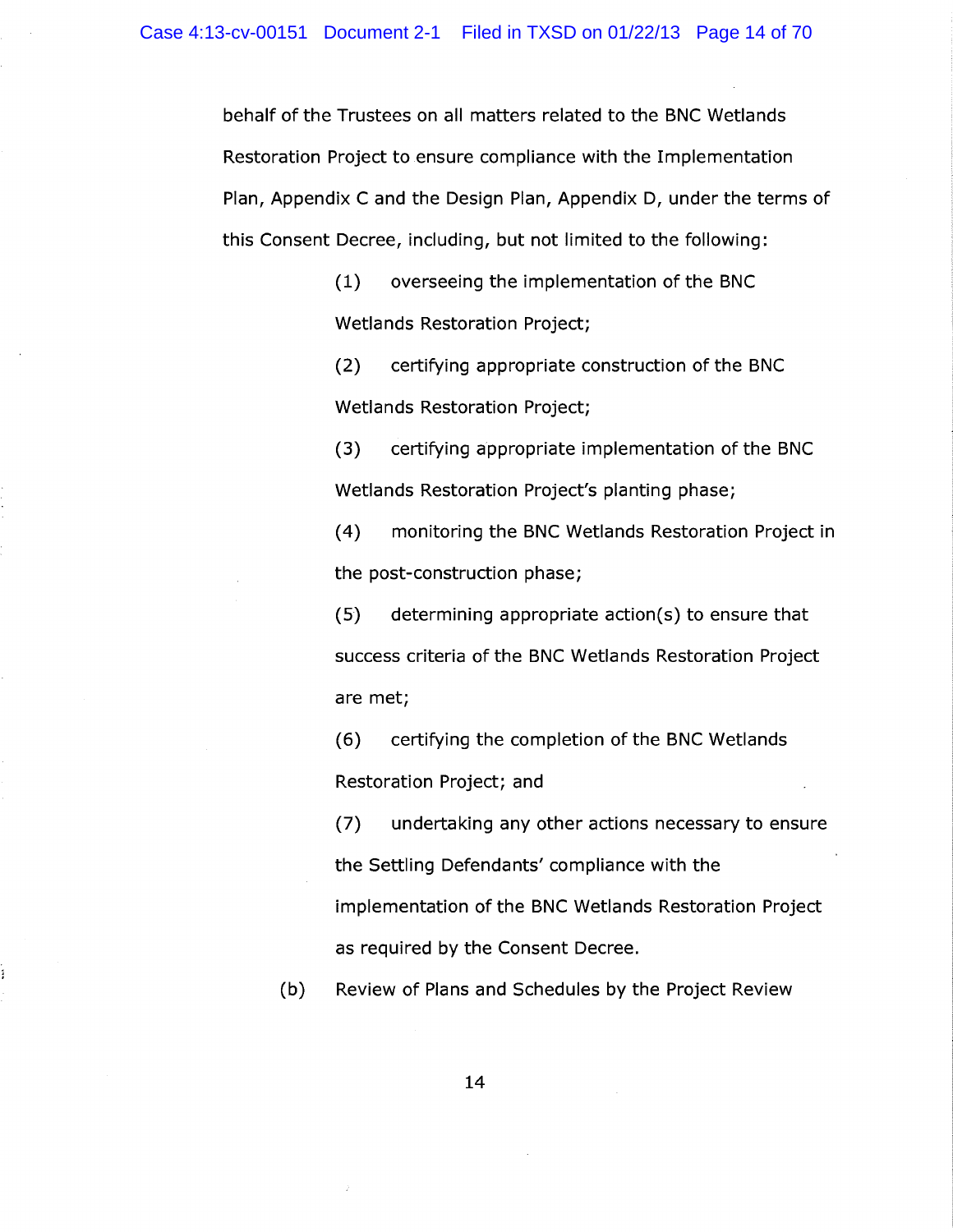behalf of the Trustees on all matters related to the BNC Wetlands Restoration Project to ensure compliance with the Implementation Plan, Appendix C and the Design Plan, Appendix D, under the terms of this Consent Decree, including, but not limited to the following:

(1) overseeing the implementation of the BNC Wetlands Restoration Project;

(2) certifying appropriate construction of the BNC Wetlands Restoration Project;

(3) certifying appropriate implementation of the BNC Wetlands Restoration Project's planting phase;

(4) monitoring the BNC Wetlands Restoration Project in the post-construction phase;

(5) determining appropriate action(s) to ensure that success criteria of the BNC Wetlands Restoration Project are met;

(6) certifying the completion of the BNC Wetlands Restoration Project; and

(7) undertaking any other actions necessary to ensure the Settling Defendants' compliance with the implementation of the BNC Wetlands Restoration Project as required by the Consent Decree.

(b) Review of Plans and Schedules by the Project Review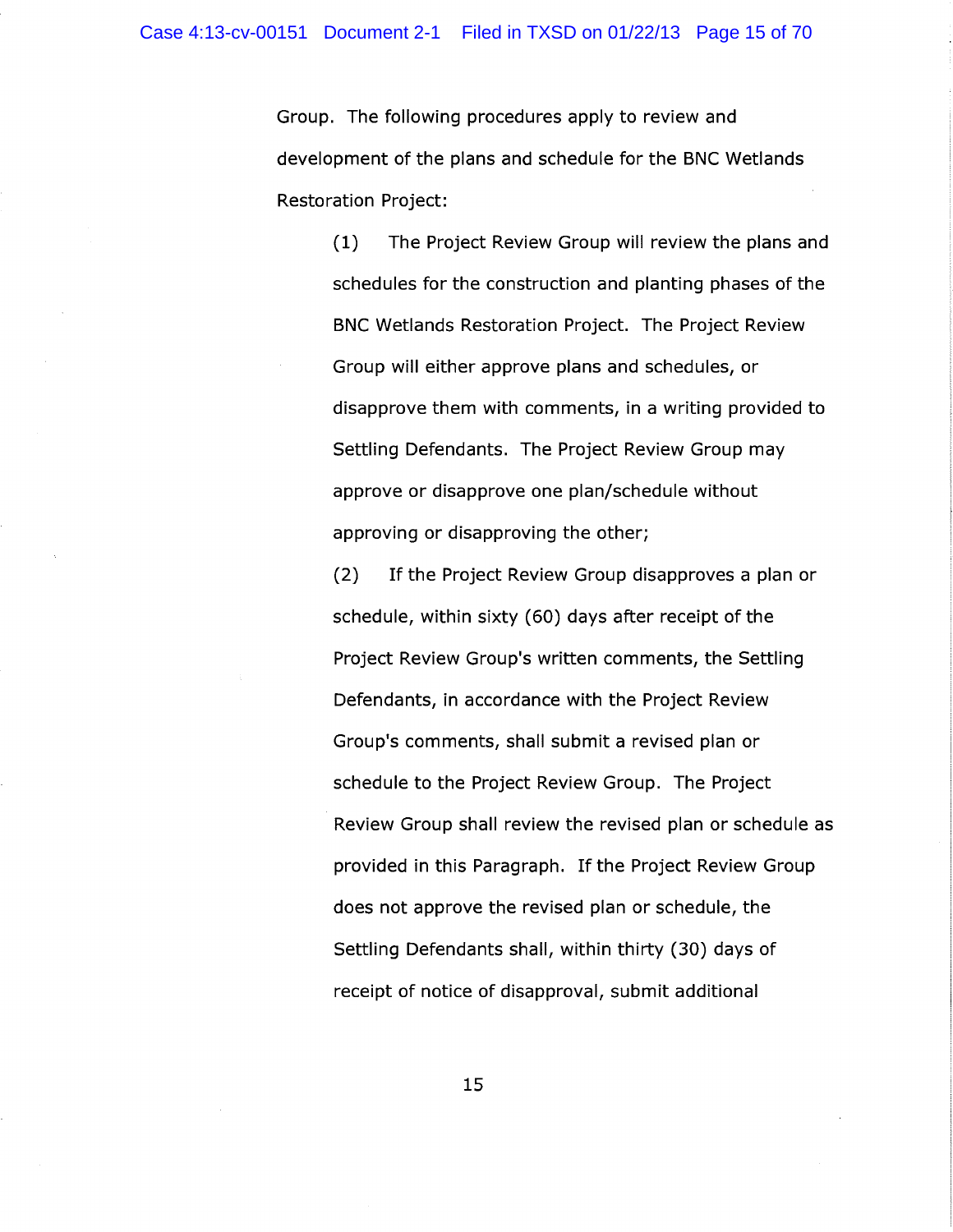Group. The following procedures apply to review and development of the plans and schedule for the BNC Wetlands Restoration Project:

(1) The Project Review Group will review the plans and schedules for the construction and planting phases of the BNC Wetlands Restoration Project. The Project Review Group will either approve plans and schedules, or disapprove them with comments, in a writing provided to Settling Defendants. The Project Review Group may approve or disapprove one plan/schedule without approving or disapproving the other;

(2) If the Project Review Group disapproves a plan or schedule, within sixty (60) days after receipt of the Project Review Group's written comments, the Settling Defendants, in accordance with the Project Review Group's comments, shall submit a revised plan or schedule to the Project Review Group. The Project Review Group shall review the revised plan or schedule as provided in this Paragraph. If the Project Review Group does not approve the revised plan or schedule, the Settling Defendants shall, within thirty (30) days of receipt of notice of disapproval, submit additional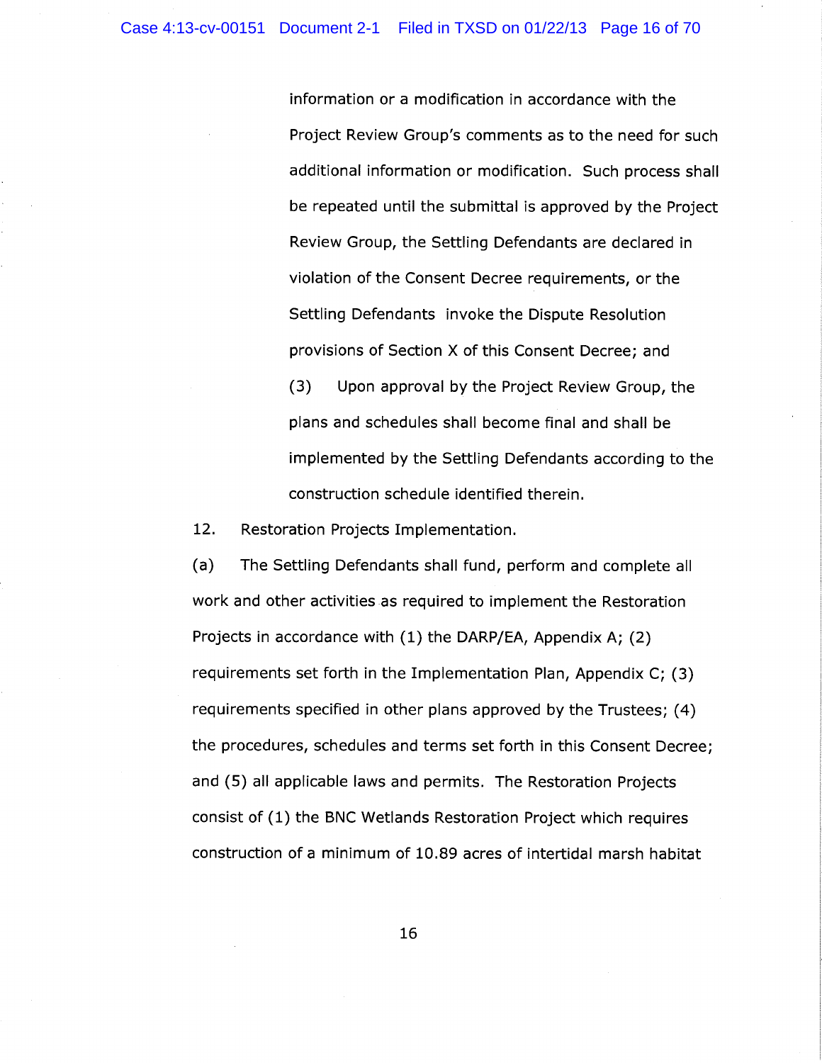information or a modification in accordance with the Project Review Group's comments as to the need for such additional information or modification. Such process shall be repeated until the submittal is approved by the Project Review Group, the Settling Defendants are declared in violation of the Consent Decree requirements, or the Settling Defendants invoke the Dispute Resolution provisions of Section X of this Consent Decree; and

(3) Upon approval by the Project Review Group, the plans and schedules shall become final and shall be implemented by the Settling Defendants according to the construction schedule identified therein.

12. Restoration Projects Implementation.

(a) The Settling Defendants shall fund, perform and complete all work and other activities as required to implement the Restoration Projects in accordance with (1) the DARP/EA, Appendix A; (2) requirements set forth in the Implementation Plan, Appendix C; (3) requirements specified in other plans approved by the Trustees; (4) the procedures, schedules and terms set forth in this Consent Decree; and (5) all applicable laws and permits. The Restoration Projects consist of (1) the BNC Wetlands Restoration Project which requires construction of a minimum of 10.89 acres of intertidal marsh habitat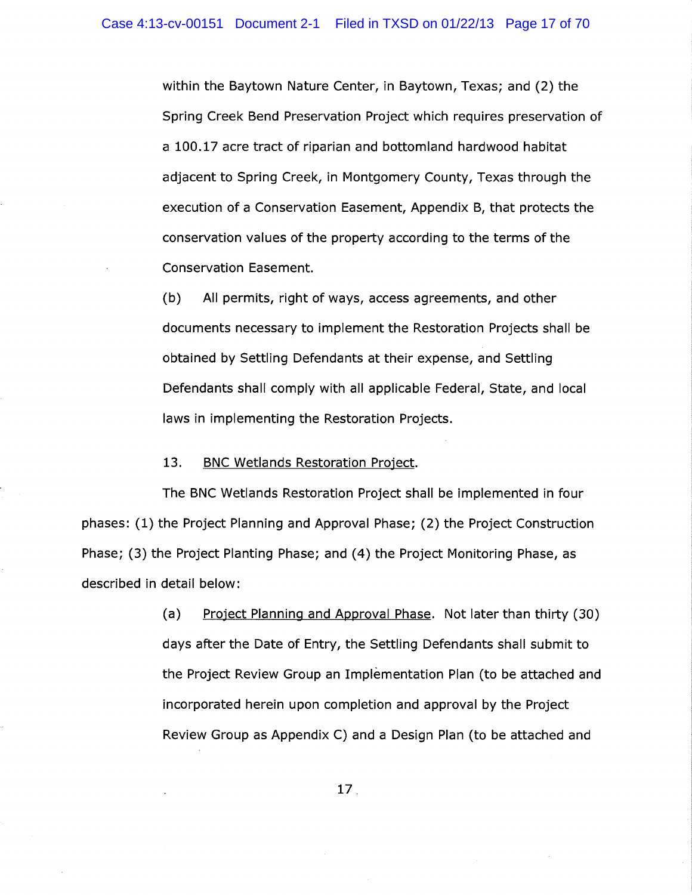within the Baytown Nature Center, in Baytown, Texas; and (2) the Spring Creek Bend Preservation Project which requires preservation of a 100.17 acre tract of riparian and bottomland hardwood habitat adjacent to Spring Creek, in Montgomery County, Texas through the execution of a Conservation Easement, Appendix B, that protects the conservation values of the property according to the terms of the Conservation Easement.

(b) All permits, right of ways, access agreements, and other documents necessary to implement the Restoration Projects shall be obtained by Settling Defendants at their expense, and Settling Defendants shall comply with all applicable Federal, State, and local laws in implementing the Restoration Projects.

13. BNC Wetlands Restoration Project.

The BNC Wetlands Restoration Project shall be implemented in four phases: (1) the Project Planning and Approval Phase; (2) the Project Construction Phase; (3) the Project Planting Phase; and (4) the Project Monitoring Phase, as described in detail below:

(a) Project Planning and Approval Phase. Not later than thirty (30) days after the Date of Entry, the Settling Defendants shall submit to the Project Review Group an Implementation Plan (to be attached and incorporated herein upon completion and approval by the Project Review Group as Appendix C) and a Design Plan (to be attached and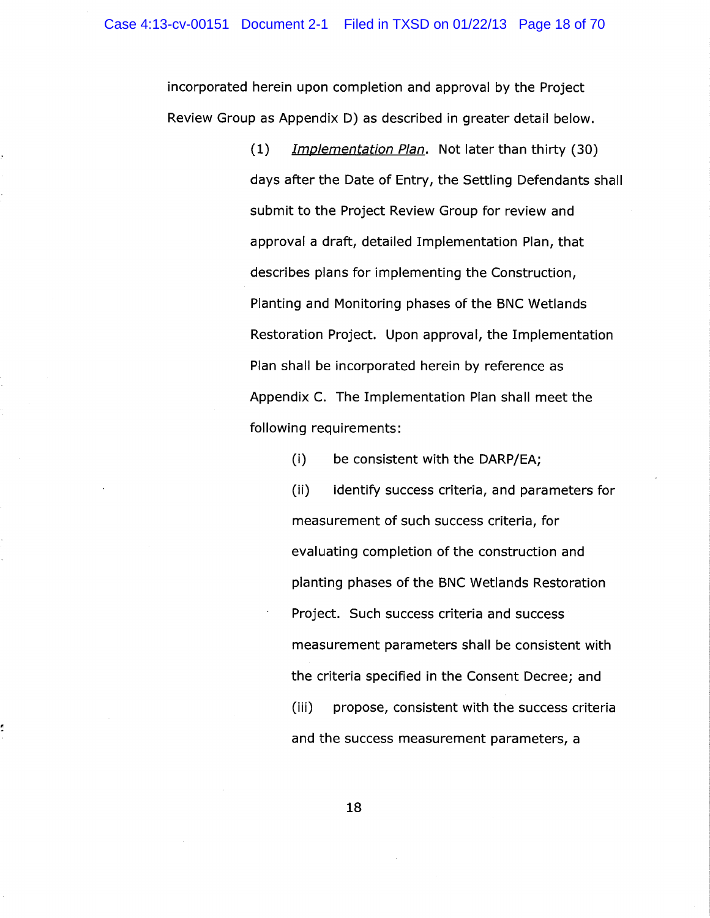incorporated herein upon completion and approval by the Project Review Group as Appendix D) as described in greater detail below.

(1) *Implementation Plan*. Not later than thirty (30) days after the Date of Entry, the Settling Defendants shall submit to the Project Review Group for review and approval a draft, detailed Implementation Plan, that describes plans for implementing the Construction, Planting and Monitoring phases of the BNC Wetlands Restoration Project. Upon approval, the Implementation Plan shall be incorporated herein by reference as Appendix C. The Implementation Plan shall meet the following requirements:

(i) be consistent with the DARP/EA;

(ii) identify success criteria, and parameters for measurement of such success criteria, for evaluating completion of the construction and planting phases of the BNC Wetlands Restoration Project. Such success criteria and success measurement parameters shall be consistent with the criteria specified in the Consent Decree; and

(iii) propose, consistent with the success criteria and the success measurement parameters, a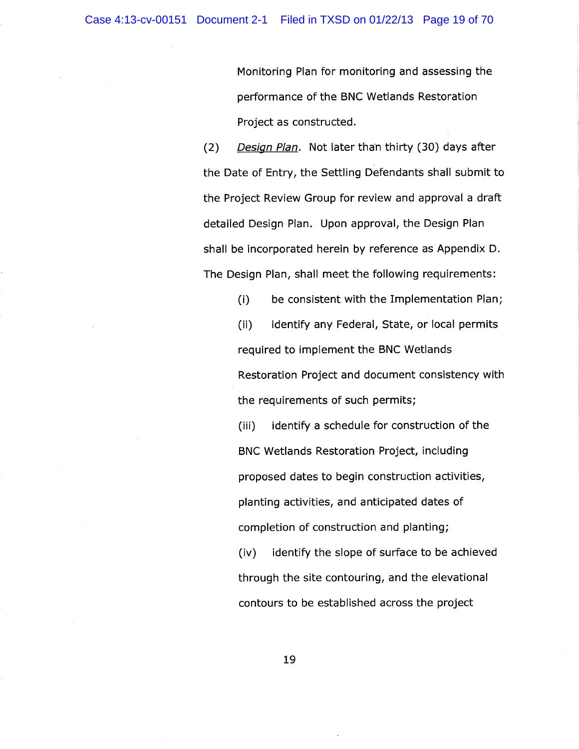Monitoring Plan for monitoring and assessing the performance of the BNC Wetlands Restoration Project as constructed.

(2) *Design Plan*. Not later than thirty (30) days after the Date of Entry, the Settling Defendants shall submit to the Project Review Group for review and approval a draft detailed Design Plan. Upon approval, the Design Plan shall be incorporated herein by reference as Appendix D. The Design Plan, shall meet the following requirements:

(i) be consistent with the Implementation Plan;

(ii) identify any Federal, State, or local permits required to implement the BNC Wetlands Restoration Project and document consistency with the requirements of such permits;

(iii) identify a schedule for construction of the BNC Wetlands Restoration Project, including proposed dates to begin construction activities, planting activities, and anticipated dates of completion of construction and planting;

(iv) identify the slope of surface to be achieved through the site contouring, and the elevational contours to be established across the project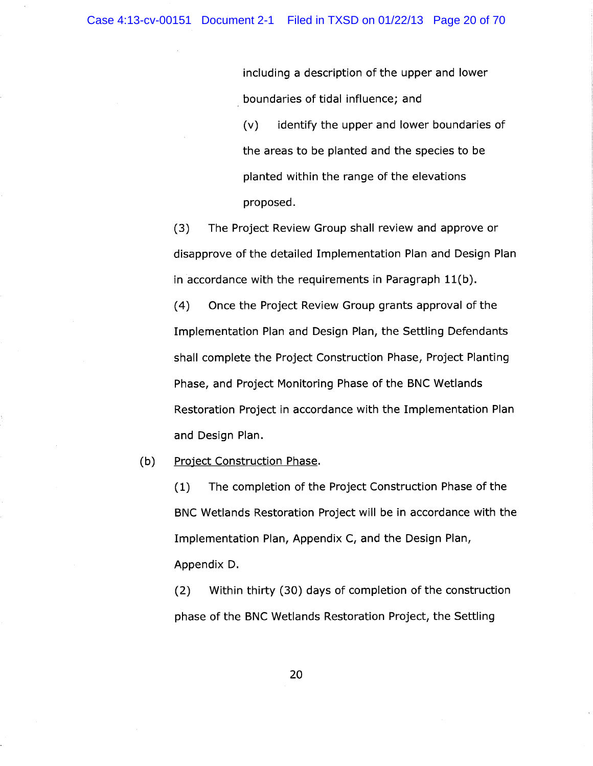including a description of the upper and lower boundaries of tidal influence; and

(v) identify the upper and lower boundaries of the areas to be planted and the species to be planted within the range of the elevations proposed.

(3) The Project Review Group shall review and approve or disapprove of the detailed Implementation Plan and Design Plan in accordance with the requirements in Paragraph 11(b).

(4) Once the Project Review Group grants approval of the Implementation Plan and Design Plan, the Settling Defendants shall complete the Project Construction Phase, Project Planting Phase, and Project Monitoring Phase of the BNC Wetlands Restoration Project in accordance with the Implementation Plan and Design Plan.

(b) Project Construction Phase.

(1) The completion of the Project Construction Phase of the BNC Wetlands Restoration Project will be in accordance with the Implementation Plan, Appendix C, and the Design Plan, Appendix D.

(2) Within thirty (30) days of completion of the construction phase of the BNC Wetlands Restoration Project, the Settling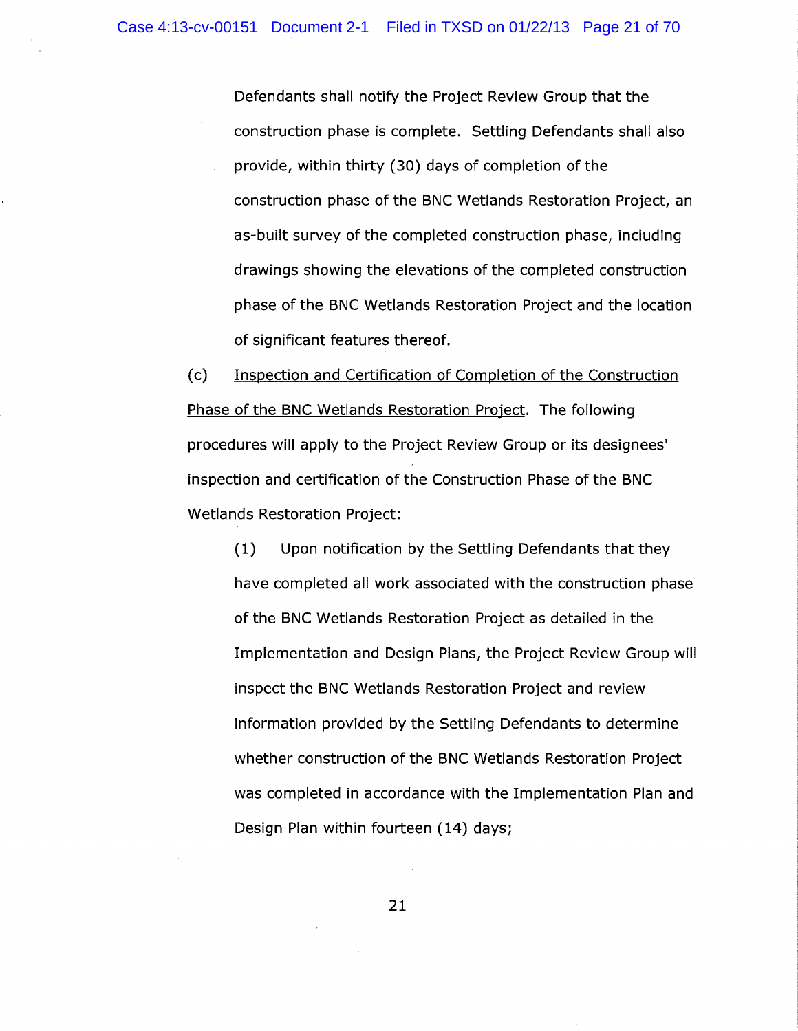Defendants shall notify the Project Review Group that the construction phase is complete. Settling Defendants shall also provide, within thirty (30) days of completion of the construction phase of the BNC Wetlands Restoration Project, an as-built survey of the completed construction phase, including drawings showing the elevations of the completed construction phase of the BNC Wetlands Restoration Project and the location of significant features thereof.

(c) Inspection and Certification of Completion of the Construction Phase of the BNC Wetlands Restoration Project. The following procedures will apply to the Project Review Group or its designees' inspection and certification of the Construction Phase of the BNC Wetlands Restoration Project:

(1) Upon notification by the Settling Defendants that they have completed all work associated with the construction phase of the BNC Wetlands Restoration Project as detailed in the Implementation and Design Plans, the Project Review Group will inspect the BNC Wetlands Restoration Project and review information provided by the Settling Defendants to determine whether construction of the BNC Wetlands Restoration Project was completed in accordance with the Implementation Plan and Design Plan within fourteen (14) days;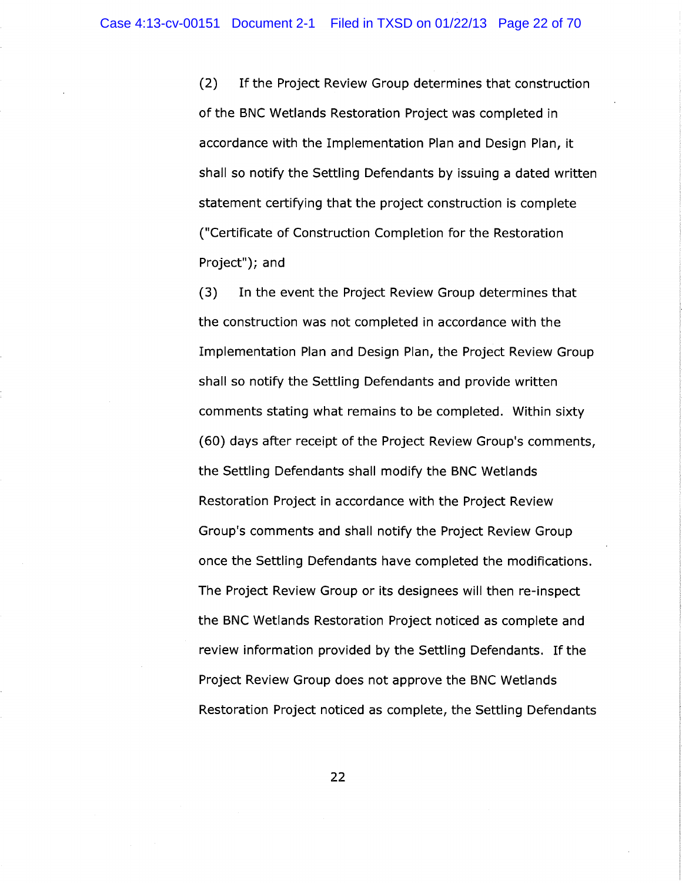(2) If the Project Review Group determines that construction of the BNC Wetlands Restoration Project was completed in accordance with the Implementation Plan and Design Plan, it shall so notify the Settling Defendants by issuing a dated written statement certifying that the project construction is complete ("Certificate of Construction Completion for the Restoration Project"); and

(3) In the event the Project Review Group determines that the construction was not completed in accordance with the Implementation Plan and Design Plan, the Project Review Group shall so notify the Settling Defendants and provide written comments stating what remains to be completed. Within sixty (60) days after receipt of the Project Review Group's comments, the Settling Defendants shall modify the BNC Wetlands Restoration Project in accordance with the Project Review Group's comments and shall notify the Project Review Group once the Settling Defendants have completed the modifications. The Project Review Group or its designees will then re-inspect the BNC Wetlands Restoration Project noticed as complete and review information provided by the Settling Defendants. If the Project Review Group does not approve the BNC Wetlands Restoration Project noticed as complete, the Settling Defendants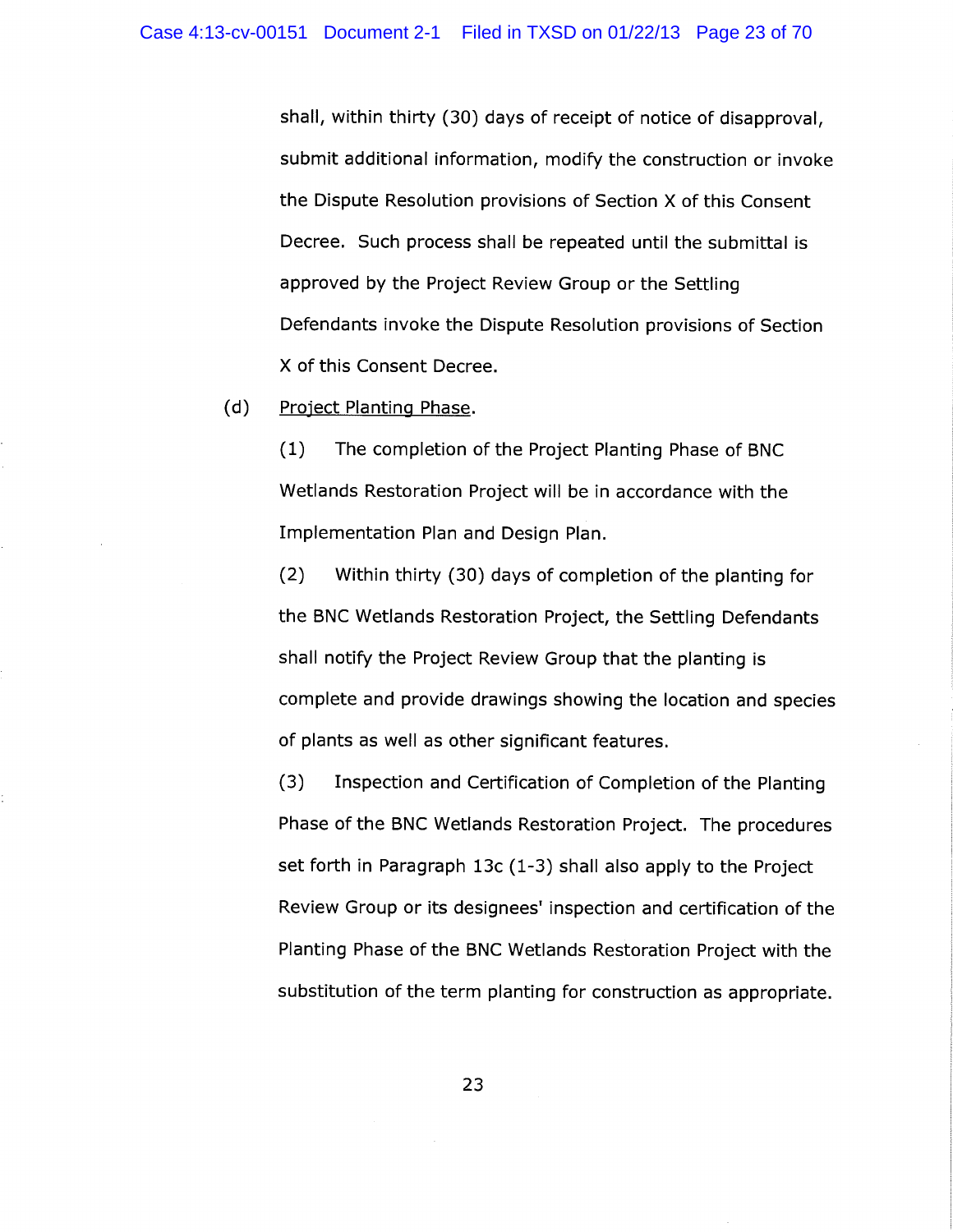shall, within thirty (30) days of receipt of notice of disapproval, submit additional information, modify the construction or invoke the Dispute Resolution provisions of Section X of this Consent Decree. Such process shall be repeated until the submittal is approved by the Project Review Group or the Settling Defendants invoke the Dispute Resolution provisions of Section X of this Consent Decree.

(d) Project Planting Phase.

(1) The completion of the Project Planting Phase of BNC Wetlands Restoration Project will be in accordance with the Implementation Plan and Design Plan.

(2) Within thirty (30) days of completion of the planting for the BNC Wetlands Restoration Project, the Settling Defendants shall notify the Project Review Group that the planting is complete and provide drawings showing the location and species of plants as well as other significant features.

(3) Inspection and Certification of Completion of the Planting Phase of the BNC Wetlands Restoration Project. The procedures set forth in Paragraph 13c (1-3) shall also apply to the Project Review Group or its designees' inspection and certification of the Planting Phase of the BNC Wetlands Restoration Project with the substitution of the term planting for construction as appropriate.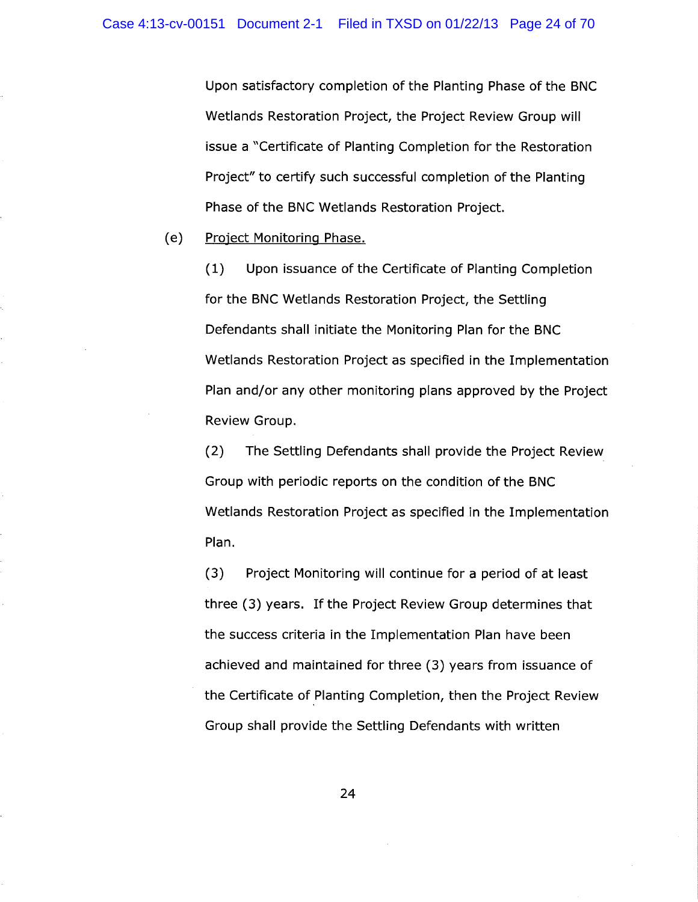Upon satisfactory completion of the Planting Phase of the BNC Wetlands Restoration Project, the Project Review Group will issue a "Certificate of Planting Completion for the Restoration Project" to certify such successful completion of the Planting Phase of the BNC Wetlands Restoration Project.

(e) Project Monitoring Phase.

(1) Upon issuance of the Certificate of Planting Completion for the BNC Wetlands Restoration Project, the Settling Defendants shall initiate the Monitoring Plan for the BNC Wetlands Restoration Project as specified in the Implementation Plan and/or any other monitoring plans approved by the Project Review Group.

(2) The Settling Defendants shall provide the Project Review Group with periodic reports on the condition of the BNC Wetlands Restoration Project as specified in the Implementation Plan.

(3) Project Monitoring will continue for a period of at least three (3) years. If the Project Review Group determines that the success criteria in the Implementation Plan have been achieved and maintained for three (3) years from issuance of the Certificate of Planting Completion, then the Project Review Group shall provide the Settling Defendants with written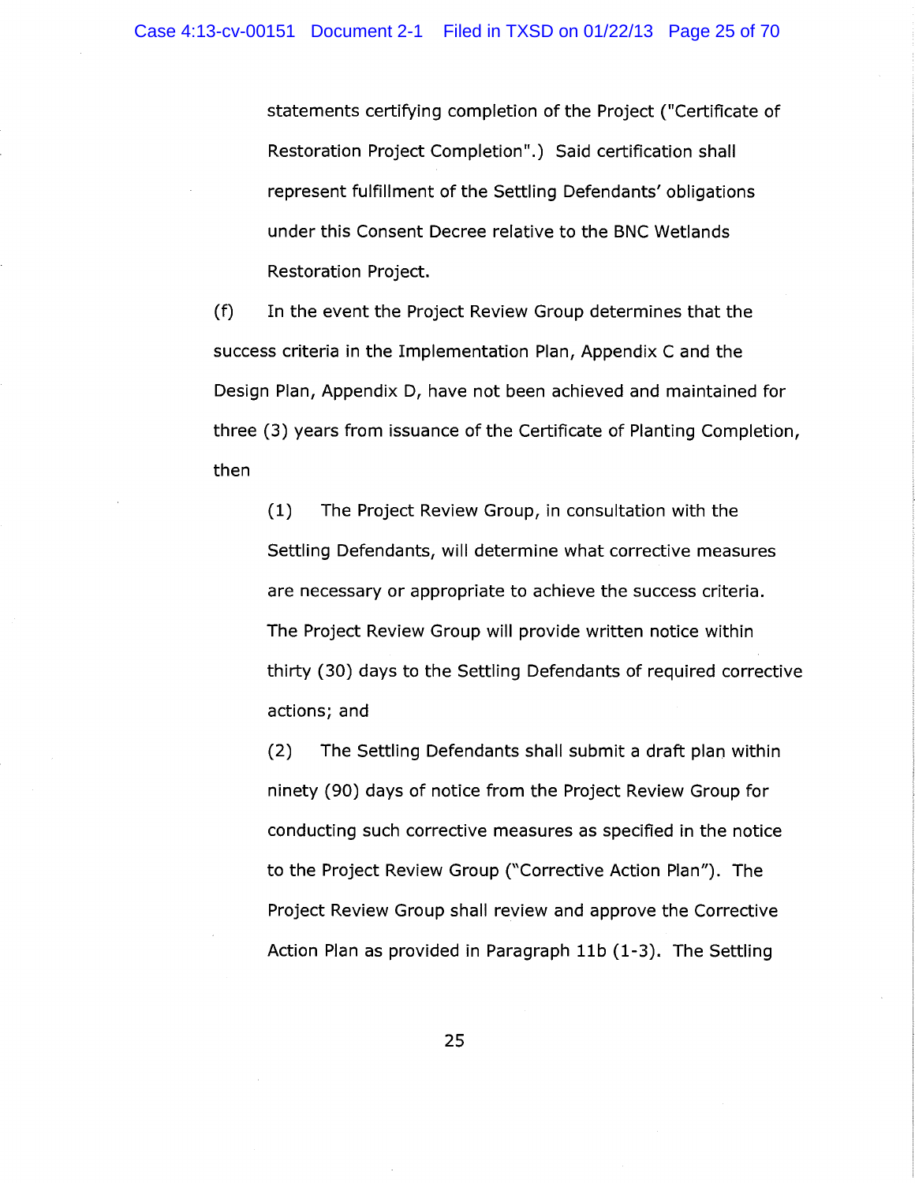statements certifying completion of the Project ("Certificate of Restoration Project Completion".) Said certification shall represent fulfillment of the Settling Defendants' obligations under this Consent Decree relative to the BNC Wetlands Restoration Project.

(f) In the event the Project Review Group determines that the success criteria in the Implementation Plan, Appendix C and the Design Plan, Appendix D, have not been achieved and maintained for three (3) years from issuance of the Certificate of Planting Completion, then

(1) The Project Review Group, in consultation with the Settling Defendants, will determine what corrective measures are necessary or appropriate to achieve the success criteria. The Project Review Group will provide written notice within thirty (30) days to the Settling Defendants of required corrective actions; and

(2) The Settling Defendants shall submit a draft plan within ninety (90) days of notice from the Project Review Group for conducting such corrective measures as specified in the notice to the Project Review Group ("Corrective Action Plan"). The Project Review Group shall review and approve the Corrective Action Plan as provided in Paragraph 11b (1-3). The Settling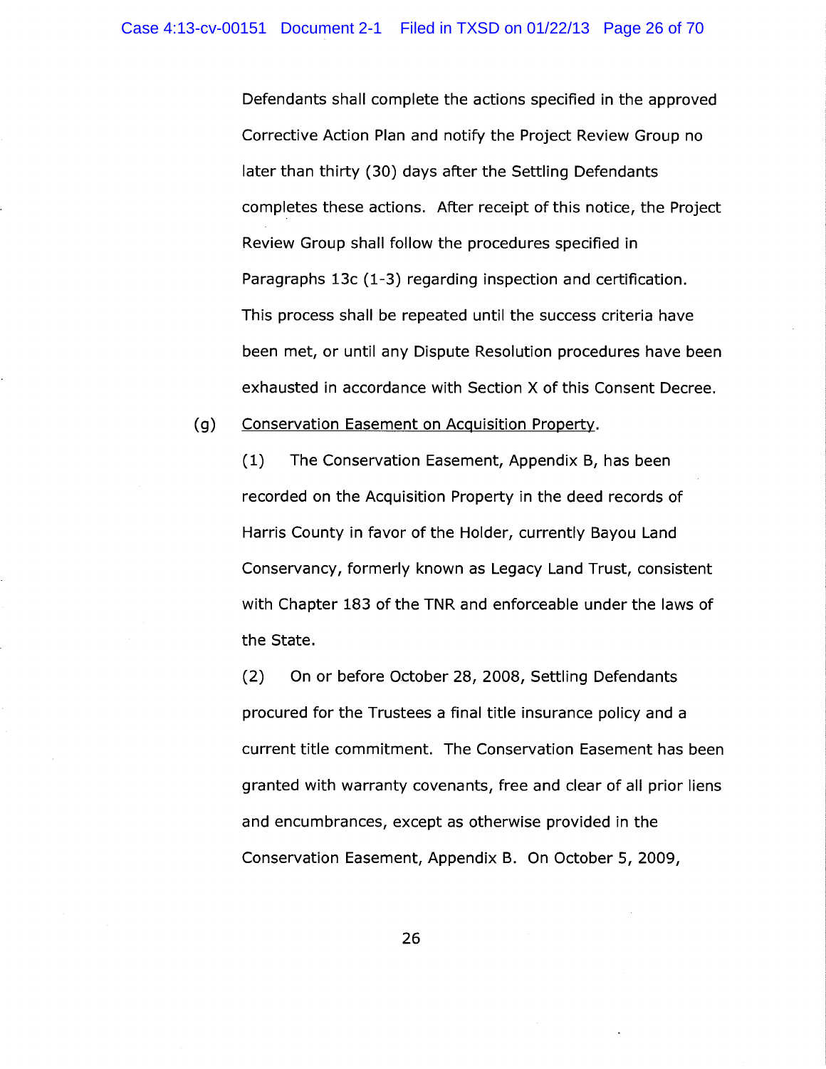Defendants shall complete the actions specified in the approved Corrective Action Plan and notify the Project Review Group no later than thirty (30) days after the Settling Defendants completes these actions. After receipt of this notice, the Project Review Group shall follow the procedures specified in Paragraphs 13c (1-3) regarding inspection and certification. This process shall be repeated until the success criteria have been met, or until any Dispute Resolution procedures have been exhausted in accordance with Section X of this Consent Decree.

(g) Conservation Easement on Acquisition Property.

(1) The Conservation Easement, Appendix B, has been recorded on the Acquisition Property in the deed records of Harris County in favor of the Holder, currently Bayou Land Conservancy, formerly known as Legacy Land Trust, consistent with Chapter 183 of the TNR and enforceable under the laws of the State.

(2) On or before October 28, 2008, Settling Defendants procured for the Trustees a final title insurance policy and a current title commitment. The Conservation Easement has been granted with warranty covenants, free and clear of all prior liens and encumbrances, except as otherwise provided in the Conservation Easement, Appendix B. On October 5, 2009,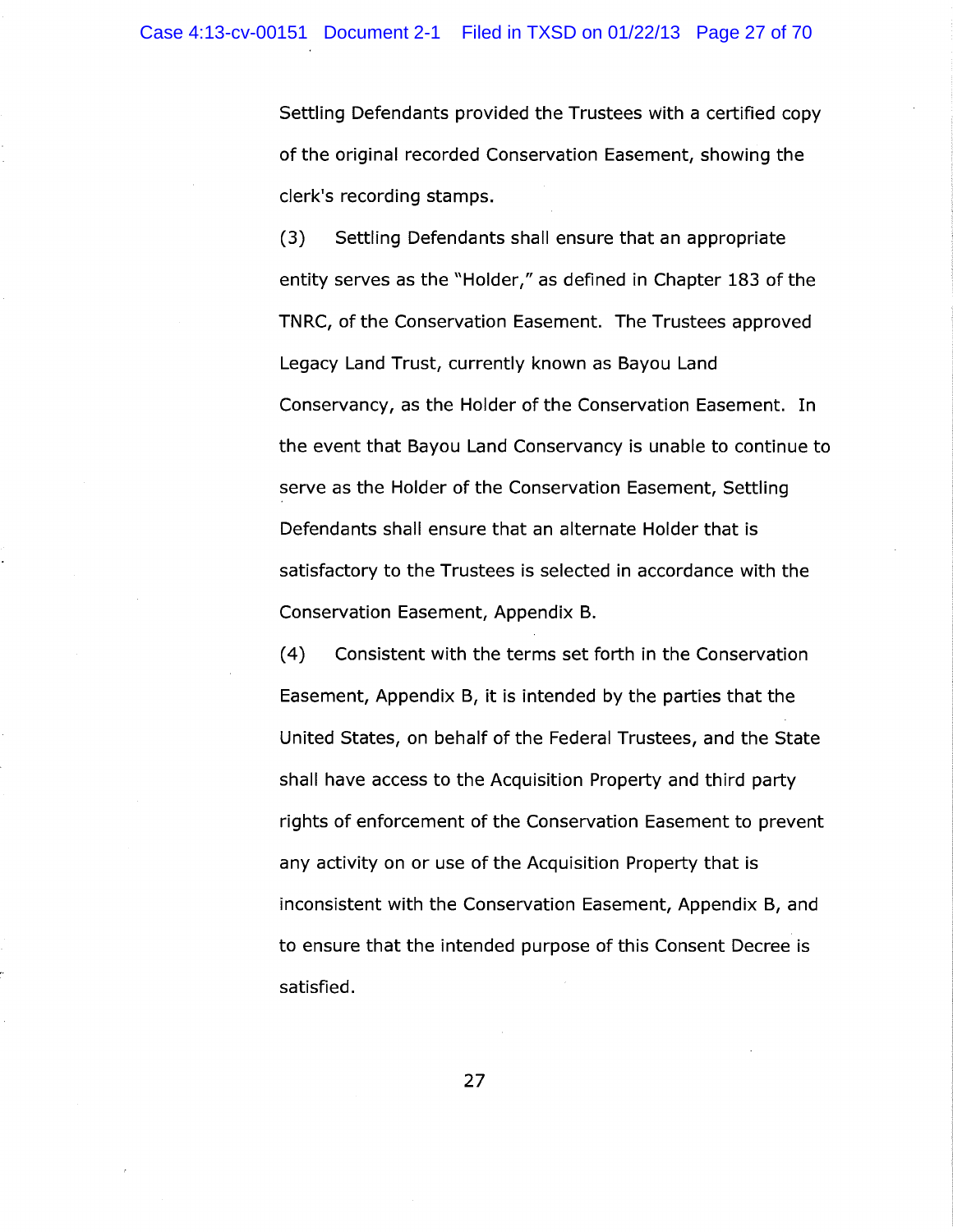Settling Defendants provided the Trustees with a certified copy of the original recorded Conservation Easement, showing the clerk's recording stamps.

(3) Settling Defendants shall ensure that an appropriate entity serves as the "Holder," as defined in Chapter 183 of the TNRC, of the Conservation Easement. The Trustees approved Legacy Land Trust, currently known as Bayou Land Conservancy, as the Holder of the Conservation Easement. In the event that Bayou Land Conservancy is unable to continue to serve as the Holder of the Conservation Easement, Settling Defendants shall ensure that an alternate Holder that is satisfactory to the Trustees is selected in accordance with the Conservation Easement, Appendix B.

(4) Consistent with the terms set forth in the Conservation Easement, Appendix B, it is intended by the parties that the United States, on behalf of the Federal Trustees, and the State shall have access to the Acquisition Property and third party rights of enforcement of the Conservation Easement to prevent any activity on or use of the Acquisition Property that is inconsistent with the Conservation Easement, Appendix B, and to ensure that the intended purpose of this Consent Decree is satisfied.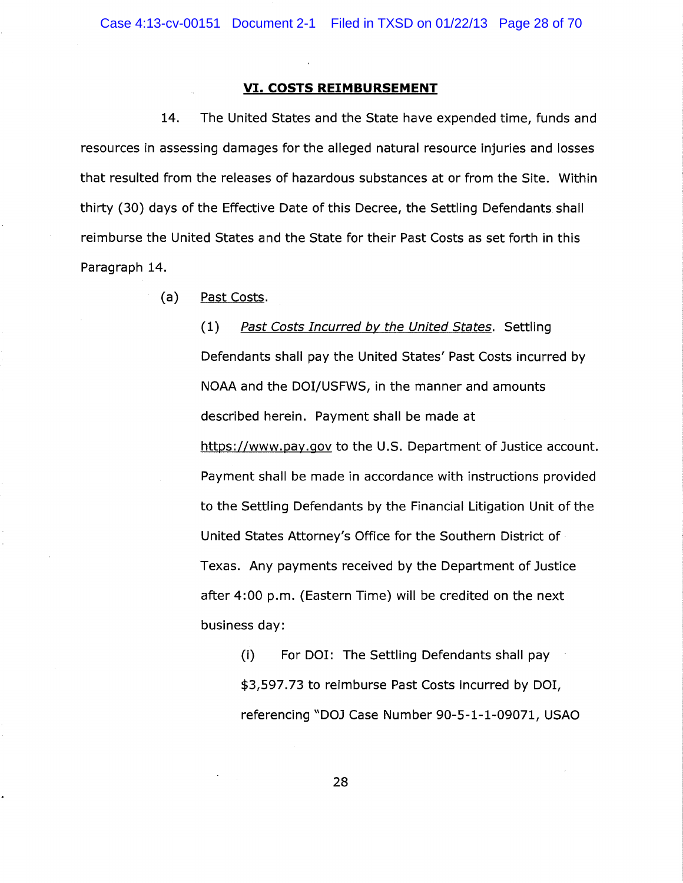## VI. COSTS REIMBURSEMENT

14. The United States and the State have expended time, funds and resources in assessing damages for the alleged natural resource injuries and losses that resulted from the releases of hazardous substances at or from the Site. Within thirty (30) days of the Effective Date of this Decree, the Settling Defendants shall reimburse the United States and the State for their Past Costs as set forth in this Paragraph 14.

(a) Past Costs.

(1) *Past Costs Incurred by the United States*. Settling Defendants shall pay the United States' Past Costs incurred by NOAA and the DOI/USFWS, in the manner and amounts described herein. Payment shall be made at https://www.pay.gov to the U.S. Department of Justice account. Payment shall be made in accordance with instructions provided to the Settling Defendants by the Financial Litigation Unit of the United States Attorney's Office for the Southern District of Texas. Any payments received by the Department of Justice after 4:00 p.m. (Eastern Time) will be credited on the next business day:

(i) For DOI: The Settling Defendants shall pay $3,597.73 to reimburse Past Costs incurred by DOI, referencing "DOJ Case Number 90-5-1-1-09071, USAO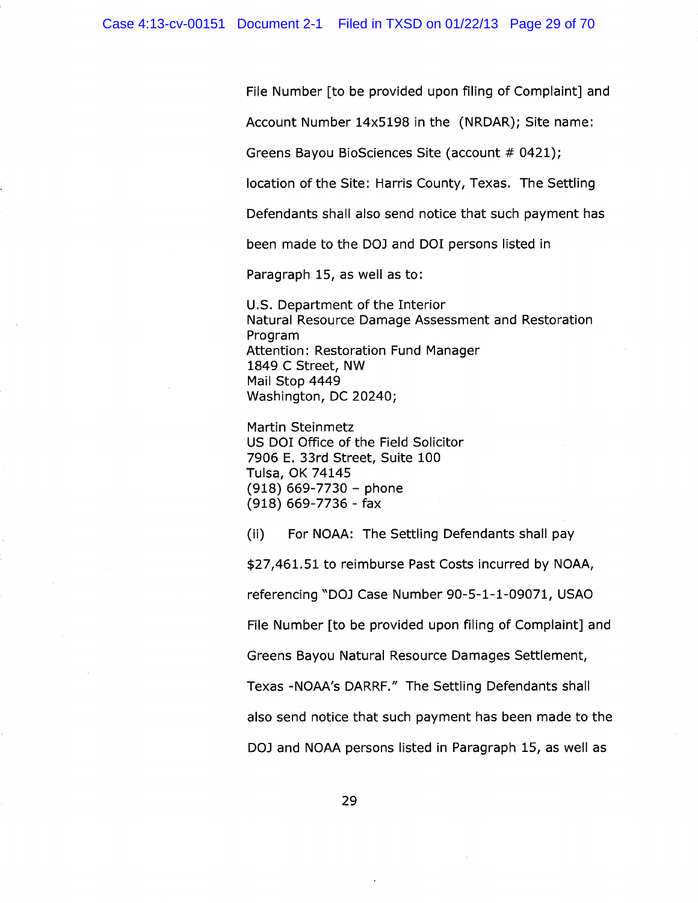File Number [to be provided upon filing of Complaint] and Account Number 14x5198 in the (NRDAR); Site name: Greens Bayou BioSciences Site (account # 0421); location of the Site: Harris County, Texas. The Settling Defendants shall also send notice that such payment has been made to the DOJ and DOI persons listed in Paragraph 15, as well as to:

U.S. Department of the Interior
Natural Resource Damage Assessment and Restoration Program
Attention: Restoration Fund Manager
1849 C Street, NW
Mail Stop 4449
Washington, DC 20240;

Martin Steinmetz
US DOI Office of the Field Solicitor
7906 E. 33rd Street, Suite 100
Tulsa, OK 74145
(918) 669-7730 – phone
(918) 669-7736 - fax

(ii) For NOAA: The Settling Defendants shall pay $27,461.51 to reimburse Past Costs incurred by NOAA, referencing "DOJ Case Number 90-5-1-1-09071, USAO File Number [to be provided upon filing of Complaint] and Greens Bayou Natural Resource Damages Settlement, Texas -NOAA's DARRF." The Settling Defendants shall also send notice that such payment has been made to the DOJ and NOAA persons listed in Paragraph 15, as well as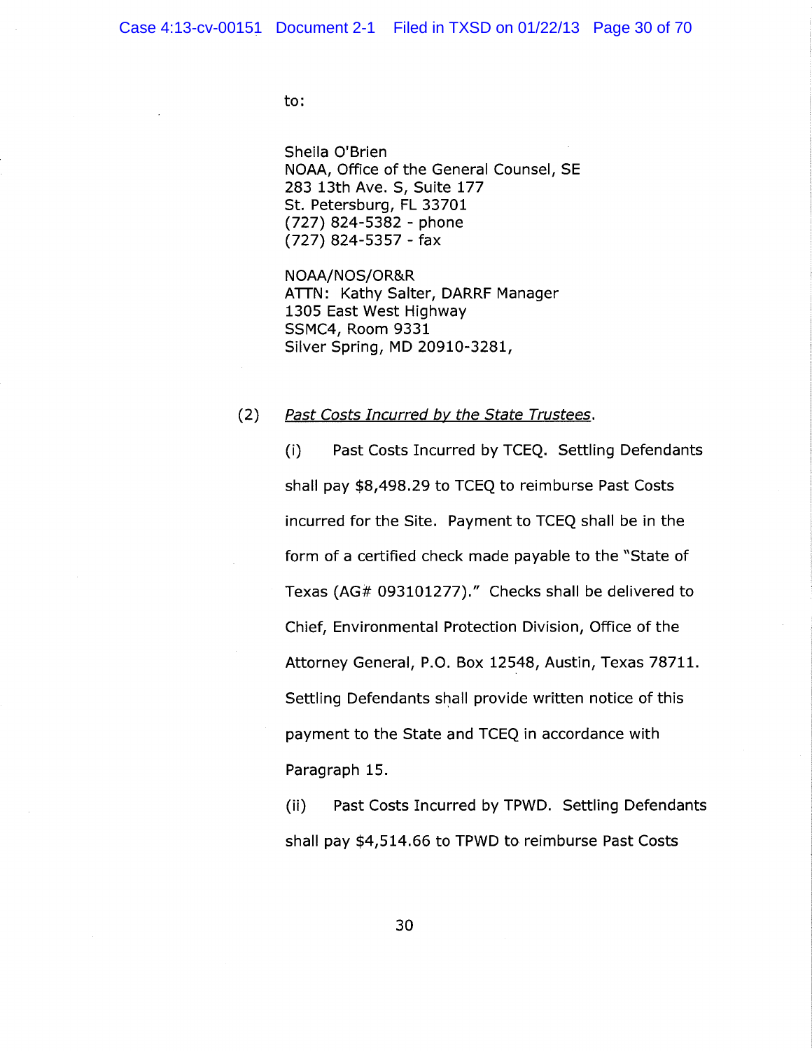to:

Sheila O'Brien
NOAA, Office of the General Counsel, SE
283 13th Ave. S, Suite 177
St. Petersburg, FL 33701
(727) 824-5382 - phone
(727) 824-5357 - fax

NOAA/NOS/OR&R
ATTN: Kathy Salter, DARRF Manager
1305 East West Highway
SSMC4, Room 9331
Silver Spring, MD 20910-3281,

(2) *Past Costs Incurred by the State Trustees*.

(i) Past Costs Incurred by TCEQ. Settling Defendants shall pay $8,498.29 to TCEQ to reimburse Past Costs incurred for the Site. Payment to TCEQ shall be in the form of a certified check made payable to the "State of Texas (AG# 093101277)." Checks shall be delivered to Chief, Environmental Protection Division, Office of the Attorney General, P.O. Box 12548, Austin, Texas 78711. Settling Defendants shall provide written notice of this payment to the State and TCEQ in accordance with Paragraph 15.

(ii) Past Costs Incurred by TPWD. Settling Defendants shall pay $4,514.66 to TPWD to reimburse Past Costs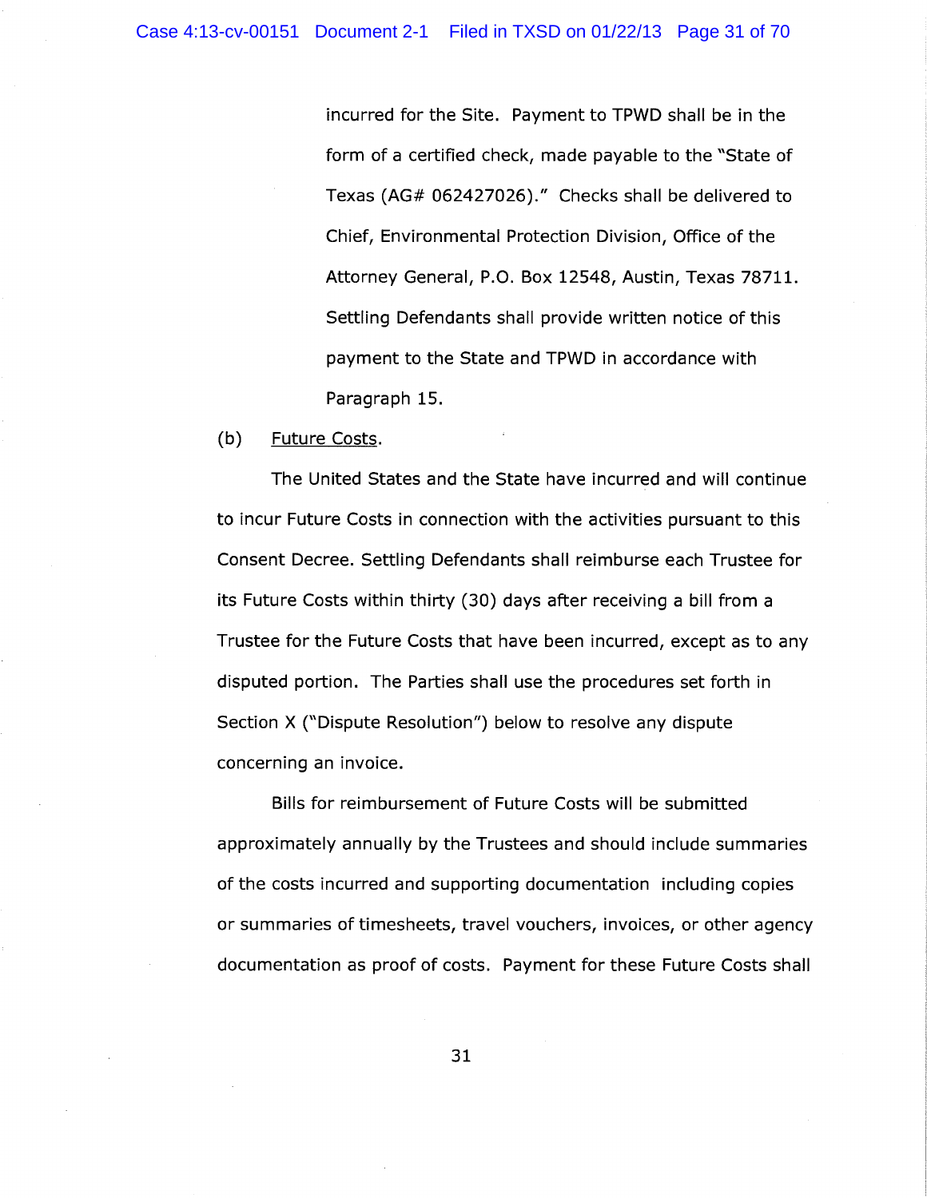incurred for the Site. Payment to TPWD shall be in the form of a certified check, made payable to the "State of Texas (AG# 062427026)." Checks shall be delivered to Chief, Environmental Protection Division, Office of the Attorney General, P.O. Box 12548, Austin, Texas 78711. Settling Defendants shall provide written notice of this payment to the State and TPWD in accordance with Paragraph 15.

(b) Future Costs.

The United States and the State have incurred and will continue to incur Future Costs in connection with the activities pursuant to this Consent Decree. Settling Defendants shall reimburse each Trustee for its Future Costs within thirty (30) days after receiving a bill from a Trustee for the Future Costs that have been incurred, except as to any disputed portion. The Parties shall use the procedures set forth in Section X ("Dispute Resolution") below to resolve any dispute concerning an invoice.

Bills for reimbursement of Future Costs will be submitted approximately annually by the Trustees and should include summaries of the costs incurred and supporting documentation including copies or summaries of timesheets, travel vouchers, invoices, or other agency documentation as proof of costs. Payment for these Future Costs shall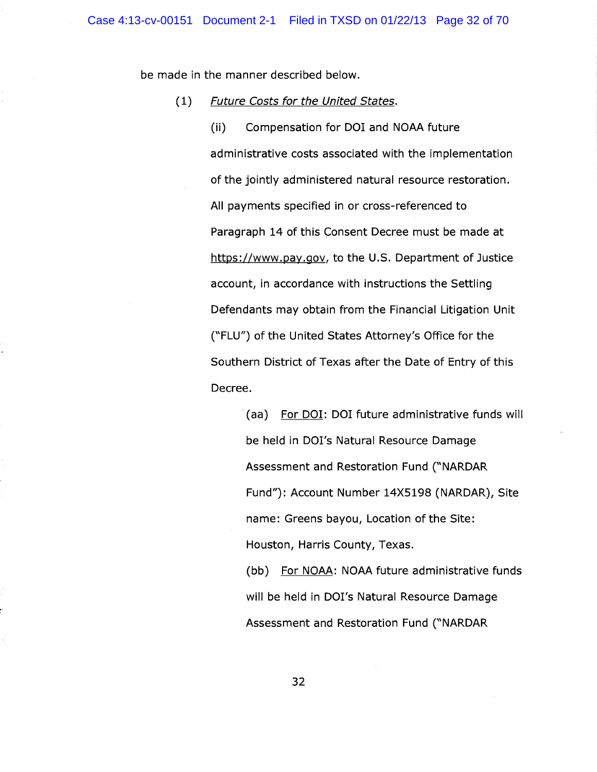be made in the manner described below.

(1) *Future Costs for the United States*.

(ii) Compensation for DOI and NOAA future administrative costs associated with the implementation of the jointly administered natural resource restoration. All payments specified in or cross-referenced to Paragraph 14 of this Consent Decree must be made at https://www.pay.gov, to the U.S. Department of Justice account, in accordance with instructions the Settling Defendants may obtain from the Financial Litigation Unit ("FLU") of the United States Attorney's Office for the Southern District of Texas after the Date of Entry of this Decree.

(aa) For DOI: DOI future administrative funds will be held in DOI's Natural Resource Damage Assessment and Restoration Fund ("NARDAR Fund"): Account Number 14X5198 (NARDAR), Site name: Greens bayou, Location of the Site: Houston, Harris County, Texas.

(bb) For NOAA: NOAA future administrative funds will be held in DOI's Natural Resource Damage Assessment and Restoration Fund ("NARDAR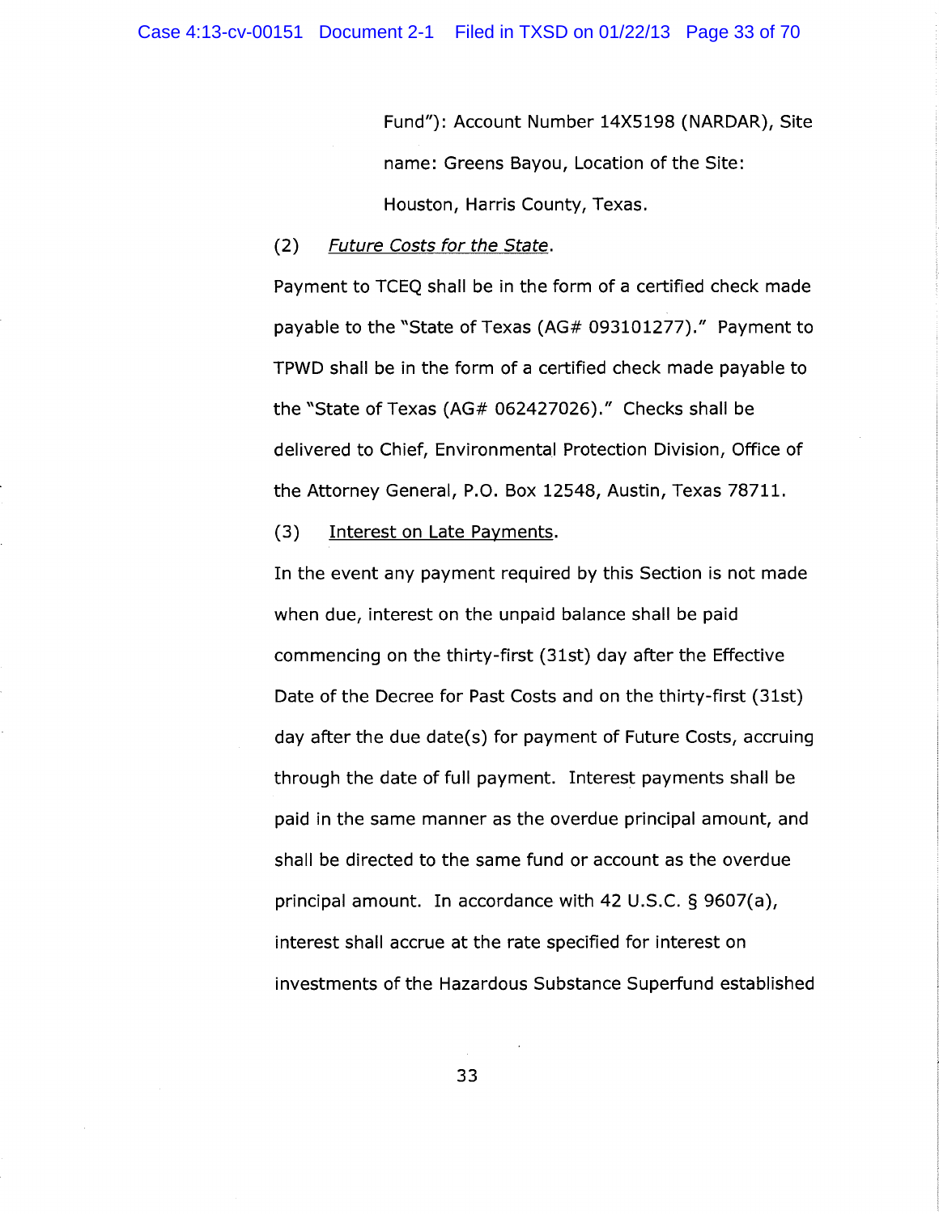Fund"): Account Number 14X5198 (NARDAR), Site name: Greens Bayou, Location of the Site: Houston, Harris County, Texas.

(2) *Future Costs for the State*.

Payment to TCEQ shall be in the form of a certified check made payable to the "State of Texas (AG# 093101277)." Payment to TPWD shall be in the form of a certified check made payable to the "State of Texas (AG# 062427026)." Checks shall be delivered to Chief, Environmental Protection Division, Office of the Attorney General, P.O. Box 12548, Austin, Texas 78711.

(3) Interest on Late Payments.

In the event any payment required by this Section is not made when due, interest on the unpaid balance shall be paid commencing on the thirty-first (31st) day after the Effective Date of the Decree for Past Costs and on the thirty-first (31st) day after the due date(s) for payment of Future Costs, accruing through the date of full payment. Interest payments shall be paid in the same manner as the overdue principal amount, and shall be directed to the same fund or account as the overdue principal amount. In accordance with 42 U.S.C. § 9607(a), interest shall accrue at the rate specified for interest on investments of the Hazardous Substance Superfund established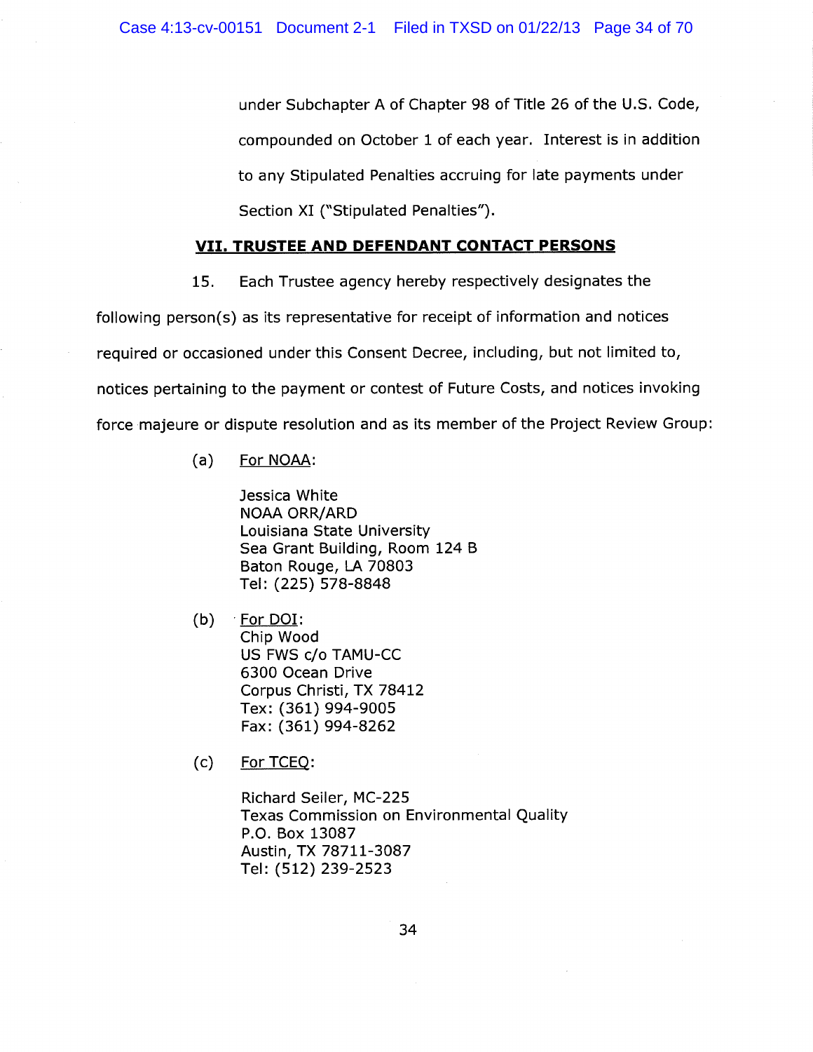under Subchapter A of Chapter 98 of Title 26 of the U.S. Code, compounded on October 1 of each year. Interest is in addition to any Stipulated Penalties accruing for late payments under Section XI ("Stipulated Penalties").

## VII. TRUSTEE AND DEFENDANT CONTACT PERSONS

15. Each Trustee agency hereby respectively designates the following person(s) as its representative for receipt of information and notices required or occasioned under this Consent Decree, including, but not limited to, notices pertaining to the payment or contest of Future Costs, and notices invoking force majeure or dispute resolution and as its member of the Project Review Group:

(a) For NOAA:

Jessica White
NOAA ORR/ARD
Louisiana State University
Sea Grant Building, Room 124 B
Baton Rouge, LA 70803
Tel: (225) 578-8848

(b) For DOI:
Chip Wood
US FWS c/o TAMU-CC
6300 Ocean Drive
Corpus Christi, TX 78412
Tex: (361) 994-9005
Fax: (361) 994-8262

(c) For TCEQ:

Richard Seiler, MC-225
Texas Commission on Environmental Quality
P.O. Box 13087
Austin, TX 78711-3087
Tel: (512) 239-2523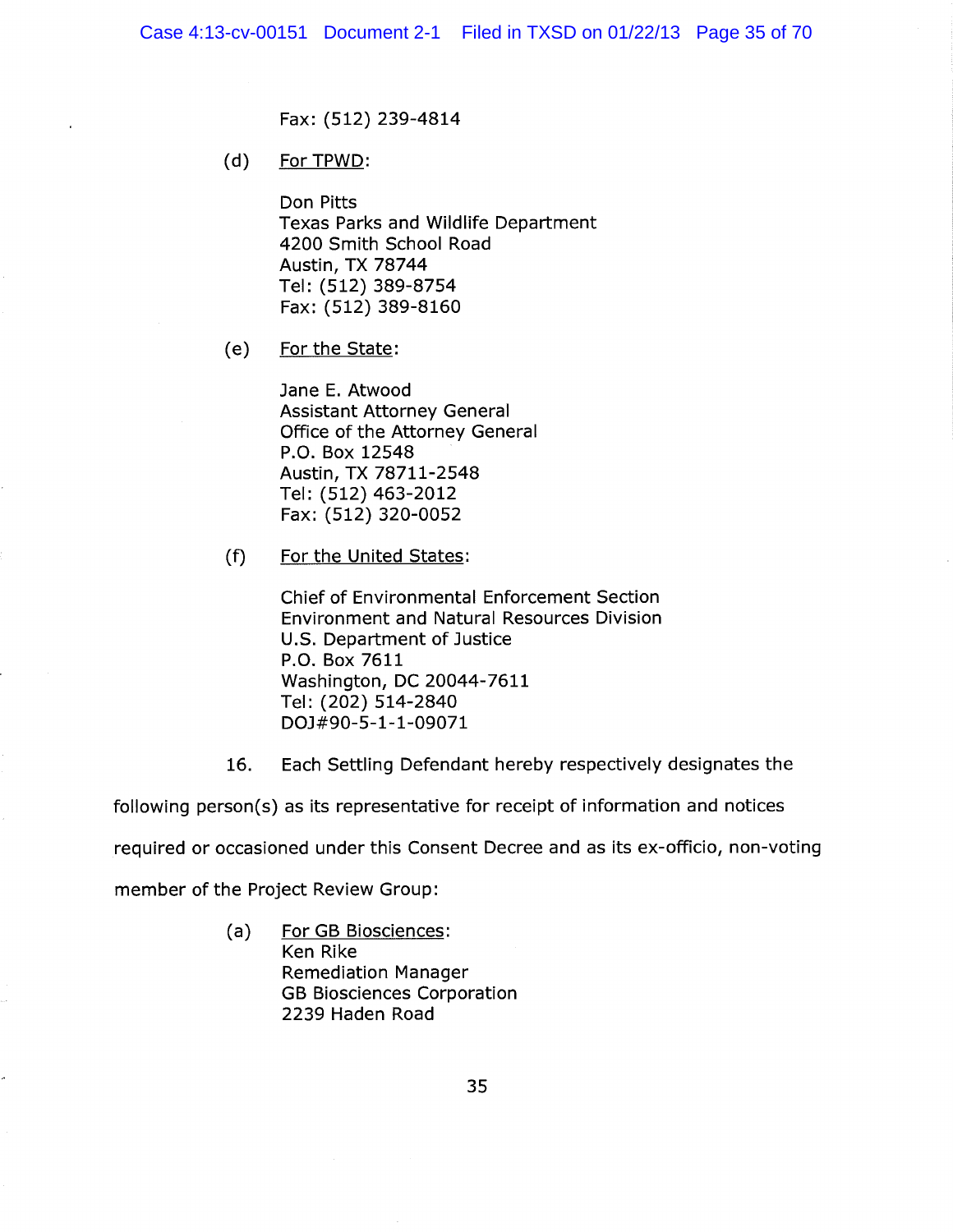Fax: (512) 239-4814

(d) For TPWD:

Don Pitts
Texas Parks and Wildlife Department
4200 Smith School Road
Austin, TX 78744
Tel: (512) 389-8754
Fax: (512) 389-8160

(e) For the State:

Jane E. Atwood
Assistant Attorney General
Office of the Attorney General
P.O. Box 12548
Austin, TX 78711-2548
Tel: (512) 463-2012
Fax: (512) 320-0052

(f) For the United States:

Chief of Environmental Enforcement Section
Environment and Natural Resources Division
U.S. Department of Justice
P.O. Box 7611
Washington, DC 20044-7611
Tel: (202) 514-2840
DOJ#90-5-1-1-09071

16. Each Settling Defendant hereby respectively designates the following person(s) as its representative for receipt of information and notices required or occasioned under this Consent Decree and as its ex-officio, non-voting member of the Project Review Group:

(a) For GB Biosciences:
Ken Rike
Remediation Manager
GB Biosciences Corporation
2239 Haden Road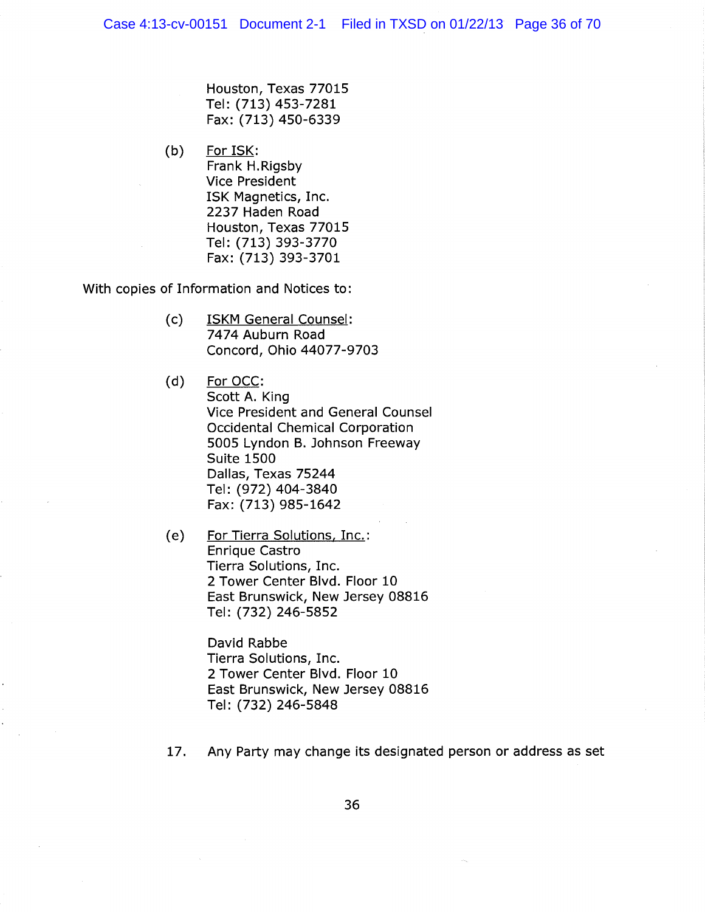Houston, Texas 77015
Tel: (713) 453-7281
Fax: (713) 450-6339

(b) For ISK:
Frank H.Rigsby
Vice President
ISK Magnetics, Inc.
2237 Haden Road
Houston, Texas 77015
Tel: (713) 393-3770
Fax: (713) 393-3701

With copies of Information and Notices to:

(c) ISKM General Counsel:
7474 Auburn Road
Concord, Ohio 44077-9703

(d) For OCC:
Scott A. King
Vice President and General Counsel
Occidental Chemical Corporation
5005 Lyndon B. Johnson Freeway
Suite 1500
Dallas, Texas 75244
Tel: (972) 404-3840
Fax: (713) 985-1642

(e) For Tierra Solutions, Inc.:
Enrique Castro
Tierra Solutions, Inc.
2 Tower Center Blvd. Floor 10
East Brunswick, New Jersey 08816
Tel: (732) 246-5852

David Rabbe
Tierra Solutions, Inc.
2 Tower Center Blvd. Floor 10
East Brunswick, New Jersey 08816
Tel: (732) 246-5848

17. Any Party may change its designated person or address as set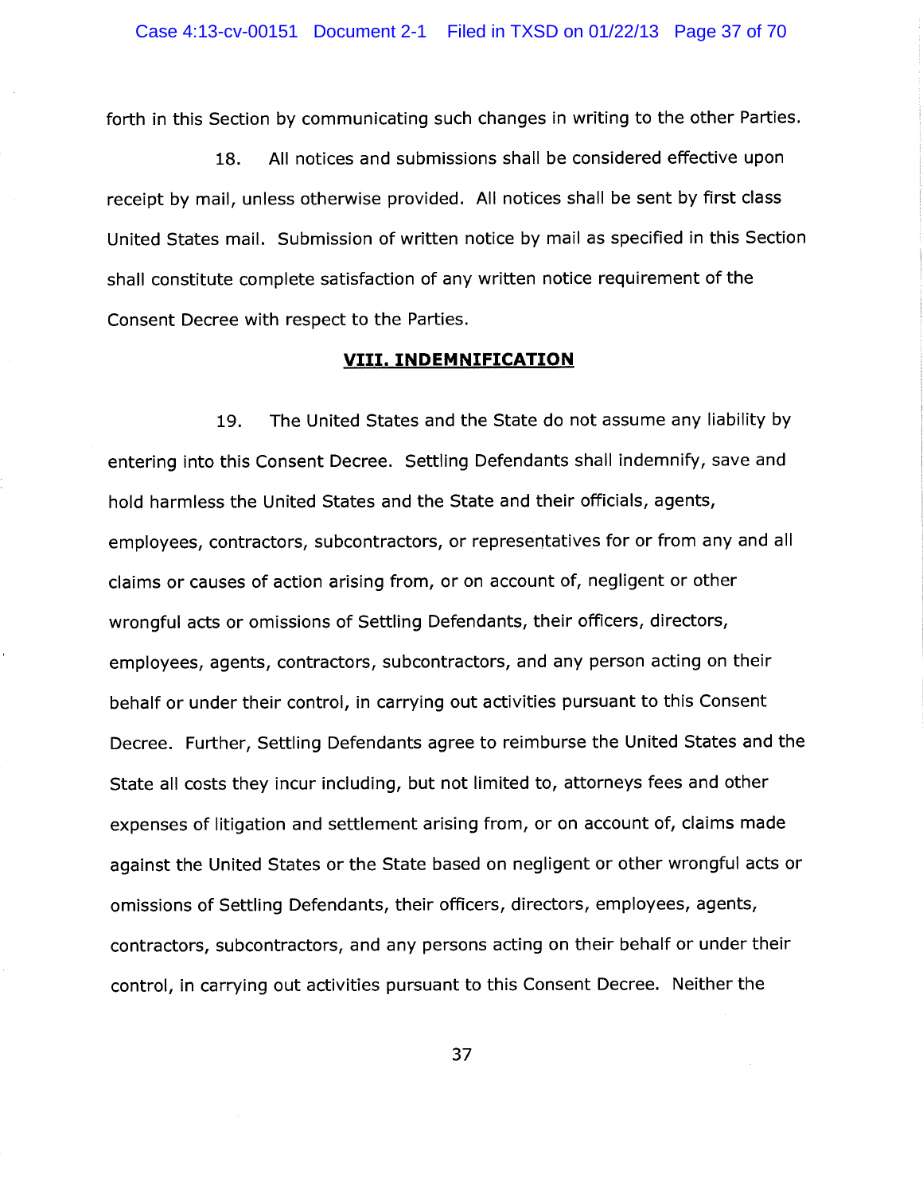forth in this Section by communicating such changes in writing to the other Parties.

18. All notices and submissions shall be considered effective upon receipt by mail, unless otherwise provided. All notices shall be sent by first class United States mail. Submission of written notice by mail as specified in this Section shall constitute complete satisfaction of any written notice requirement of the Consent Decree with respect to the Parties.

## VIII. INDEMNIFICATION

19. The United States and the State do not assume any liability by entering into this Consent Decree. Settling Defendants shall indemnify, save and hold harmless the United States and the State and their officials, agents, employees, contractors, subcontractors, or representatives for or from any and all claims or causes of action arising from, or on account of, negligent or other wrongful acts or omissions of Settling Defendants, their officers, directors, employees, agents, contractors, subcontractors, and any person acting on their behalf or under their control, in carrying out activities pursuant to this Consent Decree. Further, Settling Defendants agree to reimburse the United States and the State all costs they incur including, but not limited to, attorneys fees and other expenses of litigation and settlement arising from, or on account of, claims made against the United States or the State based on negligent or other wrongful acts or omissions of Settling Defendants, their officers, directors, employees, agents, contractors, subcontractors, and any persons acting on their behalf or under their control, in carrying out activities pursuant to this Consent Decree. Neither the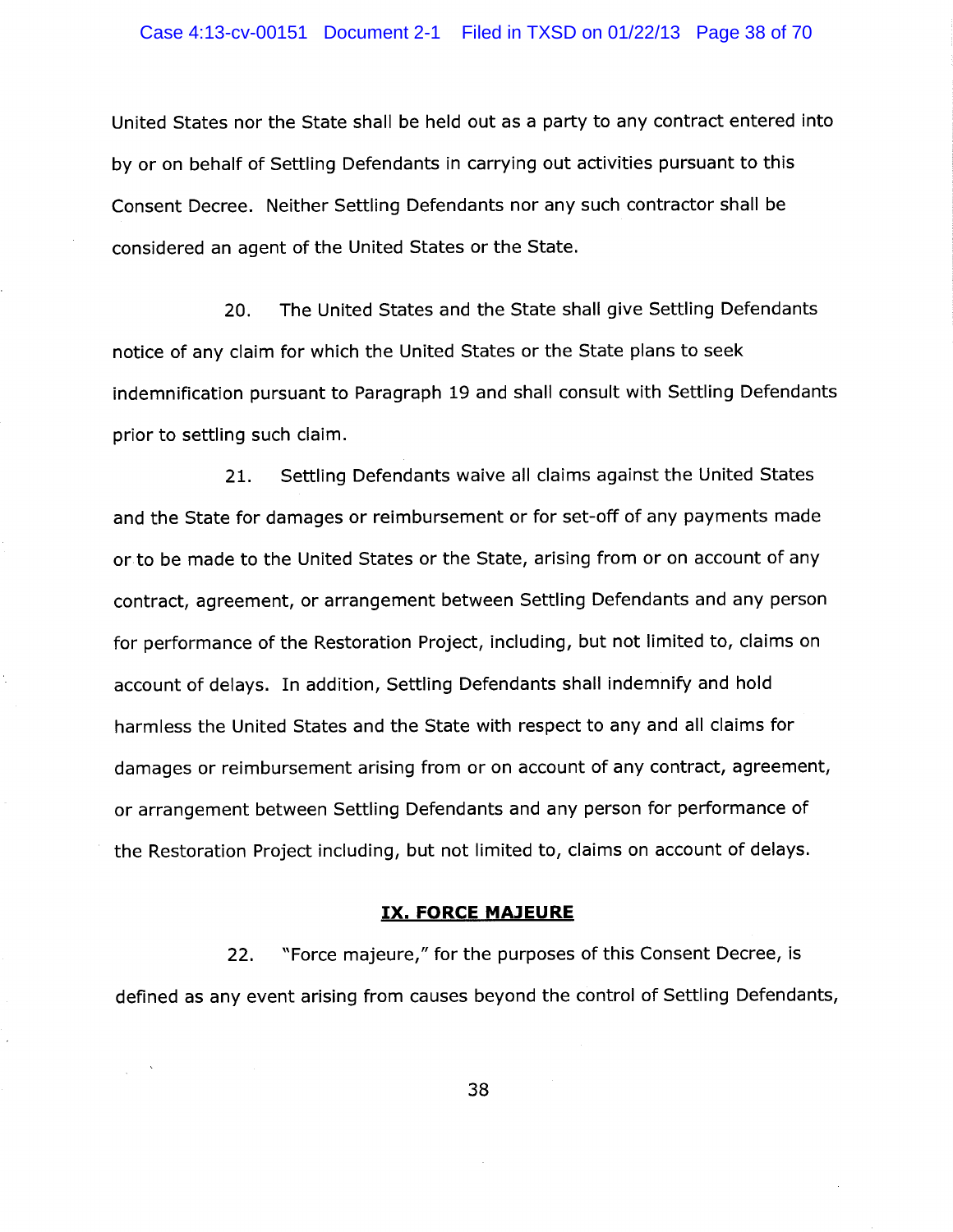United States nor the State shall be held out as a party to any contract entered into by or on behalf of Settling Defendants in carrying out activities pursuant to this Consent Decree. Neither Settling Defendants nor any such contractor shall be considered an agent of the United States or the State.

20. The United States and the State shall give Settling Defendants notice of any claim for which the United States or the State plans to seek indemnification pursuant to Paragraph 19 and shall consult with Settling Defendants prior to settling such claim.

21. Settling Defendants waive all claims against the United States and the State for damages or reimbursement or for set-off of any payments made or to be made to the United States or the State, arising from or on account of any contract, agreement, or arrangement between Settling Defendants and any person for performance of the Restoration Project, including, but not limited to, claims on account of delays. In addition, Settling Defendants shall indemnify and hold harmless the United States and the State with respect to any and all claims for damages or reimbursement arising from or on account of any contract, agreement, or arrangement between Settling Defendants and any person for performance of the Restoration Project including, but not limited to, claims on account of delays.

## IX. FORCE MAJEURE

22. "Force majeure," for the purposes of this Consent Decree, is defined as any event arising from causes beyond the control of Settling Defendants,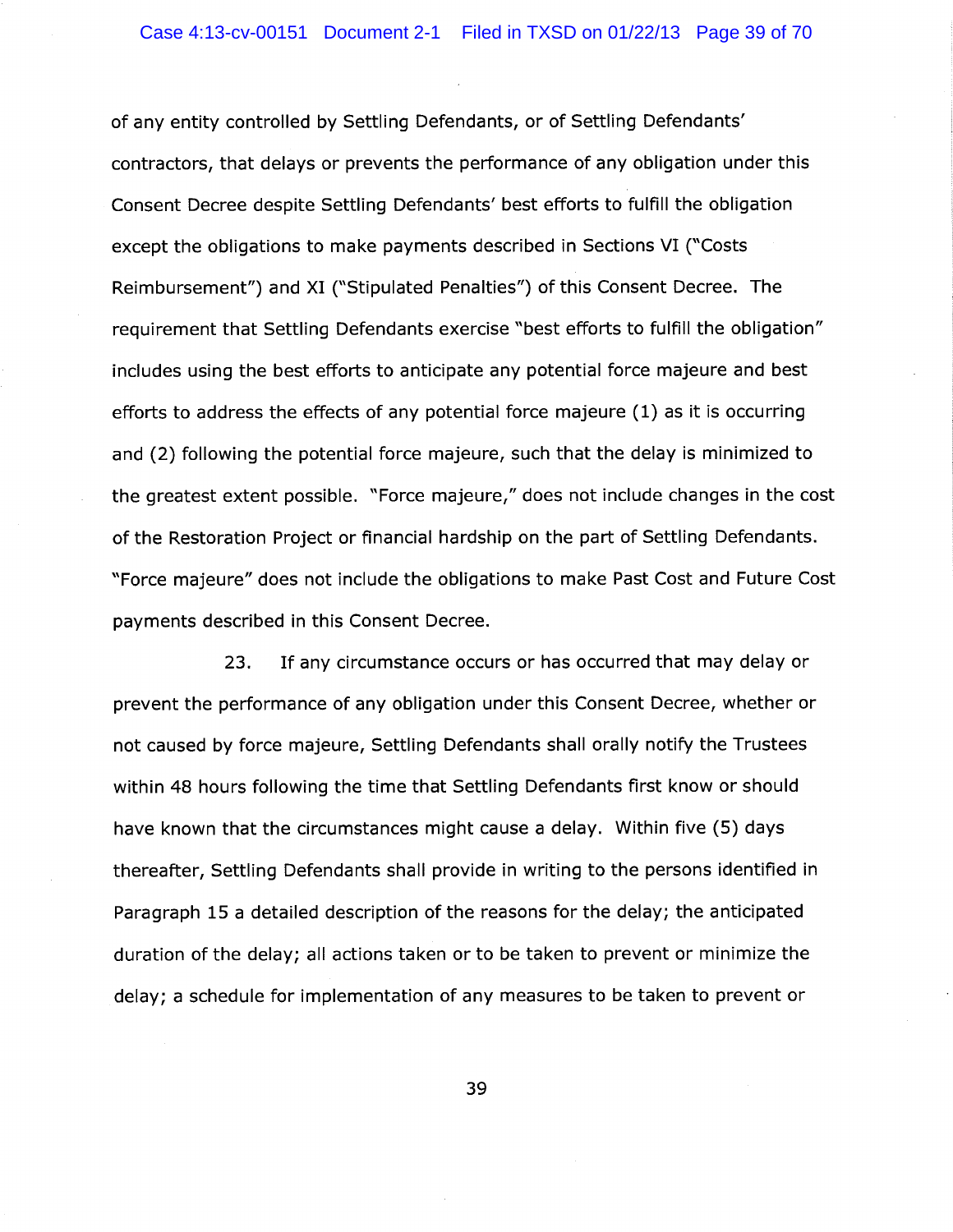of any entity controlled by Settling Defendants, or of Settling Defendants' contractors, that delays or prevents the performance of any obligation under this Consent Decree despite Settling Defendants' best efforts to fulfill the obligation except the obligations to make payments described in Sections VI ("Costs Reimbursement") and XI ("Stipulated Penalties") of this Consent Decree. The requirement that Settling Defendants exercise "best efforts to fulfill the obligation" includes using the best efforts to anticipate any potential force majeure and best efforts to address the effects of any potential force majeure (1) as it is occurring and (2) following the potential force majeure, such that the delay is minimized to the greatest extent possible. "Force majeure," does not include changes in the cost of the Restoration Project or financial hardship on the part of Settling Defendants. "Force majeure" does not include the obligations to make Past Cost and Future Cost payments described in this Consent Decree.

23. If any circumstance occurs or has occurred that may delay or prevent the performance of any obligation under this Consent Decree, whether or not caused by force majeure, Settling Defendants shall orally notify the Trustees within 48 hours following the time that Settling Defendants first know or should have known that the circumstances might cause a delay. Within five (5) days thereafter, Settling Defendants shall provide in writing to the persons identified in Paragraph 15 a detailed description of the reasons for the delay; the anticipated duration of the delay; all actions taken or to be taken to prevent or minimize the delay; a schedule for implementation of any measures to be taken to prevent or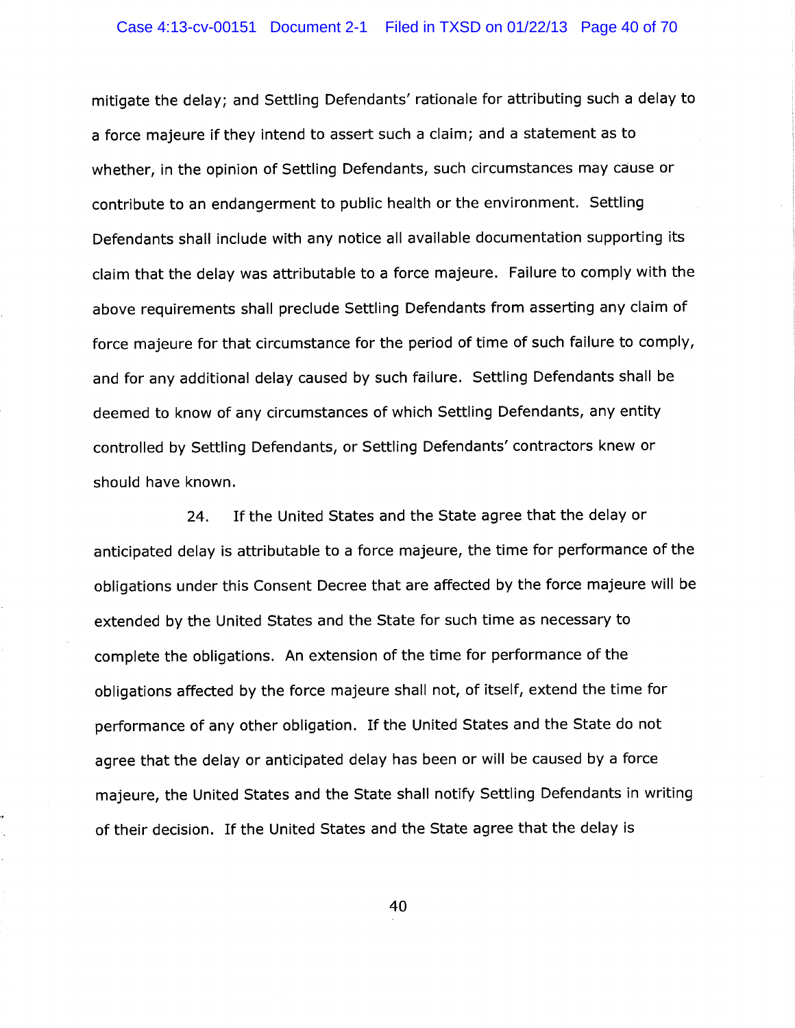mitigate the delay; and Settling Defendants' rationale for attributing such a delay to a force majeure if they intend to assert such a claim; and a statement as to whether, in the opinion of Settling Defendants, such circumstances may cause or contribute to an endangerment to public health or the environment. Settling Defendants shall include with any notice all available documentation supporting its claim that the delay was attributable to a force majeure. Failure to comply with the above requirements shall preclude Settling Defendants from asserting any claim of force majeure for that circumstance for the period of time of such failure to comply, and for any additional delay caused by such failure. Settling Defendants shall be deemed to know of any circumstances of which Settling Defendants, any entity controlled by Settling Defendants, or Settling Defendants' contractors knew or should have known.

24. If the United States and the State agree that the delay or anticipated delay is attributable to a force majeure, the time for performance of the obligations under this Consent Decree that are affected by the force majeure will be extended by the United States and the State for such time as necessary to complete the obligations. An extension of the time for performance of the obligations affected by the force majeure shall not, of itself, extend the time for performance of any other obligation. If the United States and the State do not agree that the delay or anticipated delay has been or will be caused by a force majeure, the United States and the State shall notify Settling Defendants in writing of their decision. If the United States and the State agree that the delay is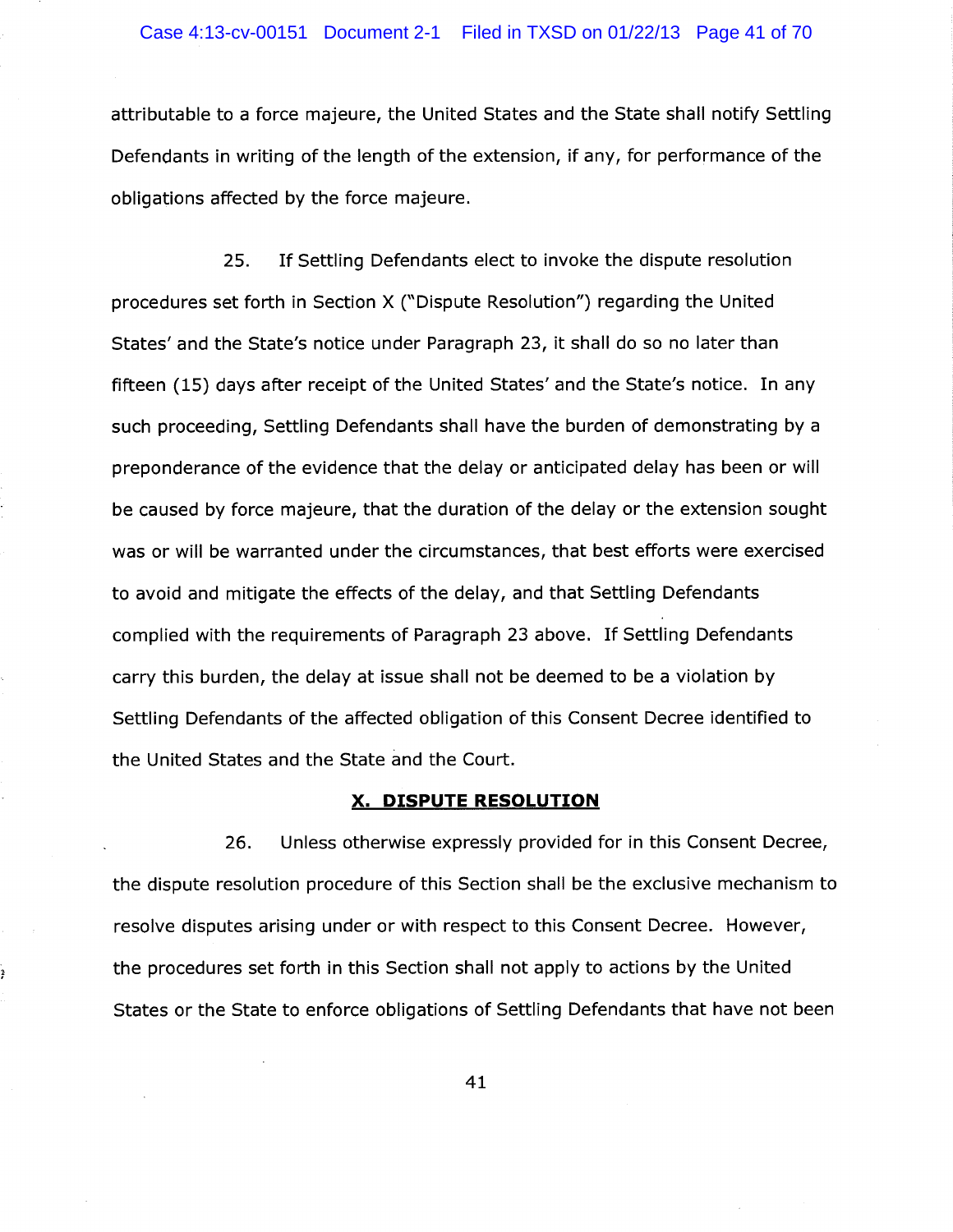attributable to a force majeure, the United States and the State shall notify Settling Defendants in writing of the length of the extension, if any, for performance of the obligations affected by the force majeure.

25. If Settling Defendants elect to invoke the dispute resolution procedures set forth in Section X ("Dispute Resolution") regarding the United States' and the State's notice under Paragraph 23, it shall do so no later than fifteen (15) days after receipt of the United States' and the State's notice. In any such proceeding, Settling Defendants shall have the burden of demonstrating by a preponderance of the evidence that the delay or anticipated delay has been or will be caused by force majeure, that the duration of the delay or the extension sought was or will be warranted under the circumstances, that best efforts were exercised to avoid and mitigate the effects of the delay, and that Settling Defendants complied with the requirements of Paragraph 23 above. If Settling Defendants carry this burden, the delay at issue shall not be deemed to be a violation by Settling Defendants of the affected obligation of this Consent Decree identified to the United States and the State and the Court.

## X. DISPUTE RESOLUTION

26. Unless otherwise expressly provided for in this Consent Decree, the dispute resolution procedure of this Section shall be the exclusive mechanism to resolve disputes arising under or with respect to this Consent Decree. However, the procedures set forth in this Section shall not apply to actions by the United States or the State to enforce obligations of Settling Defendants that have not been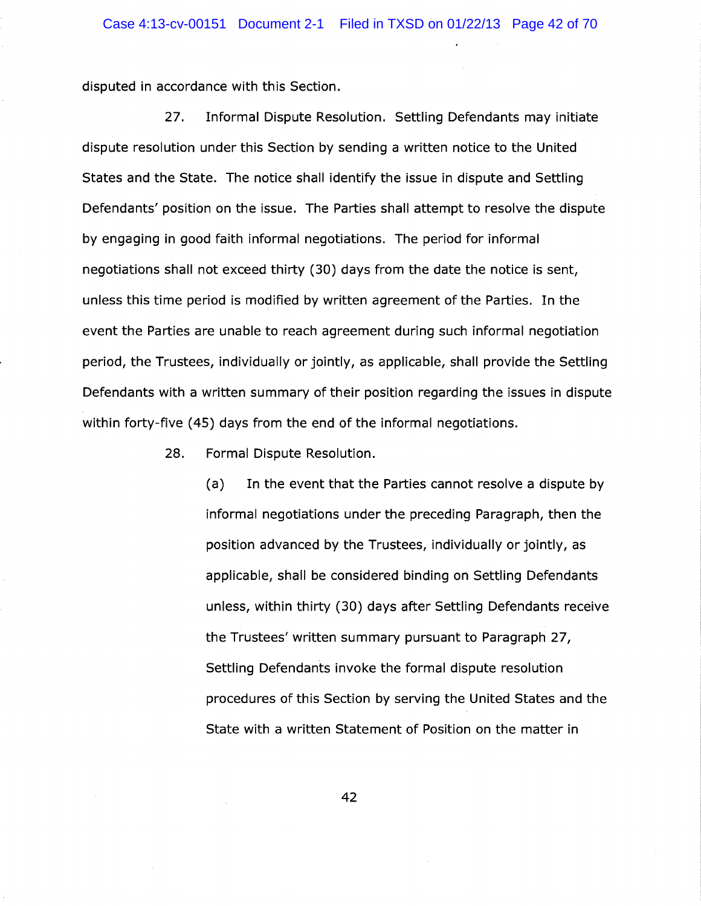disputed in accordance with this Section.

27. Informal Dispute Resolution. Settling Defendants may initiate dispute resolution under this Section by sending a written notice to the United States and the State. The notice shall identify the issue in dispute and Settling Defendants' position on the issue. The Parties shall attempt to resolve the dispute by engaging in good faith informal negotiations. The period for informal negotiations shall not exceed thirty (30) days from the date the notice is sent, unless this time period is modified by written agreement of the Parties. In the event the Parties are unable to reach agreement during such informal negotiation period, the Trustees, individually or jointly, as applicable, shall provide the Settling Defendants with a written summary of their position regarding the issues in dispute within forty-five (45) days from the end of the informal negotiations.

28. Formal Dispute Resolution.

(a) In the event that the Parties cannot resolve a dispute by informal negotiations under the preceding Paragraph, then the position advanced by the Trustees, individually or jointly, as applicable, shall be considered binding on Settling Defendants unless, within thirty (30) days after Settling Defendants receive the Trustees' written summary pursuant to Paragraph 27, Settling Defendants invoke the formal dispute resolution procedures of this Section by serving the United States and the State with a written Statement of Position on the matter in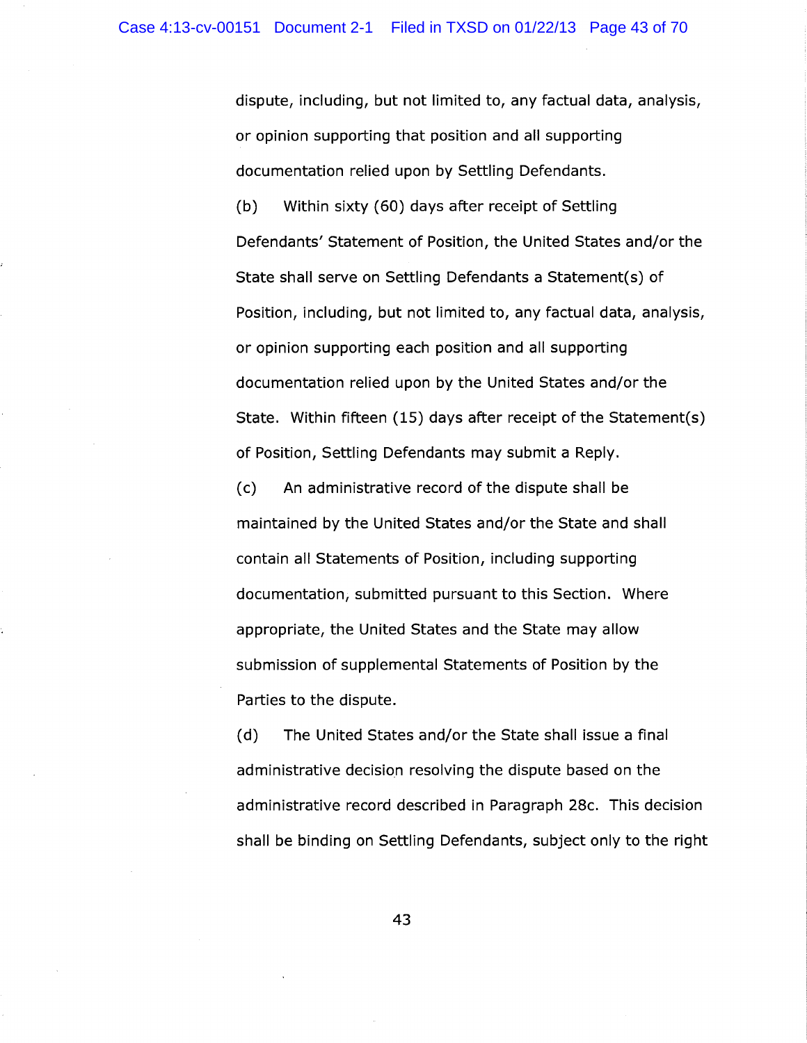dispute, including, but not limited to, any factual data, analysis, or opinion supporting that position and all supporting documentation relied upon by Settling Defendants.

(b) Within sixty (60) days after receipt of Settling Defendants' Statement of Position, the United States and/or the State shall serve on Settling Defendants a Statement(s) of Position, including, but not limited to, any factual data, analysis, or opinion supporting each position and all supporting documentation relied upon by the United States and/or the State. Within fifteen (15) days after receipt of the Statement(s) of Position, Settling Defendants may submit a Reply.

(c) An administrative record of the dispute shall be maintained by the United States and/or the State and shall contain all Statements of Position, including supporting documentation, submitted pursuant to this Section. Where appropriate, the United States and the State may allow submission of supplemental Statements of Position by the Parties to the dispute.

(d) The United States and/or the State shall issue a final administrative decision resolving the dispute based on the administrative record described in Paragraph 28c. This decision shall be binding on Settling Defendants, subject only to the right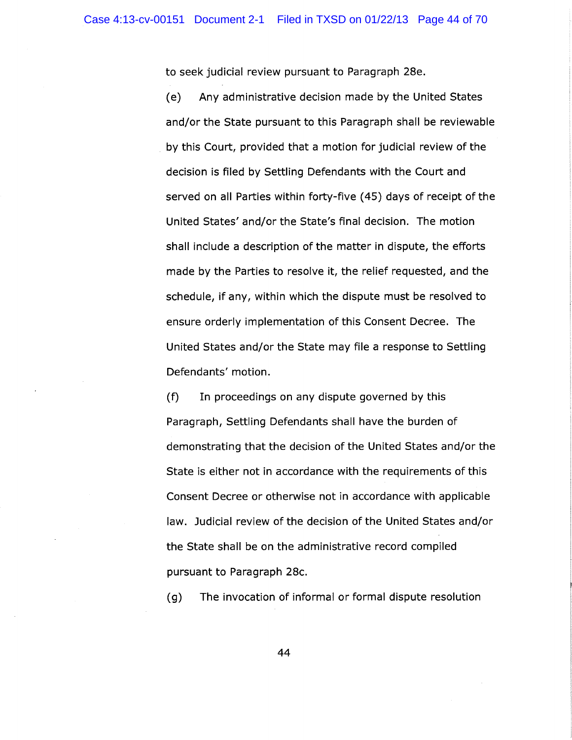to seek judicial review pursuant to Paragraph 28e.

(e) Any administrative decision made by the United States and/or the State pursuant to this Paragraph shall be reviewable by this Court, provided that a motion for judicial review of the decision is filed by Settling Defendants with the Court and served on all Parties within forty-five (45) days of receipt of the United States' and/or the State's final decision. The motion shall include a description of the matter in dispute, the efforts made by the Parties to resolve it, the relief requested, and the schedule, if any, within which the dispute must be resolved to ensure orderly implementation of this Consent Decree. The United States and/or the State may file a response to Settling Defendants' motion.

(f) In proceedings on any dispute governed by this Paragraph, Settling Defendants shall have the burden of demonstrating that the decision of the United States and/or the State is either not in accordance with the requirements of this Consent Decree or otherwise not in accordance with applicable law. Judicial review of the decision of the United States and/or the State shall be on the administrative record compiled pursuant to Paragraph 28c.

(g) The invocation of informal or formal dispute resolution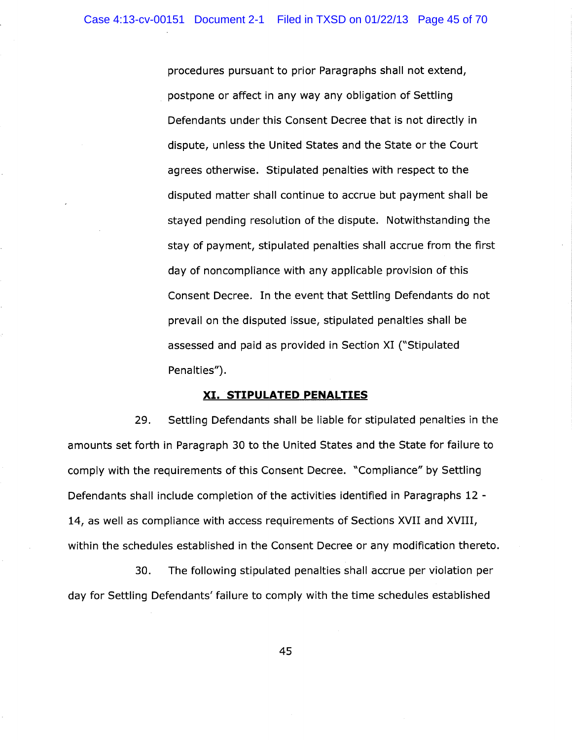procedures pursuant to prior Paragraphs shall not extend, postpone or affect in any way any obligation of Settling Defendants under this Consent Decree that is not directly in dispute, unless the United States and the State or the Court agrees otherwise. Stipulated penalties with respect to the disputed matter shall continue to accrue but payment shall be stayed pending resolution of the dispute. Notwithstanding the stay of payment, stipulated penalties shall accrue from the first day of noncompliance with any applicable provision of this Consent Decree. In the event that Settling Defendants do not prevail on the disputed issue, stipulated penalties shall be assessed and paid as provided in Section XI ("Stipulated Penalties").

## XI. STIPULATED PENALTIES

29. Settling Defendants shall be liable for stipulated penalties in the amounts set forth in Paragraph 30 to the United States and the State for failure to comply with the requirements of this Consent Decree. "Compliance" by Settling Defendants shall include completion of the activities identified in Paragraphs 12 - 14, as well as compliance with access requirements of Sections XVII and XVIII, within the schedules established in the Consent Decree or any modification thereto.

30. The following stipulated penalties shall accrue per violation per day for Settling Defendants' failure to comply with the time schedules established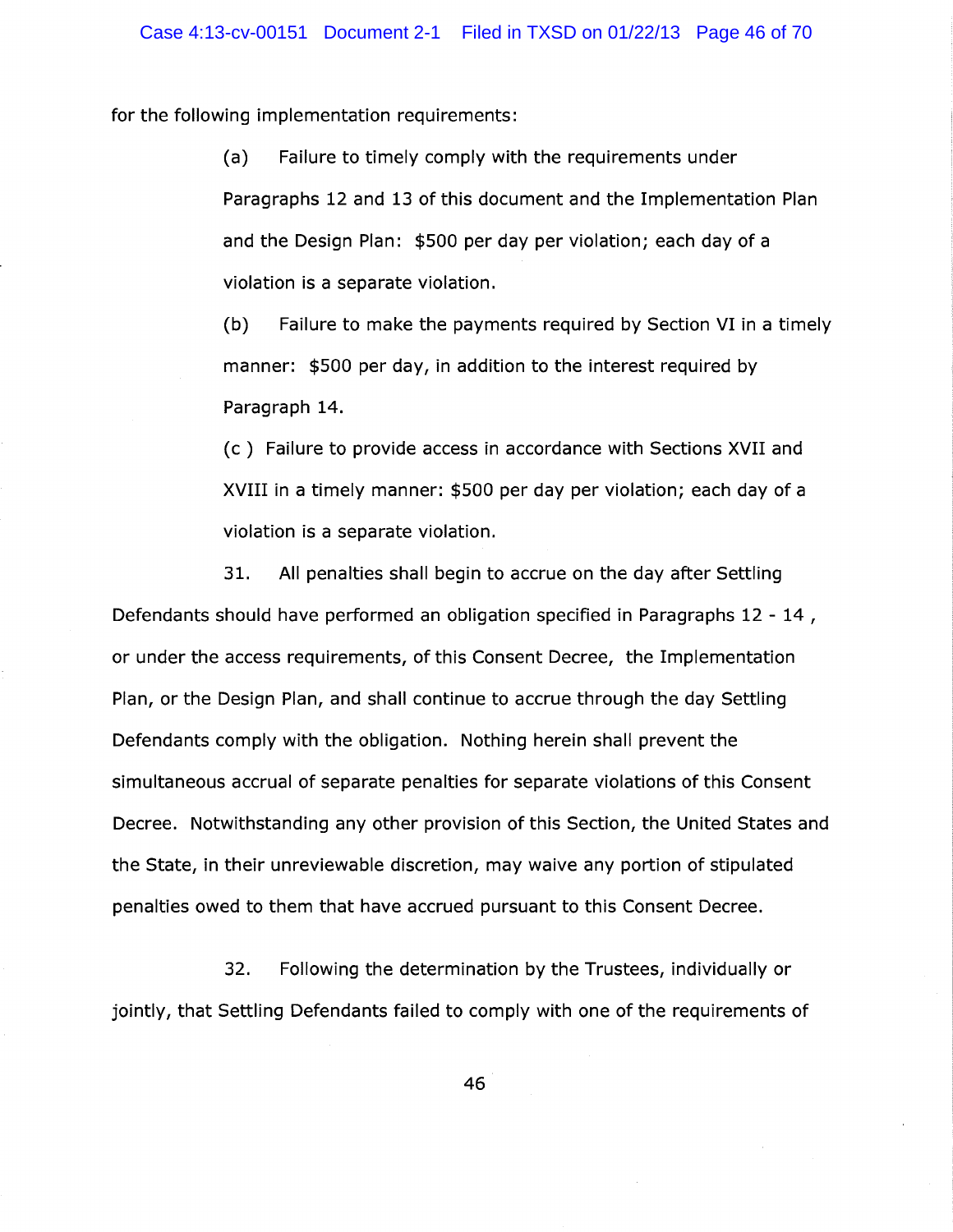for the following implementation requirements:

(a) Failure to timely comply with the requirements under Paragraphs 12 and 13 of this document and the Implementation Plan and the Design Plan: $500 per day per violation; each day of a violation is a separate violation.

(b) Failure to make the payments required by Section VI in a timely manner: $500 per day, in addition to the interest required by Paragraph 14.

(c ) Failure to provide access in accordance with Sections XVII and XVIII in a timely manner: $500 per day per violation; each day of a violation is a separate violation.

31. All penalties shall begin to accrue on the day after Settling Defendants should have performed an obligation specified in Paragraphs 12 - 14 , or under the access requirements, of this Consent Decree, the Implementation Plan, or the Design Plan, and shall continue to accrue through the day Settling Defendants comply with the obligation. Nothing herein shall prevent the simultaneous accrual of separate penalties for separate violations of this Consent Decree. Notwithstanding any other provision of this Section, the United States and the State, in their unreviewable discretion, may waive any portion of stipulated penalties owed to them that have accrued pursuant to this Consent Decree.

32. Following the determination by the Trustees, individually or jointly, that Settling Defendants failed to comply with one of the requirements of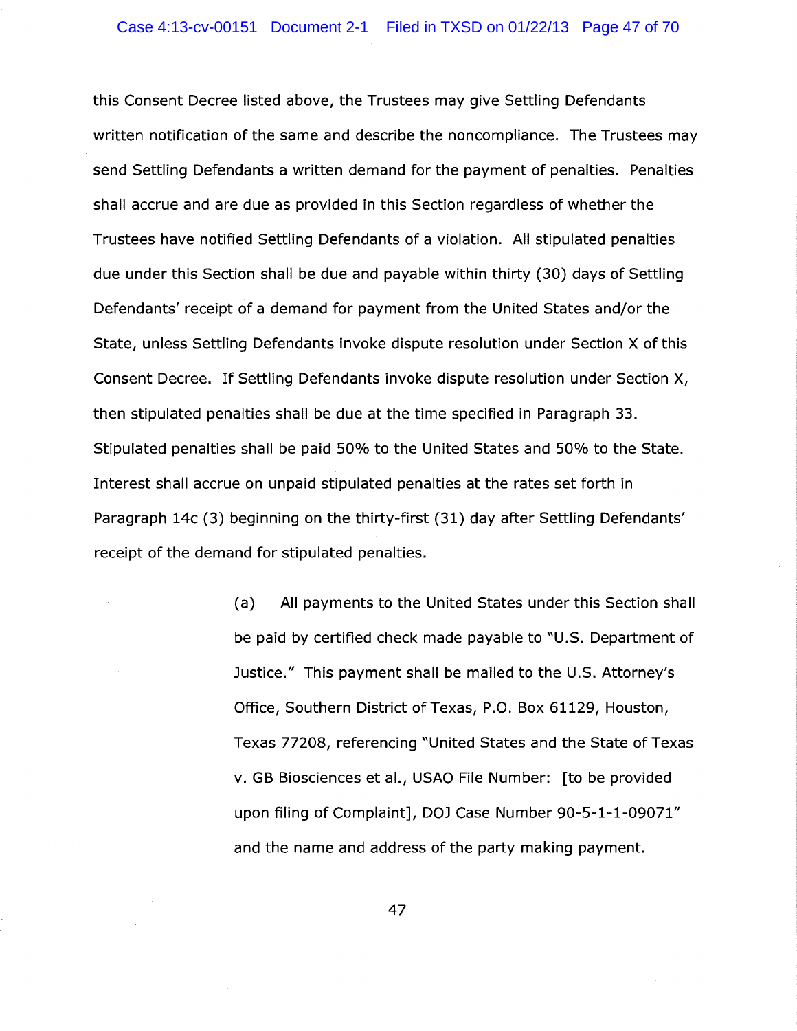this Consent Decree listed above, the Trustees may give Settling Defendants written notification of the same and describe the noncompliance. The Trustees may send Settling Defendants a written demand for the payment of penalties. Penalties shall accrue and are due as provided in this Section regardless of whether the Trustees have notified Settling Defendants of a violation. All stipulated penalties due under this Section shall be due and payable within thirty (30) days of Settling Defendants' receipt of a demand for payment from the United States and/or the State, unless Settling Defendants invoke dispute resolution under Section X of this Consent Decree. If Settling Defendants invoke dispute resolution under Section X, then stipulated penalties shall be due at the time specified in Paragraph 33. Stipulated penalties shall be paid 50% to the United States and 50% to the State. Interest shall accrue on unpaid stipulated penalties at the rates set forth in Paragraph 14c (3) beginning on the thirty-first (31) day after Settling Defendants' receipt of the demand for stipulated penalties.

(a) All payments to the United States under this Section shall be paid by certified check made payable to "U.S. Department of Justice." This payment shall be mailed to the U.S. Attorney's Office, Southern District of Texas, P.O. Box 61129, Houston, Texas 77208, referencing "United States and the State of Texas v. GB Biosciences et al., USAO File Number: [to be provided upon filing of Complaint], DOJ Case Number 90-5-1-1-09071" and the name and address of the party making payment.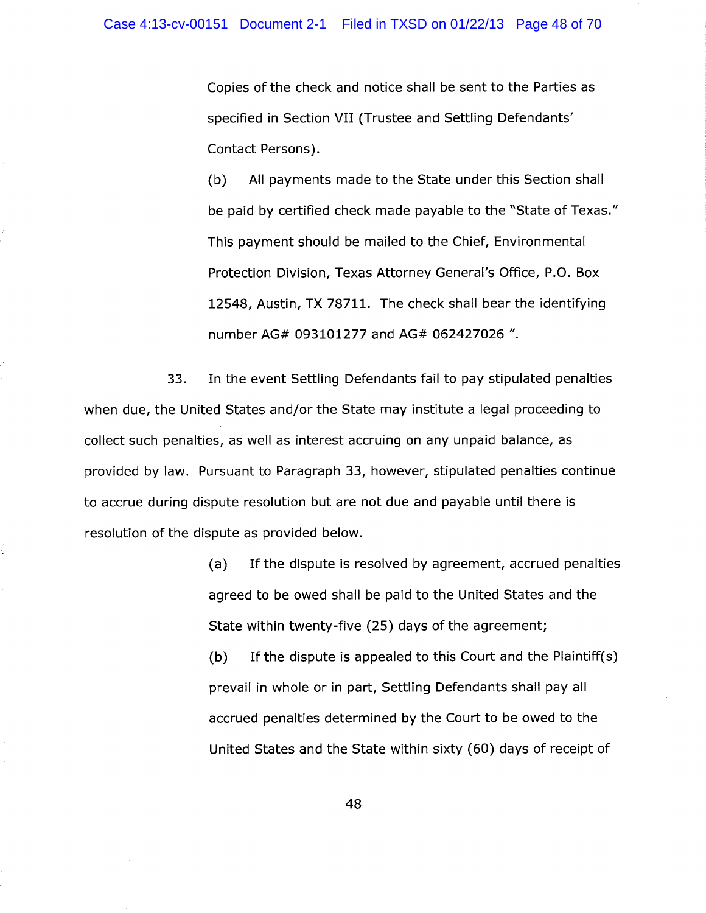Copies of the check and notice shall be sent to the Parties as specified in Section VII (Trustee and Settling Defendants' Contact Persons).

(b) All payments made to the State under this Section shall be paid by certified check made payable to the "State of Texas." This payment should be mailed to the Chief, Environmental Protection Division, Texas Attorney General's Office, P.O. Box 12548, Austin, TX 78711. The check shall bear the identifying number AG# 093101277 and AG# 062427026 ".

33. In the event Settling Defendants fail to pay stipulated penalties when due, the United States and/or the State may institute a legal proceeding to collect such penalties, as well as interest accruing on any unpaid balance, as provided by law. Pursuant to Paragraph 33, however, stipulated penalties continue to accrue during dispute resolution but are not due and payable until there is resolution of the dispute as provided below.

(a) If the dispute is resolved by agreement, accrued penalties agreed to be owed shall be paid to the United States and the State within twenty-five (25) days of the agreement;

(b) If the dispute is appealed to this Court and the Plaintiff(s) prevail in whole or in part, Settling Defendants shall pay all accrued penalties determined by the Court to be owed to the United States and the State within sixty (60) days of receipt of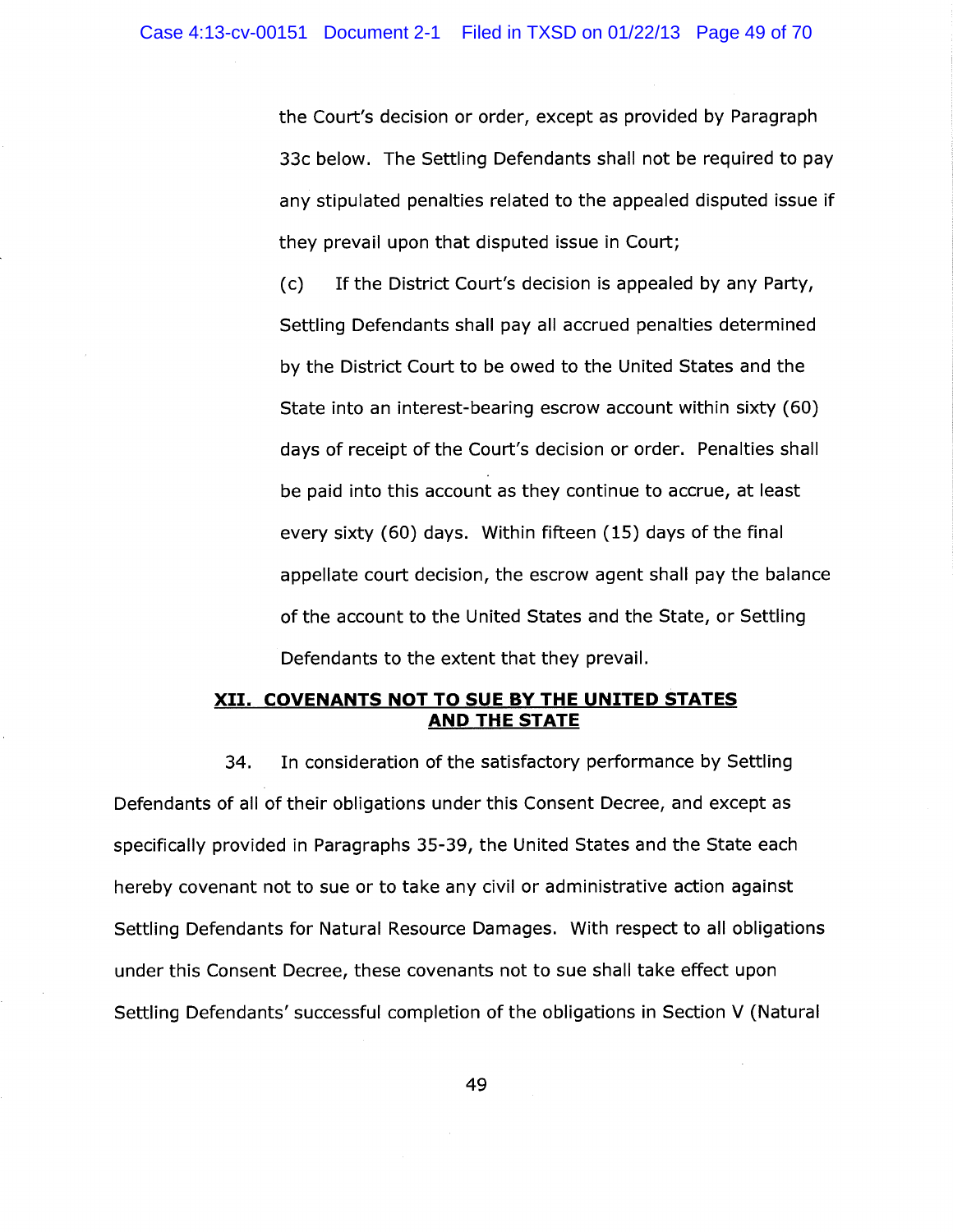the Court's decision or order, except as provided by Paragraph 33c below. The Settling Defendants shall not be required to pay any stipulated penalties related to the appealed disputed issue if they prevail upon that disputed issue in Court;

(c) If the District Court's decision is appealed by any Party, Settling Defendants shall pay all accrued penalties determined by the District Court to be owed to the United States and the State into an interest-bearing escrow account within sixty (60) days of receipt of the Court's decision or order. Penalties shall be paid into this account as they continue to accrue, at least every sixty (60) days. Within fifteen (15) days of the final appellate court decision, the escrow agent shall pay the balance of the account to the United States and the State, or Settling Defendants to the extent that they prevail.

## XII. COVENANTS NOT TO SUE BY THE UNITED STATES AND THE STATE

34. In consideration of the satisfactory performance by Settling Defendants of all of their obligations under this Consent Decree, and except as specifically provided in Paragraphs 35-39, the United States and the State each hereby covenant not to sue or to take any civil or administrative action against Settling Defendants for Natural Resource Damages. With respect to all obligations under this Consent Decree, these covenants not to sue shall take effect upon Settling Defendants' successful completion of the obligations in Section V (Natural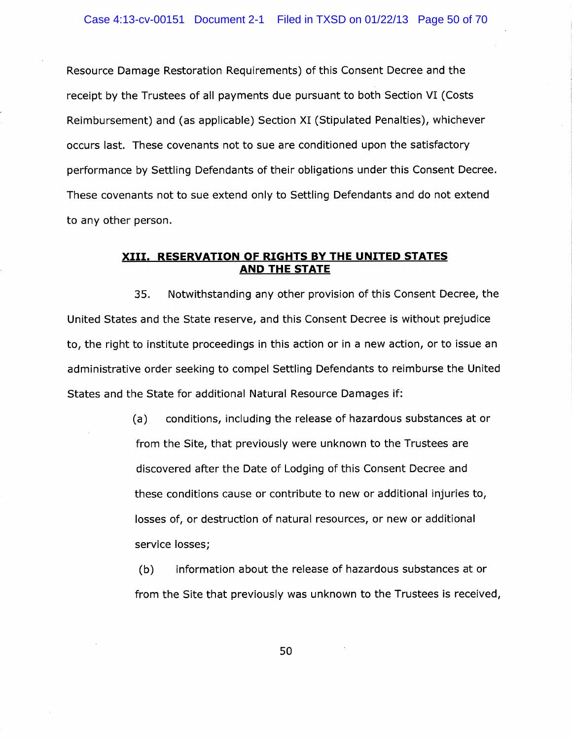Resource Damage Restoration Requirements) of this Consent Decree and the receipt by the Trustees of all payments due pursuant to both Section VI (Costs Reimbursement) and (as applicable) Section XI (Stipulated Penalties), whichever occurs last. These covenants not to sue are conditioned upon the satisfactory performance by Settling Defendants of their obligations under this Consent Decree. These covenants not to sue extend only to Settling Defendants and do not extend to any other person.

## XIII. RESERVATION OF RIGHTS BY THE UNITED STATES AND THE STATE

35. Notwithstanding any other provision of this Consent Decree, the United States and the State reserve, and this Consent Decree is without prejudice to, the right to institute proceedings in this action or in a new action, or to issue an administrative order seeking to compel Settling Defendants to reimburse the United States and the State for additional Natural Resource Damages if:

(a) conditions, including the release of hazardous substances at or from the Site, that previously were unknown to the Trustees are discovered after the Date of Lodging of this Consent Decree and these conditions cause or contribute to new or additional injuries to, losses of, or destruction of natural resources, or new or additional service losses;

(b) information about the release of hazardous substances at or from the Site that previously was unknown to the Trustees is received,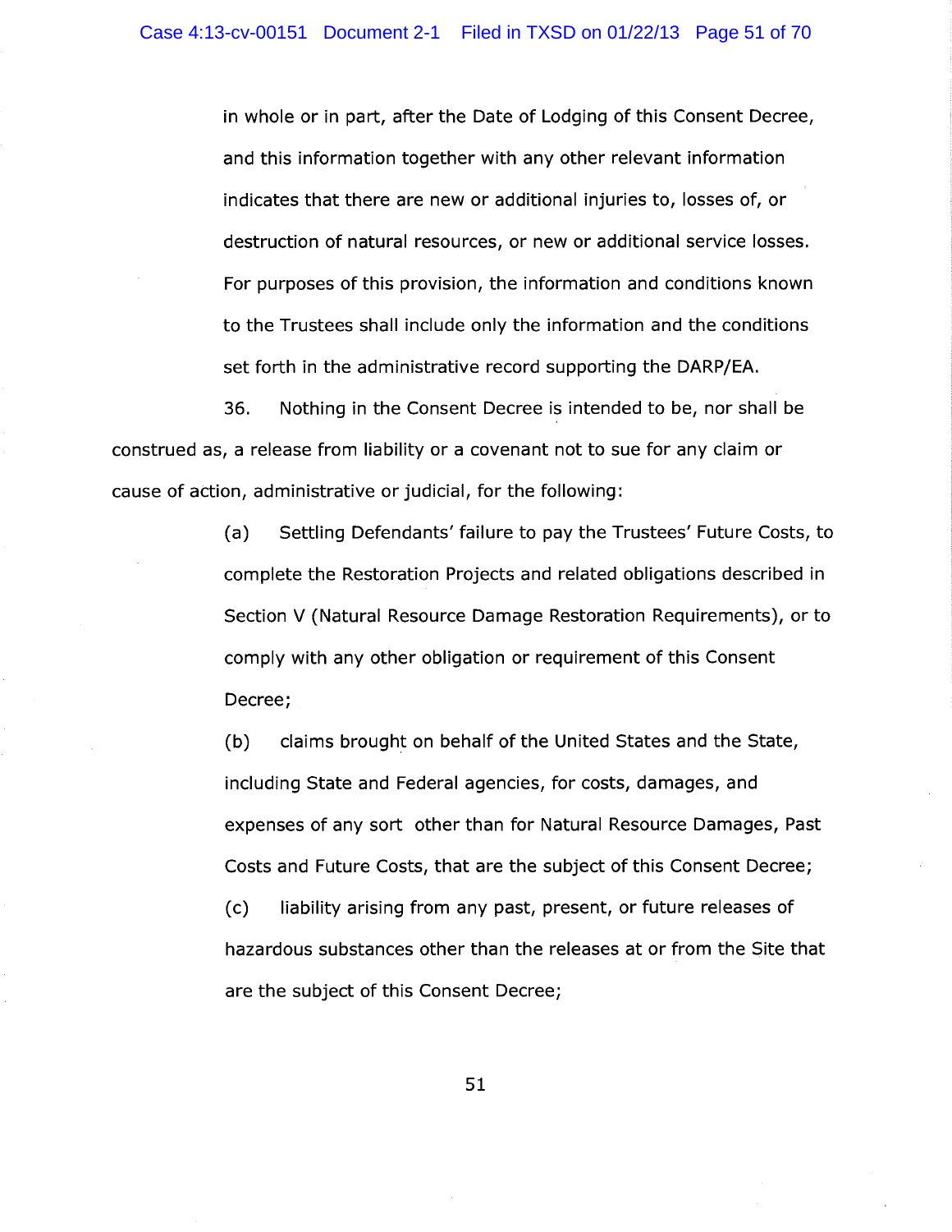in whole or in part, after the Date of Lodging of this Consent Decree, and this information together with any other relevant information indicates that there are new or additional injuries to, losses of, or destruction of natural resources, or new or additional service losses. For purposes of this provision, the information and conditions known to the Trustees shall include only the information and the conditions set forth in the administrative record supporting the DARP/EA.

36. Nothing in the Consent Decree is intended to be, nor shall be construed as, a release from liability or a covenant not to sue for any claim or cause of action, administrative or judicial, for the following:

(a) Settling Defendants' failure to pay the Trustees' Future Costs, to complete the Restoration Projects and related obligations described in Section V (Natural Resource Damage Restoration Requirements), or to comply with any other obligation or requirement of this Consent Decree;

(b) claims brought on behalf of the United States and the State, including State and Federal agencies, for costs, damages, and expenses of any sort other than for Natural Resource Damages, Past Costs and Future Costs, that are the subject of this Consent Decree;

(c) liability arising from any past, present, or future releases of hazardous substances other than the releases at or from the Site that are the subject of this Consent Decree;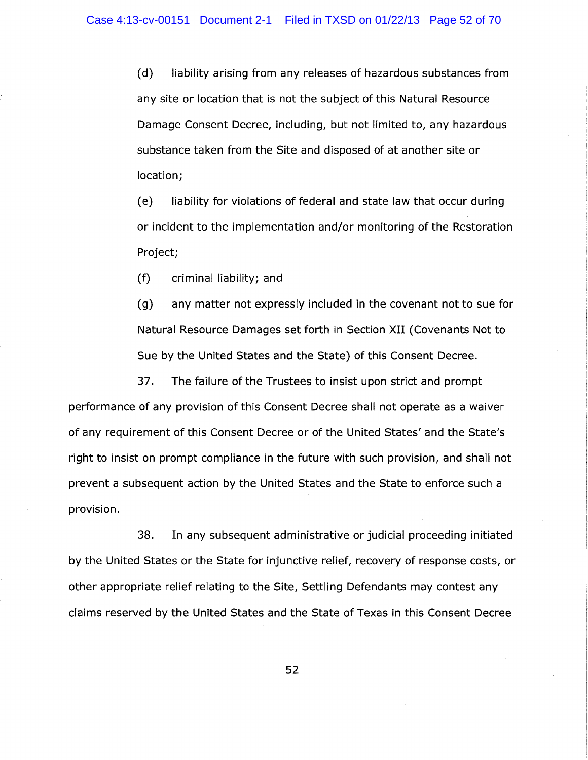(d) liability arising from any releases of hazardous substances from any site or location that is not the subject of this Natural Resource Damage Consent Decree, including, but not limited to, any hazardous substance taken from the Site and disposed of at another site or location;

(e) liability for violations of federal and state law that occur during or incident to the implementation and/or monitoring of the Restoration Project;

(f) criminal liability; and

(g) any matter not expressly included in the covenant not to sue for Natural Resource Damages set forth in Section XII (Covenants Not to Sue by the United States and the State) of this Consent Decree.

37. The failure of the Trustees to insist upon strict and prompt performance of any provision of this Consent Decree shall not operate as a waiver of any requirement of this Consent Decree or of the United States' and the State's right to insist on prompt compliance in the future with such provision, and shall not prevent a subsequent action by the United States and the State to enforce such a provision.

38. In any subsequent administrative or judicial proceeding initiated by the United States or the State for injunctive relief, recovery of response costs, or other appropriate relief relating to the Site, Settling Defendants may contest any claims reserved by the United States and the State of Texas in this Consent Decree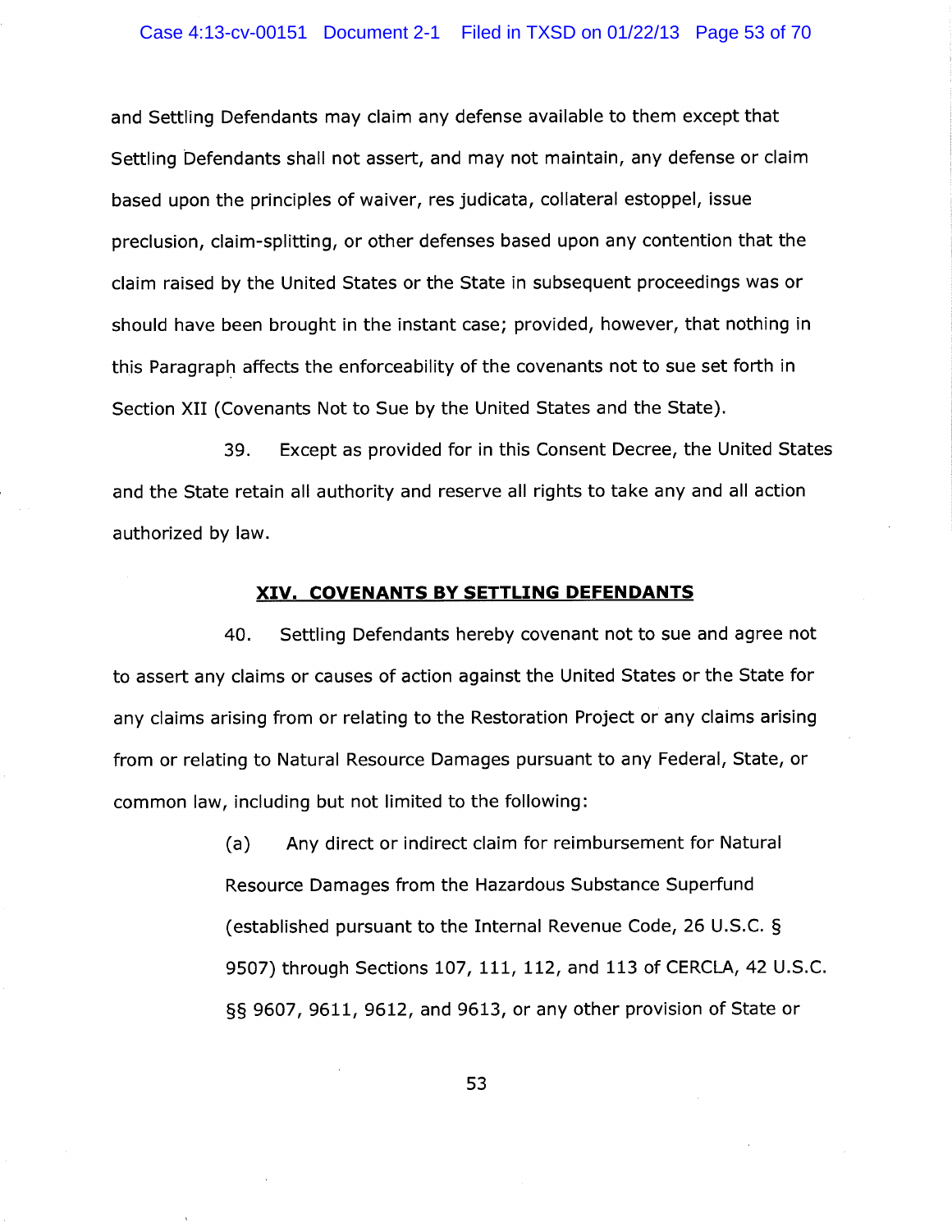and Settling Defendants may claim any defense available to them except that Settling Defendants shall not assert, and may not maintain, any defense or claim based upon the principles of waiver, res judicata, collateral estoppel, issue preclusion, claim-splitting, or other defenses based upon any contention that the claim raised by the United States or the State in subsequent proceedings was or should have been brought in the instant case; provided, however, that nothing in this Paragraph affects the enforceability of the covenants not to sue set forth in Section XII (Covenants Not to Sue by the United States and the State).

39. Except as provided for in this Consent Decree, the United States and the State retain all authority and reserve all rights to take any and all action authorized by law.

## XIV. COVENANTS BY SETTLING DEFENDANTS

40. Settling Defendants hereby covenant not to sue and agree not to assert any claims or causes of action against the United States or the State for any claims arising from or relating to the Restoration Project or any claims arising from or relating to Natural Resource Damages pursuant to any Federal, State, or common law, including but not limited to the following:

(a) Any direct or indirect claim for reimbursement for Natural Resource Damages from the Hazardous Substance Superfund (established pursuant to the Internal Revenue Code, 26 U.S.C. § 9507) through Sections 107, 111, 112, and 113 of CERCLA, 42 U.S.C. §§ 9607, 9611, 9612, and 9613, or any other provision of State or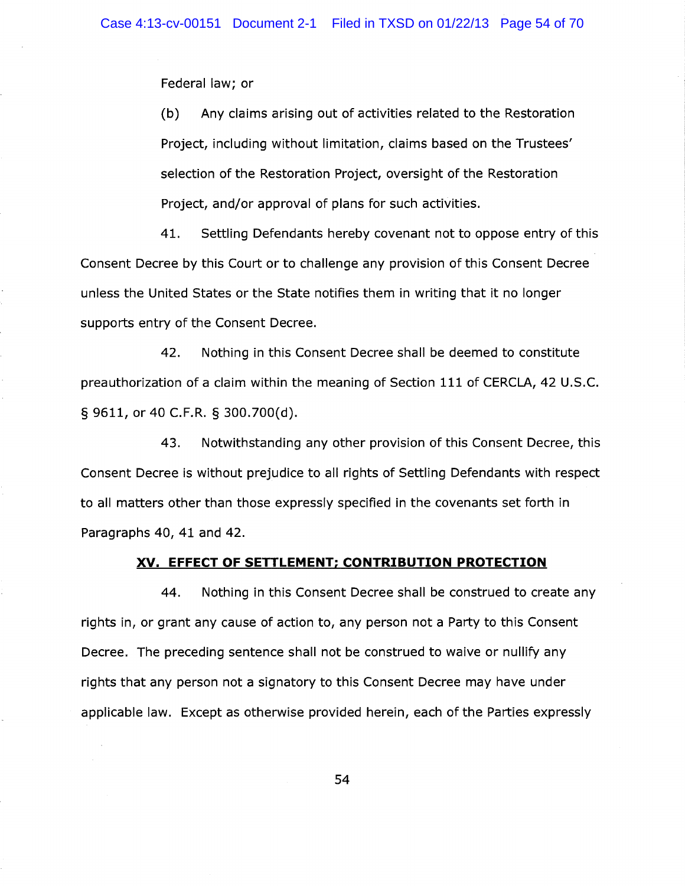Federal law; or

(b) Any claims arising out of activities related to the Restoration Project, including without limitation, claims based on the Trustees' selection of the Restoration Project, oversight of the Restoration Project, and/or approval of plans for such activities.

41. Settling Defendants hereby covenant not to oppose entry of this Consent Decree by this Court or to challenge any provision of this Consent Decree unless the United States or the State notifies them in writing that it no longer supports entry of the Consent Decree.

42. Nothing in this Consent Decree shall be deemed to constitute preauthorization of a claim within the meaning of Section 111 of CERCLA, 42 U.S.C. § 9611, or 40 C.F.R. § 300.700(d).

43. Notwithstanding any other provision of this Consent Decree, this Consent Decree is without prejudice to all rights of Settling Defendants with respect to all matters other than those expressly specified in the covenants set forth in Paragraphs 40, 41 and 42.

## XV. EFFECT OF SETTLEMENT; CONTRIBUTION PROTECTION

44. Nothing in this Consent Decree shall be construed to create any rights in, or grant any cause of action to, any person not a Party to this Consent Decree. The preceding sentence shall not be construed to waive or nullify any rights that any person not a signatory to this Consent Decree may have under applicable law. Except as otherwise provided herein, each of the Parties expressly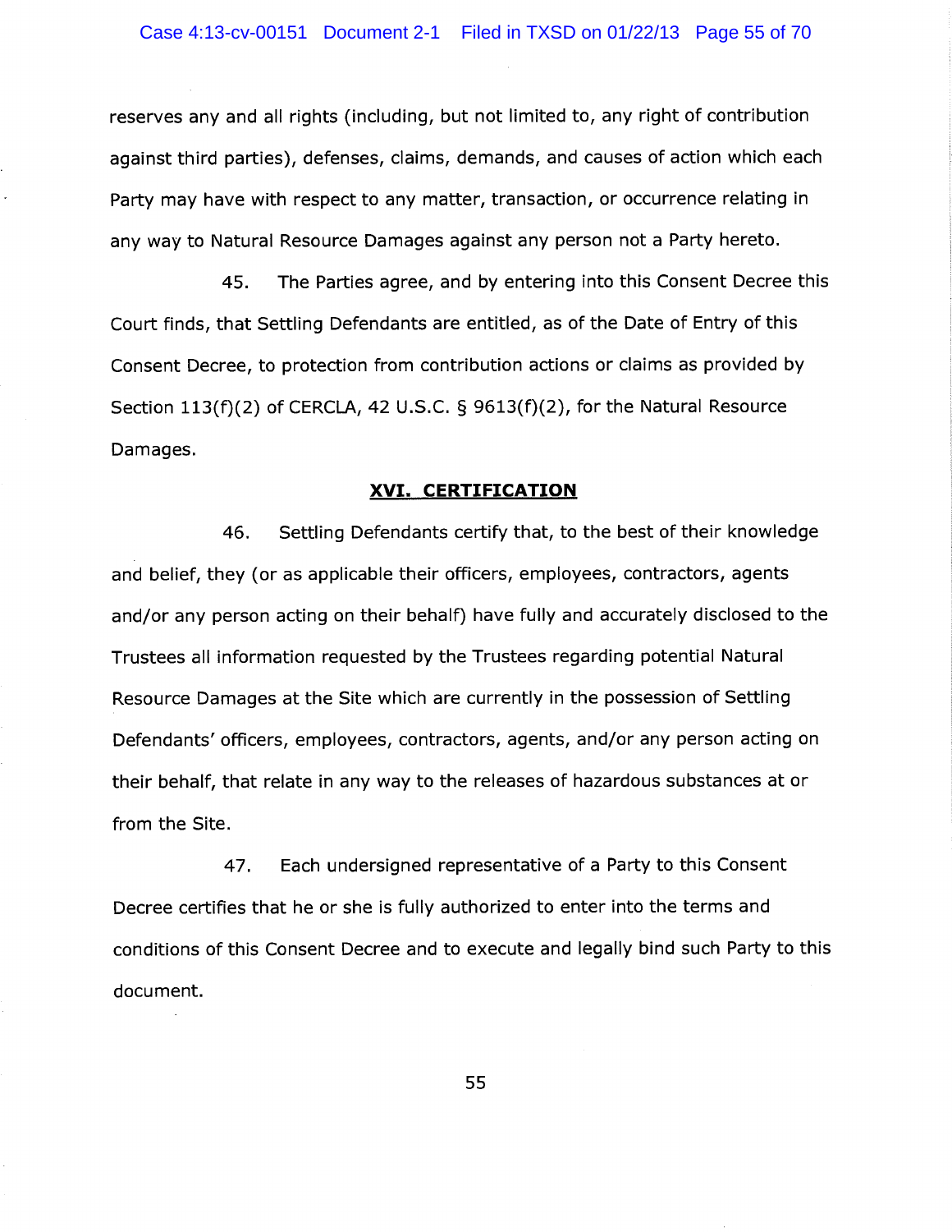reserves any and all rights (including, but not limited to, any right of contribution against third parties), defenses, claims, demands, and causes of action which each Party may have with respect to any matter, transaction, or occurrence relating in any way to Natural Resource Damages against any person not a Party hereto.

45. The Parties agree, and by entering into this Consent Decree this Court finds, that Settling Defendants are entitled, as of the Date of Entry of this Consent Decree, to protection from contribution actions or claims as provided by Section 113(f)(2) of CERCLA, 42 U.S.C. § 9613(f)(2), for the Natural Resource Damages.

## XVI. CERTIFICATION

46. Settling Defendants certify that, to the best of their knowledge and belief, they (or as applicable their officers, employees, contractors, agents and/or any person acting on their behalf) have fully and accurately disclosed to the Trustees all information requested by the Trustees regarding potential Natural Resource Damages at the Site which are currently in the possession of Settling Defendants' officers, employees, contractors, agents, and/or any person acting on their behalf, that relate in any way to the releases of hazardous substances at or from the Site.

47. Each undersigned representative of a Party to this Consent Decree certifies that he or she is fully authorized to enter into the terms and conditions of this Consent Decree and to execute and legally bind such Party to this document.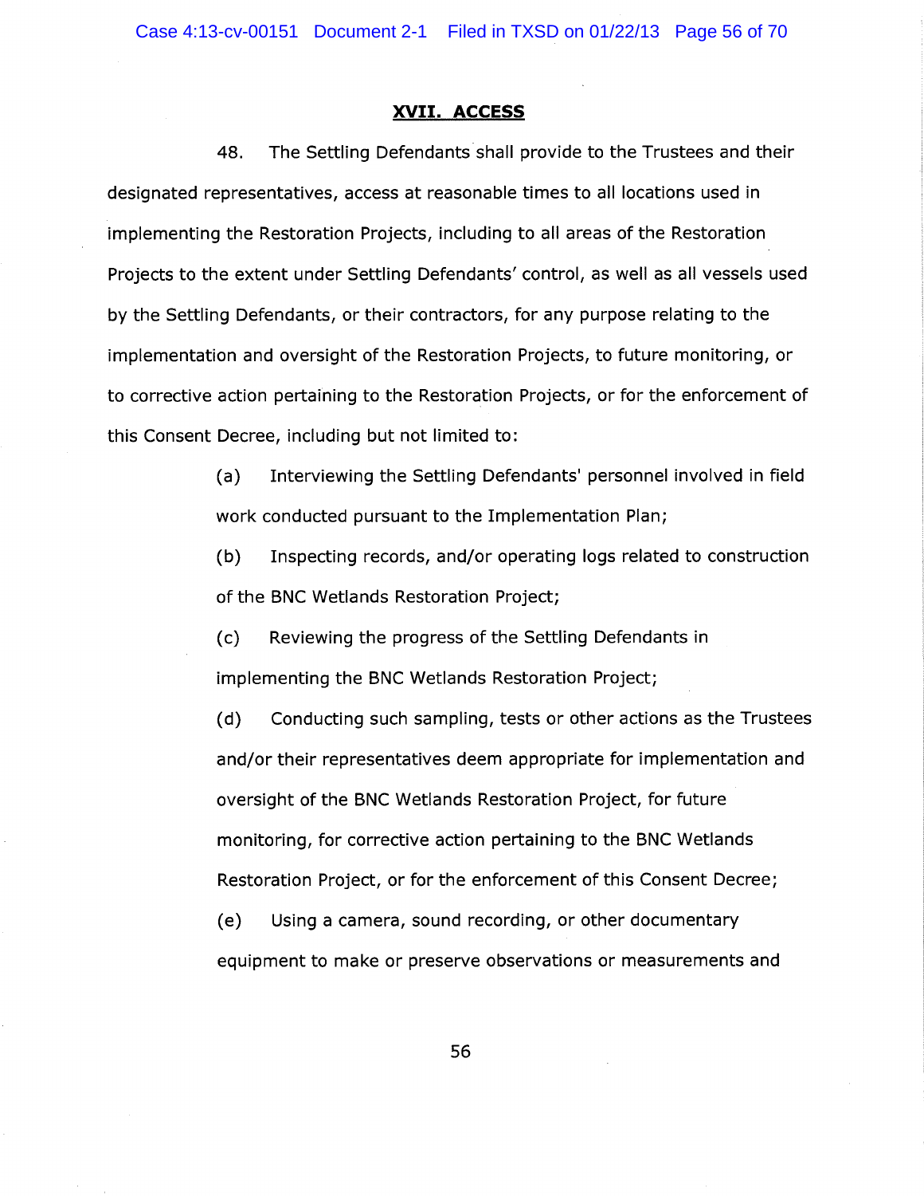## XVII. ACCESS

48. The Settling Defendants shall provide to the Trustees and their designated representatives, access at reasonable times to all locations used in implementing the Restoration Projects, including to all areas of the Restoration Projects to the extent under Settling Defendants' control, as well as all vessels used by the Settling Defendants, or their contractors, for any purpose relating to the implementation and oversight of the Restoration Projects, to future monitoring, or to corrective action pertaining to the Restoration Projects, or for the enforcement of this Consent Decree, including but not limited to:

(a) Interviewing the Settling Defendants' personnel involved in field work conducted pursuant to the Implementation Plan;

(b) Inspecting records, and/or operating logs related to construction of the BNC Wetlands Restoration Project;

(c) Reviewing the progress of the Settling Defendants in implementing the BNC Wetlands Restoration Project;

(d) Conducting such sampling, tests or other actions as the Trustees and/or their representatives deem appropriate for implementation and oversight of the BNC Wetlands Restoration Project, for future monitoring, for corrective action pertaining to the BNC Wetlands Restoration Project, or for the enforcement of this Consent Decree;

(e) Using a camera, sound recording, or other documentary equipment to make or preserve observations or measurements and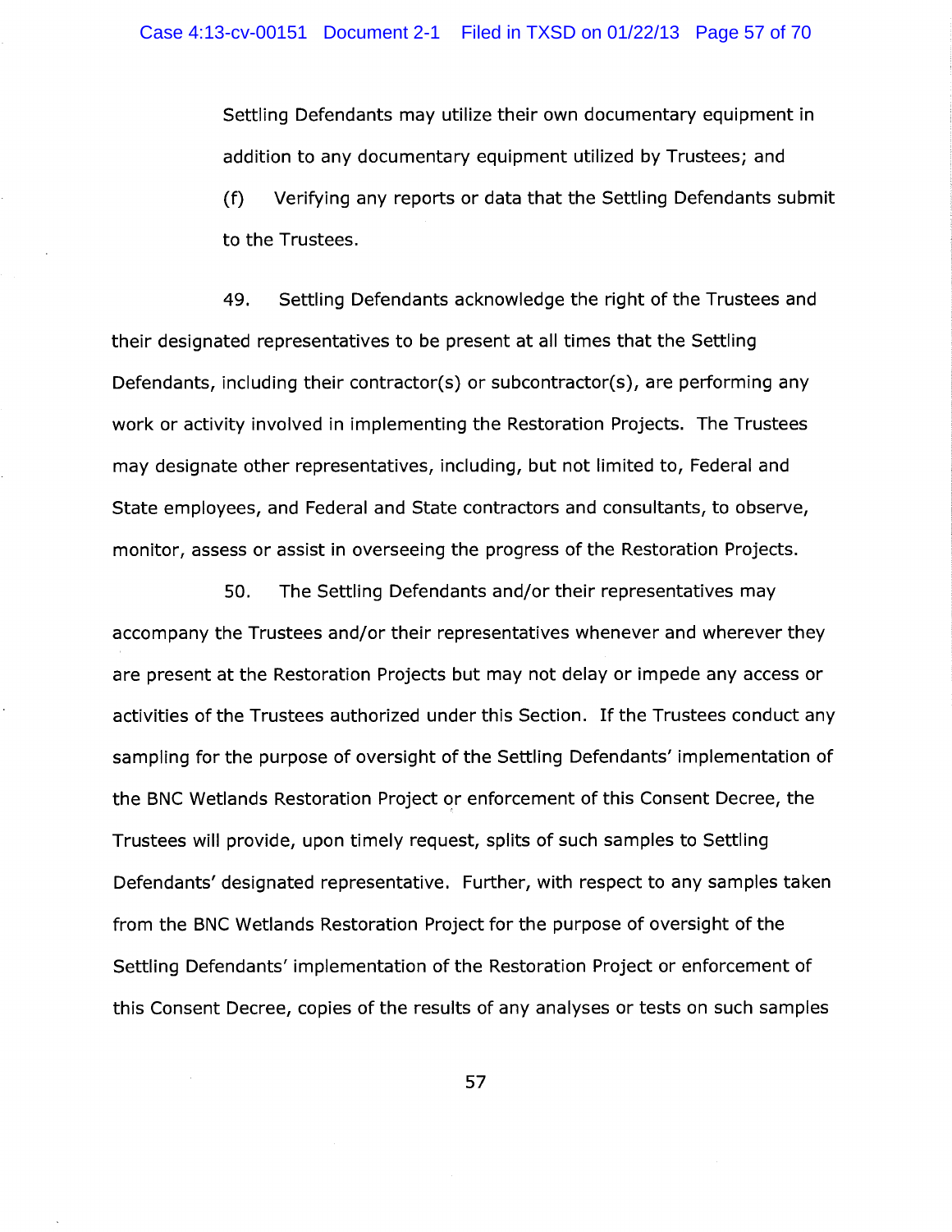Settling Defendants may utilize their own documentary equipment in addition to any documentary equipment utilized by Trustees; and

(f) Verifying any reports or data that the Settling Defendants submit to the Trustees.

49. Settling Defendants acknowledge the right of the Trustees and their designated representatives to be present at all times that the Settling Defendants, including their contractor(s) or subcontractor(s), are performing any work or activity involved in implementing the Restoration Projects. The Trustees may designate other representatives, including, but not limited to, Federal and State employees, and Federal and State contractors and consultants, to observe, monitor, assess or assist in overseeing the progress of the Restoration Projects.

50. The Settling Defendants and/or their representatives may accompany the Trustees and/or their representatives whenever and wherever they are present at the Restoration Projects but may not delay or impede any access or activities of the Trustees authorized under this Section. If the Trustees conduct any sampling for the purpose of oversight of the Settling Defendants' implementation of the BNC Wetlands Restoration Project or enforcement of this Consent Decree, the Trustees will provide, upon timely request, splits of such samples to Settling Defendants' designated representative. Further, with respect to any samples taken from the BNC Wetlands Restoration Project for the purpose of oversight of the Settling Defendants' implementation of the Restoration Project or enforcement of this Consent Decree, copies of the results of any analyses or tests on such samples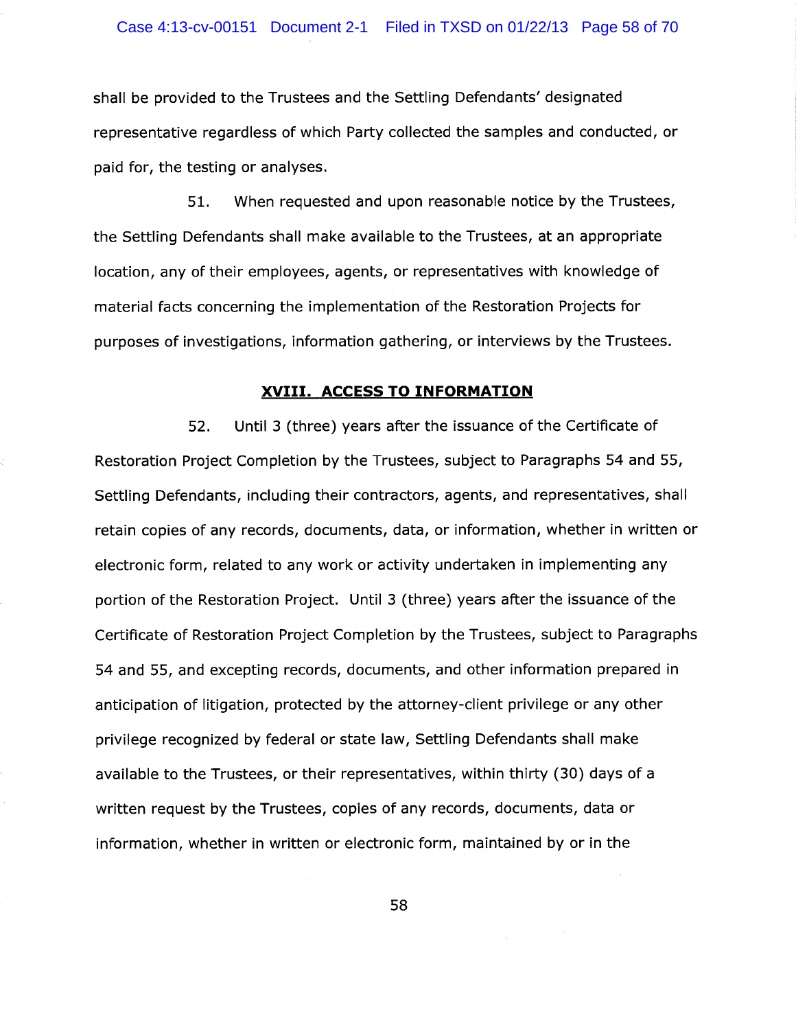shall be provided to the Trustees and the Settling Defendants' designated representative regardless of which Party collected the samples and conducted, or paid for, the testing or analyses.

51. When requested and upon reasonable notice by the Trustees, the Settling Defendants shall make available to the Trustees, at an appropriate location, any of their employees, agents, or representatives with knowledge of material facts concerning the implementation of the Restoration Projects for purposes of investigations, information gathering, or interviews by the Trustees.

## XVIII. ACCESS TO INFORMATION

52. Until 3 (three) years after the issuance of the Certificate of Restoration Project Completion by the Trustees, subject to Paragraphs 54 and 55, Settling Defendants, including their contractors, agents, and representatives, shall retain copies of any records, documents, data, or information, whether in written or electronic form, related to any work or activity undertaken in implementing any portion of the Restoration Project. Until 3 (three) years after the issuance of the Certificate of Restoration Project Completion by the Trustees, subject to Paragraphs 54 and 55, and excepting records, documents, and other information prepared in anticipation of litigation, protected by the attorney-client privilege or any other privilege recognized by federal or state law, Settling Defendants shall make available to the Trustees, or their representatives, within thirty (30) days of a written request by the Trustees, copies of any records, documents, data or information, whether in written or electronic form, maintained by or in the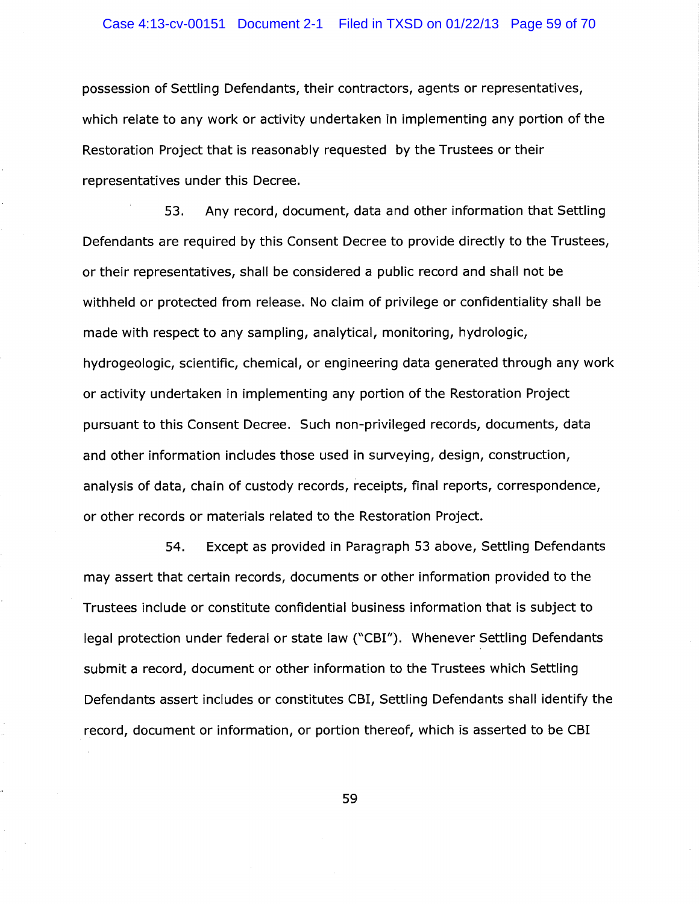possession of Settling Defendants, their contractors, agents or representatives, which relate to any work or activity undertaken in implementing any portion of the Restoration Project that is reasonably requested by the Trustees or their representatives under this Decree.

53. Any record, document, data and other information that Settling Defendants are required by this Consent Decree to provide directly to the Trustees, or their representatives, shall be considered a public record and shall not be withheld or protected from release. No claim of privilege or confidentiality shall be made with respect to any sampling, analytical, monitoring, hydrologic, hydrogeologic, scientific, chemical, or engineering data generated through any work or activity undertaken in implementing any portion of the Restoration Project pursuant to this Consent Decree. Such non-privileged records, documents, data and other information includes those used in surveying, design, construction, analysis of data, chain of custody records, receipts, final reports, correspondence, or other records or materials related to the Restoration Project.

54. Except as provided in Paragraph 53 above, Settling Defendants may assert that certain records, documents or other information provided to the Trustees include or constitute confidential business information that is subject to legal protection under federal or state law ("CBI"). Whenever Settling Defendants submit a record, document or other information to the Trustees which Settling Defendants assert includes or constitutes CBI, Settling Defendants shall identify the record, document or information, or portion thereof, which is asserted to be CBI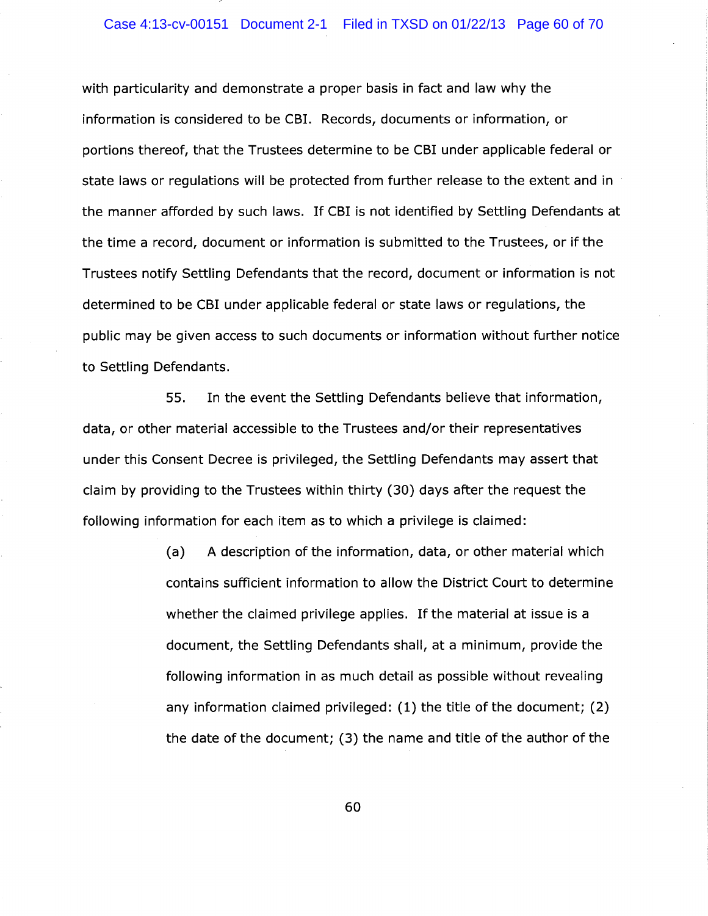with particularity and demonstrate a proper basis in fact and law why the information is considered to be CBI. Records, documents or information, or portions thereof, that the Trustees determine to be CBI under applicable federal or state laws or regulations will be protected from further release to the extent and in the manner afforded by such laws. If CBI is not identified by Settling Defendants at the time a record, document or information is submitted to the Trustees, or if the Trustees notify Settling Defendants that the record, document or information is not determined to be CBI under applicable federal or state laws or regulations, the public may be given access to such documents or information without further notice to Settling Defendants.

55. In the event the Settling Defendants believe that information, data, or other material accessible to the Trustees and/or their representatives under this Consent Decree is privileged, the Settling Defendants may assert that claim by providing to the Trustees within thirty (30) days after the request the following information for each item as to which a privilege is claimed:

(a) A description of the information, data, or other material which contains sufficient information to allow the District Court to determine whether the claimed privilege applies. If the material at issue is a document, the Settling Defendants shall, at a minimum, provide the following information in as much detail as possible without revealing any information claimed privileged: (1) the title of the document; (2) the date of the document; (3) the name and title of the author of the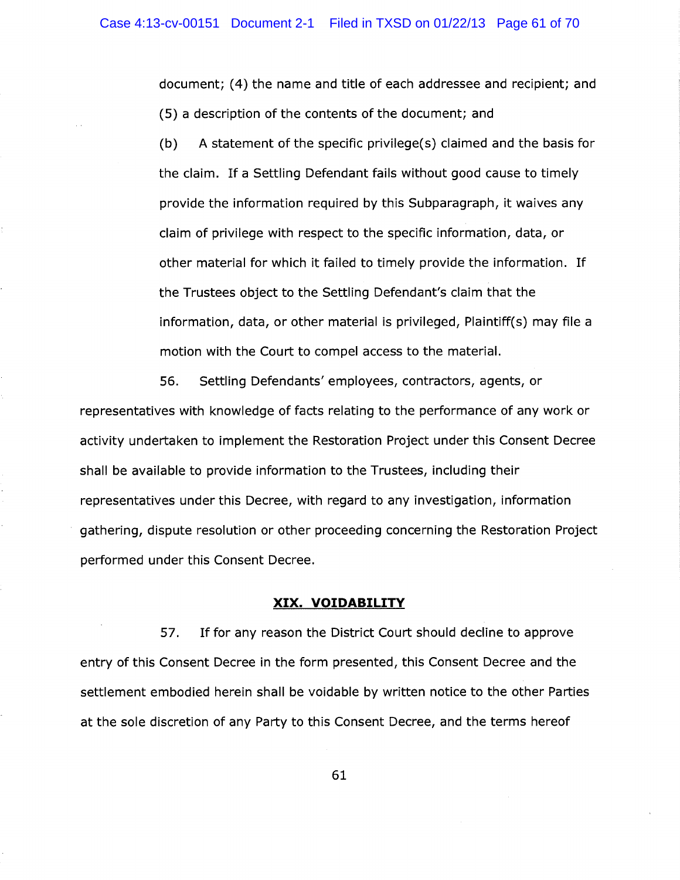document; (4) the name and title of each addressee and recipient; and (5) a description of the contents of the document; and

(b) A statement of the specific privilege(s) claimed and the basis for the claim. If a Settling Defendant fails without good cause to timely provide the information required by this Subparagraph, it waives any claim of privilege with respect to the specific information, data, or other material for which it failed to timely provide the information. If the Trustees object to the Settling Defendant's claim that the information, data, or other material is privileged, Plaintiff(s) may file a motion with the Court to compel access to the material.

56. Settling Defendants' employees, contractors, agents, or representatives with knowledge of facts relating to the performance of any work or activity undertaken to implement the Restoration Project under this Consent Decree shall be available to provide information to the Trustees, including their representatives under this Decree, with regard to any investigation, information gathering, dispute resolution or other proceeding concerning the Restoration Project performed under this Consent Decree.

## XIX. VOIDABILITY

57. If for any reason the District Court should decline to approve entry of this Consent Decree in the form presented, this Consent Decree and the settlement embodied herein shall be voidable by written notice to the other Parties at the sole discretion of any Party to this Consent Decree, and the terms hereof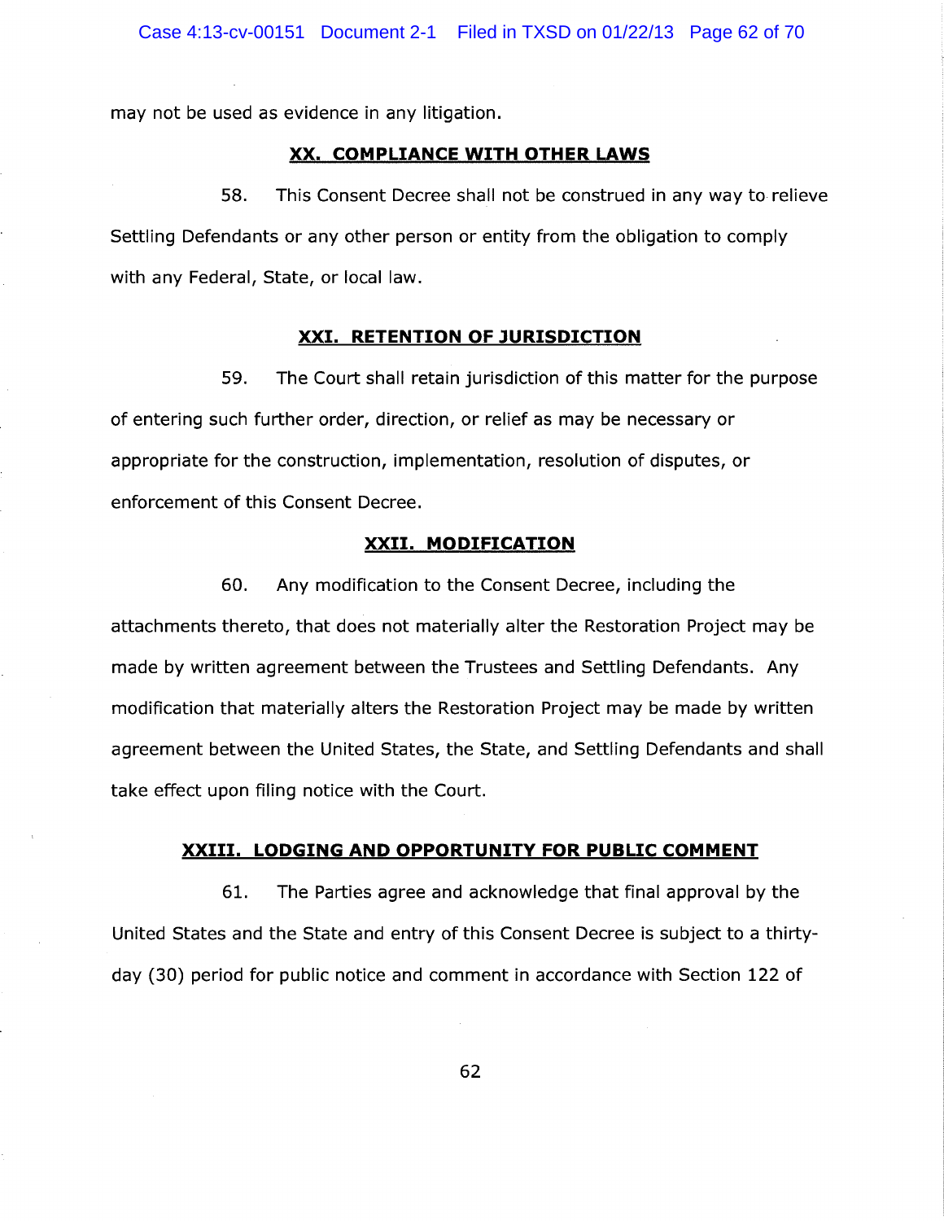may not be used as evidence in any litigation.

## XX. COMPLIANCE WITH OTHER LAWS

58. This Consent Decree shall not be construed in any way to relieve Settling Defendants or any other person or entity from the obligation to comply with any Federal, State, or local law.

## XXI. RETENTION OF JURISDICTION

59. The Court shall retain jurisdiction of this matter for the purpose of entering such further order, direction, or relief as may be necessary or appropriate for the construction, implementation, resolution of disputes, or enforcement of this Consent Decree.

## XXII. MODIFICATION

60. Any modification to the Consent Decree, including the attachments thereto, that does not materially alter the Restoration Project may be made by written agreement between the Trustees and Settling Defendants. Any modification that materially alters the Restoration Project may be made by written agreement between the United States, the State, and Settling Defendants and shall take effect upon filing notice with the Court.

## XXIII. LODGING AND OPPORTUNITY FOR PUBLIC COMMENT

61. The Parties agree and acknowledge that final approval by the United States and the State and entry of this Consent Decree is subject to a thirty-day (30) period for public notice and comment in accordance with Section 122 of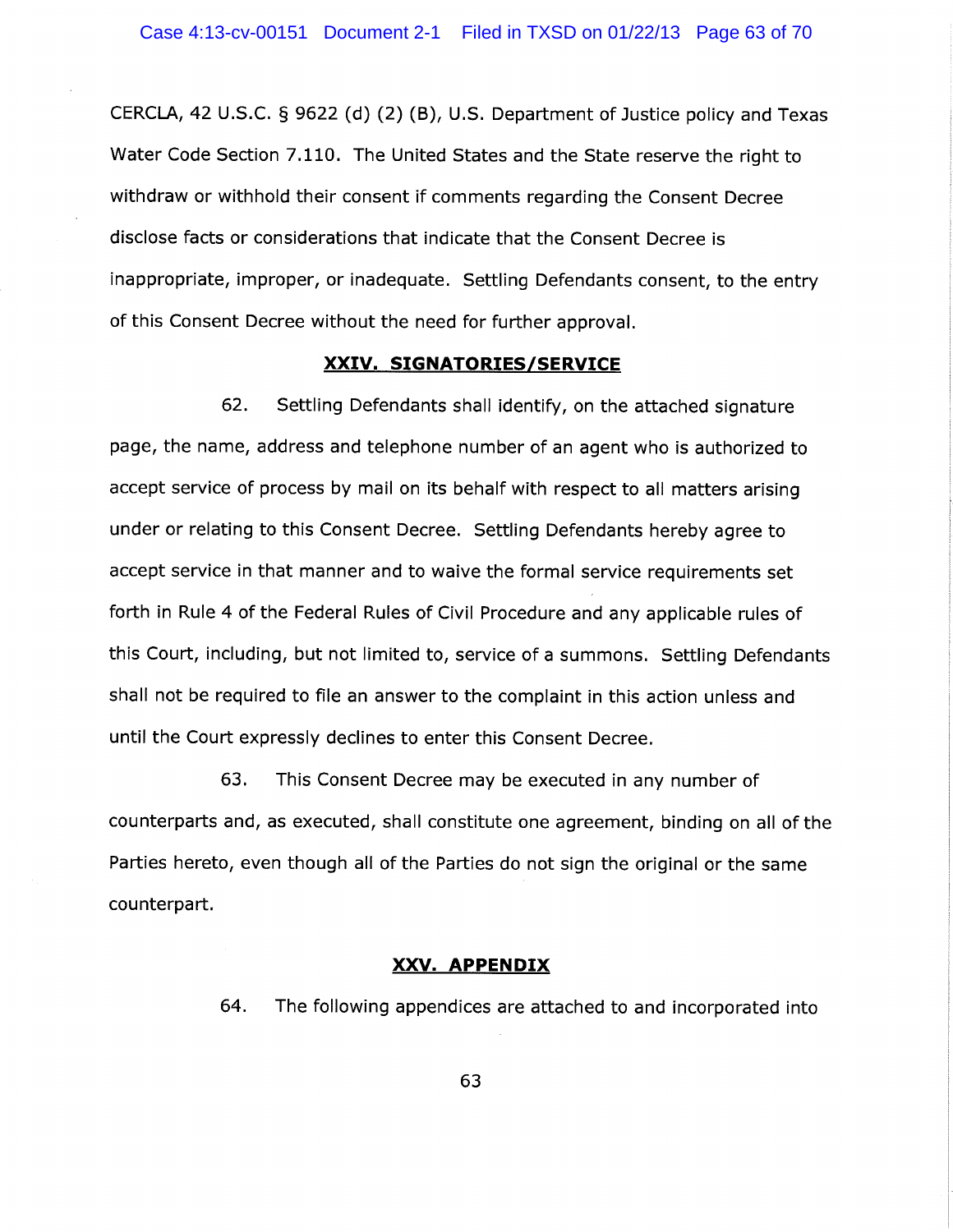CERCLA, 42 U.S.C. § 9622 (d) (2) (B), U.S. Department of Justice policy and Texas Water Code Section 7.110. The United States and the State reserve the right to withdraw or withhold their consent if comments regarding the Consent Decree disclose facts or considerations that indicate that the Consent Decree is inappropriate, improper, or inadequate. Settling Defendants consent, to the entry of this Consent Decree without the need for further approval.

## XXIV. SIGNATORIES/SERVICE

62. Settling Defendants shall identify, on the attached signature page, the name, address and telephone number of an agent who is authorized to accept service of process by mail on its behalf with respect to all matters arising under or relating to this Consent Decree. Settling Defendants hereby agree to accept service in that manner and to waive the formal service requirements set forth in Rule 4 of the Federal Rules of Civil Procedure and any applicable rules of this Court, including, but not limited to, service of a summons. Settling Defendants shall not be required to file an answer to the complaint in this action unless and until the Court expressly declines to enter this Consent Decree.

63. This Consent Decree may be executed in any number of counterparts and, as executed, shall constitute one agreement, binding on all of the Parties hereto, even though all of the Parties do not sign the original or the same counterpart.

## XXV. APPENDIX

64. The following appendices are attached to and incorporated into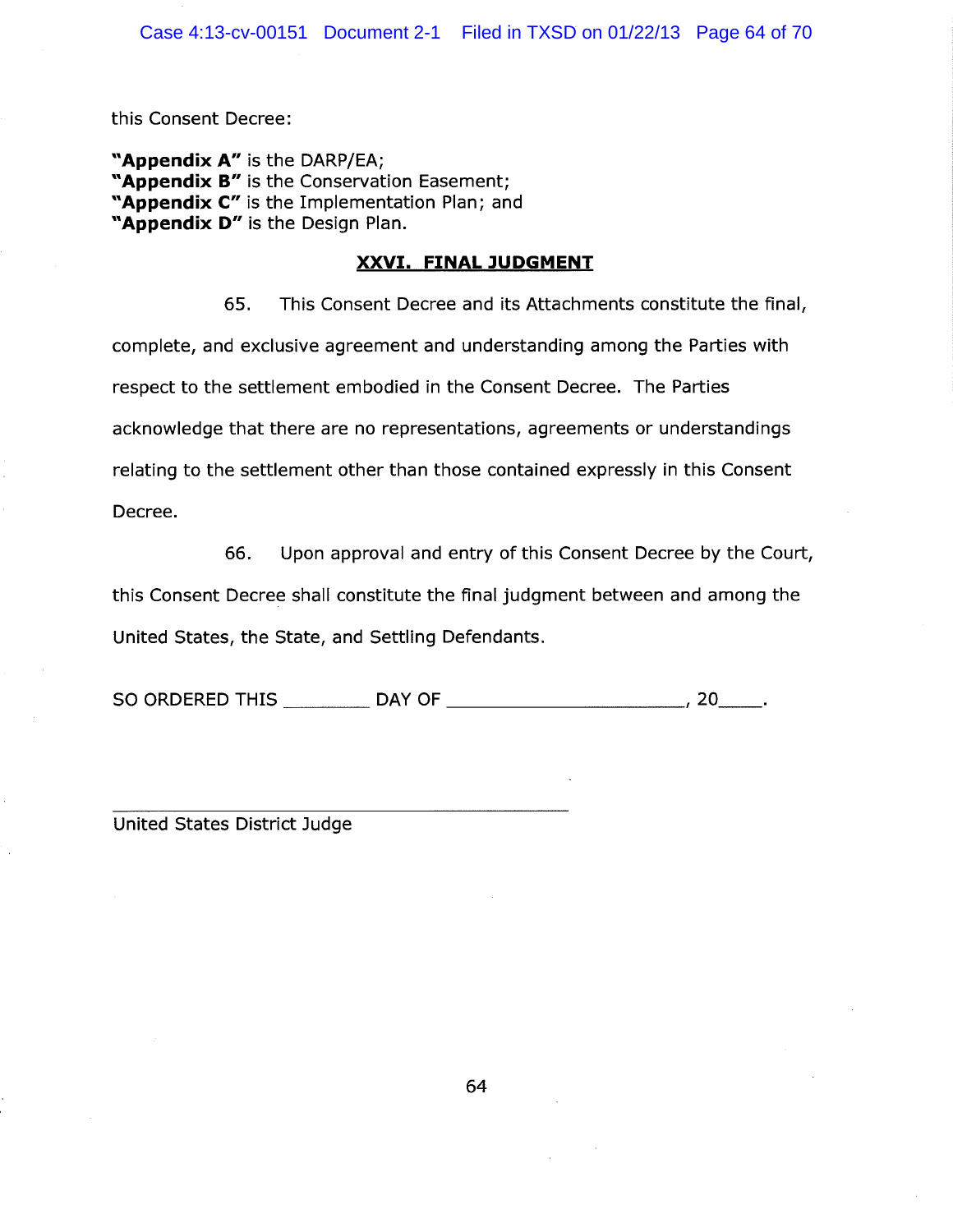this Consent Decree:

**"Appendix A"** is the DARP/EA;
**"Appendix B"** is the Conservation Easement;
**"Appendix C"** is the Implementation Plan; and
**"Appendix D"** is the Design Plan.

## XXVI. FINAL JUDGMENT

65. This Consent Decree and its Attachments constitute the final, complete, and exclusive agreement and understanding among the Parties with respect to the settlement embodied in the Consent Decree. The Parties acknowledge that there are no representations, agreements or understandings relating to the settlement other than those contained expressly in this Consent Decree.

66. Upon approval and entry of this Consent Decree by the Court, this Consent Decree shall constitute the final judgment between and among the United States, the State, and Settling Defendants.

SO ORDERED THIS _________ DAY OF ________________________, 20____.

_____________________________________________
United States District Judge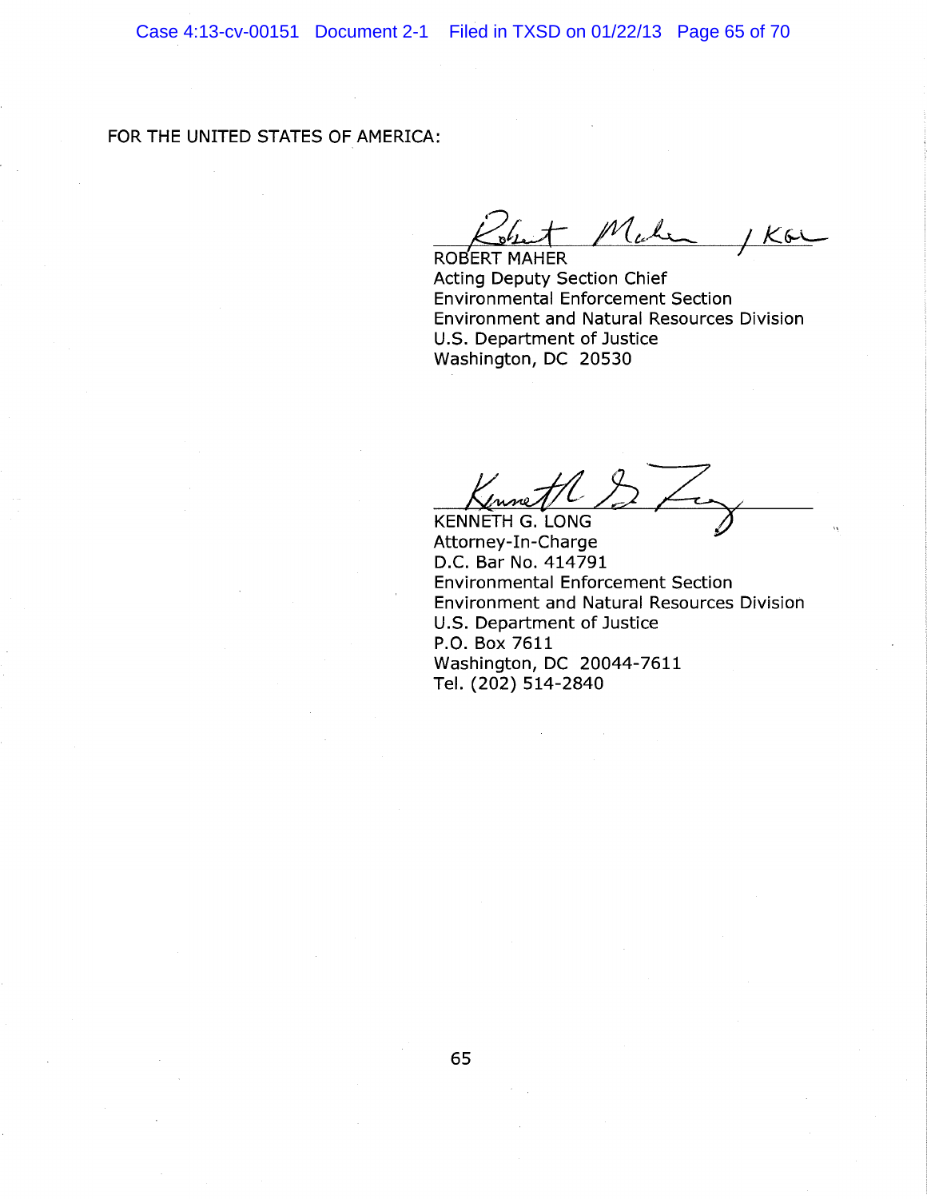FOR THE UNITED STATES OF AMERICA:

ROBERT MAHER
Acting Deputy Section Chief
Environmental Enforcement Section
Environment and Natural Resources Division
U.S. Department of Justice
Washington, DC 20530

KENNETH G. LONG
Attorney-In-Charge
D.C. Bar No. 414791
Environmental Enforcement Section
Environment and Natural Resources Division
U.S. Department of Justice
P.O. Box 7611
Washington, DC 20044-7611
Tel. (202) 514-2840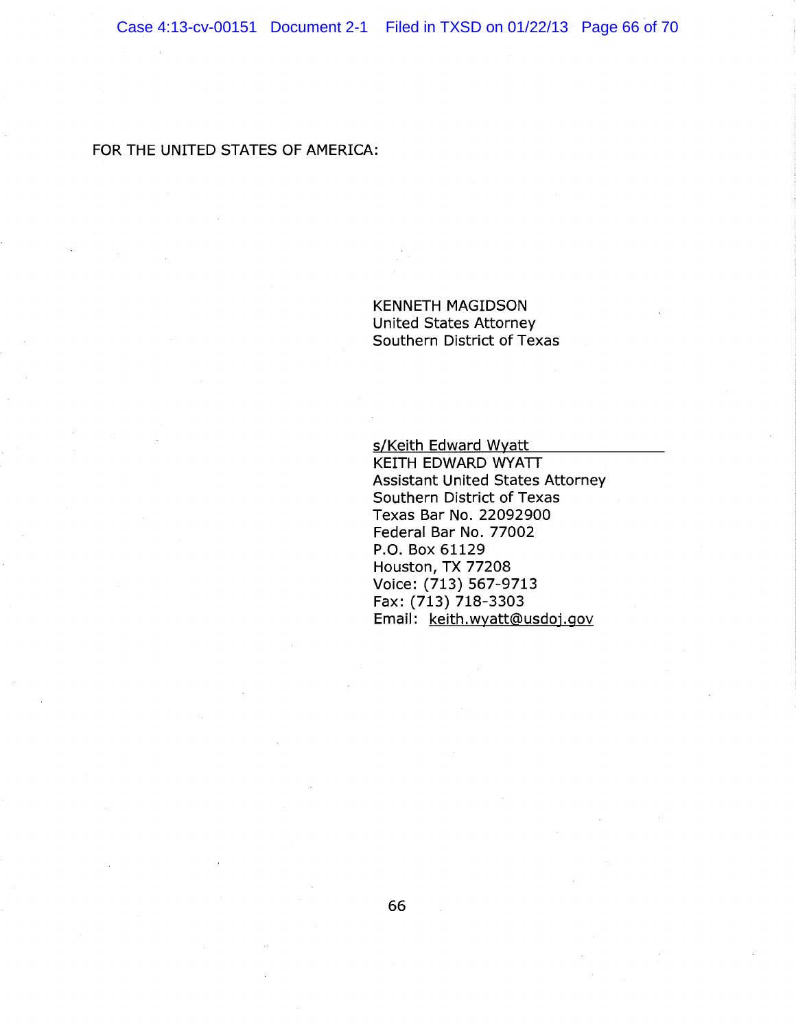FOR THE UNITED STATES OF AMERICA:

KENNETH MAGIDSON
United States Attorney
Southern District of Texas

s/Keith Edward Wyatt
KEITH EDWARD WYATT
Assistant United States Attorney
Southern District of Texas
Texas Bar No. 22092900
Federal Bar No. 77002
P.O. Box 61129
Houston, TX 77208
Voice: (713) 567-9713
Fax: (713) 718-3303
Email: keith.wyatt@usdoj.gov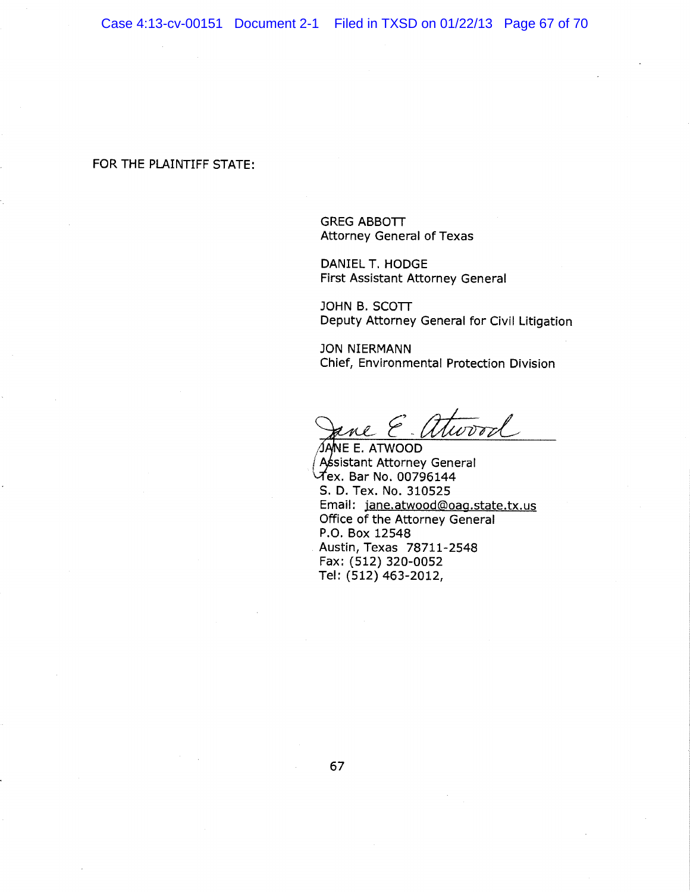FOR THE PLAINTIFF STATE:

GREG ABBOTT
Attorney General of Texas

DANIEL T. HODGE
First Assistant Attorney General

JOHN B. SCOTT
Deputy Attorney General for Civil Litigation

JON NIERMANN
Chief, Environmental Protection Division

JANE E. ATWOOD
Assistant Attorney General
Tex. Bar No. 00796144
S. D. Tex. No. 310525
Email: jane.atwood@oag.state.tx.us
Office of the Attorney General
P.O. Box 12548
Austin, Texas 78711-2548
Fax: (512) 320-0052
Tel: (512) 463-2012,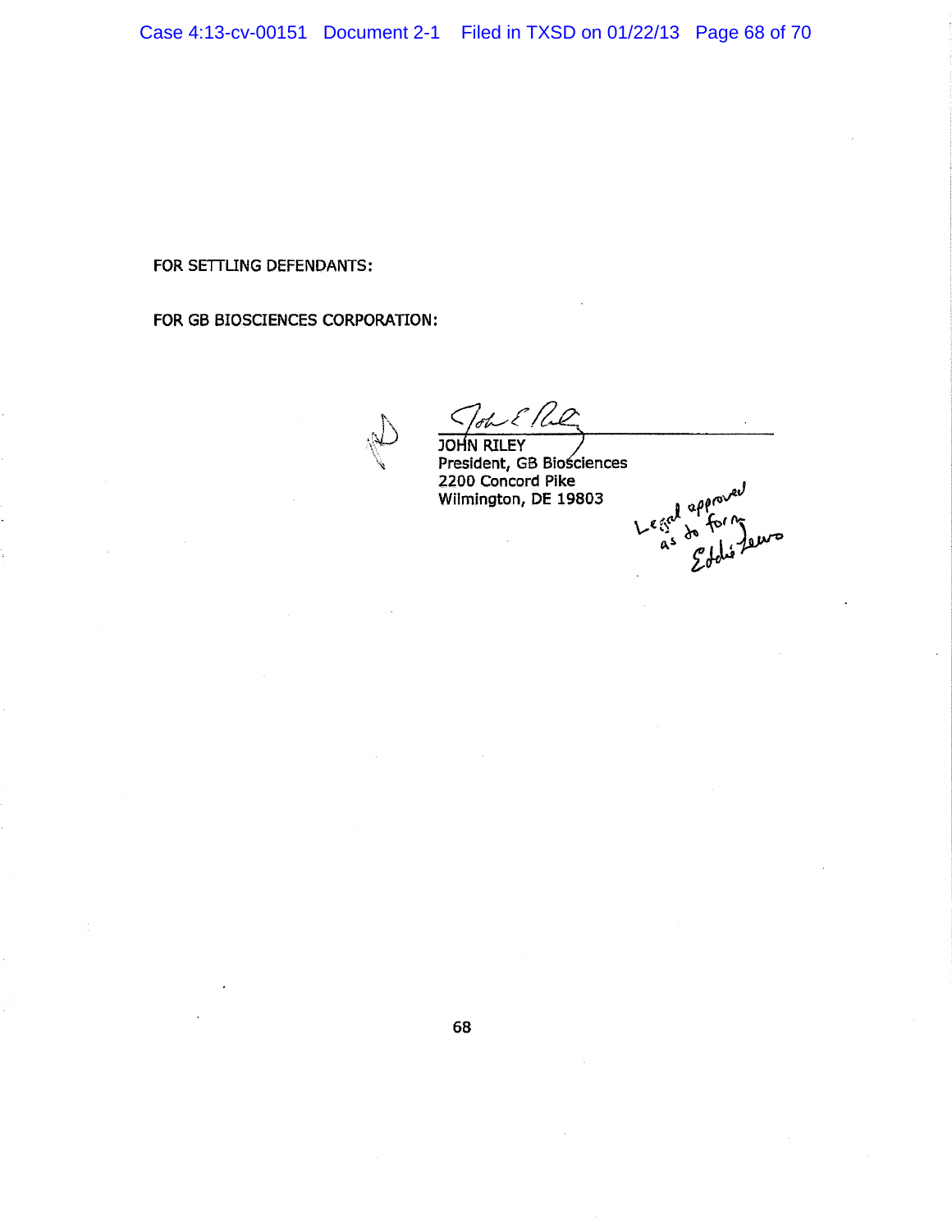FOR SETTLING DEFENDANTS:

FOR GB BIOSCIENCES CORPORATION:

JOHN RILEY
President, GB Biosciences
2200 Concord Pike
Wilmington, DE 19803

Legal approved as to form
Eddie Lewis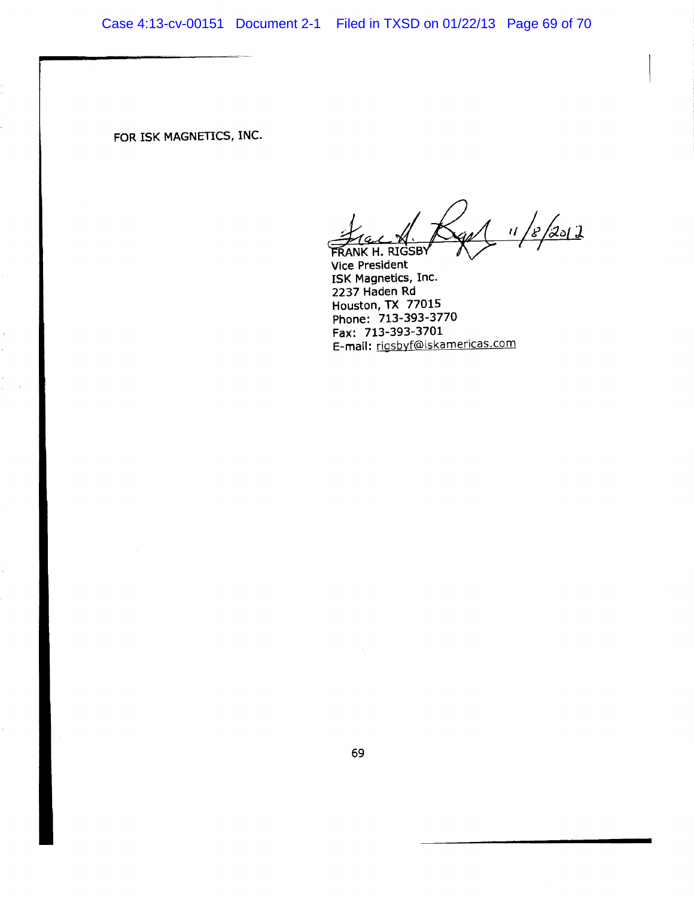FOR ISK MAGNETICS, INC.

11/8/2012

FRANK H. RIGSBY
Vice President
ISK Magnetics, Inc.
2237 Haden Rd
Houston, TX 77015
Phone: 713-393-3770
Fax: 713-393-3701
E-mail: rigsbyf@iskamericas.com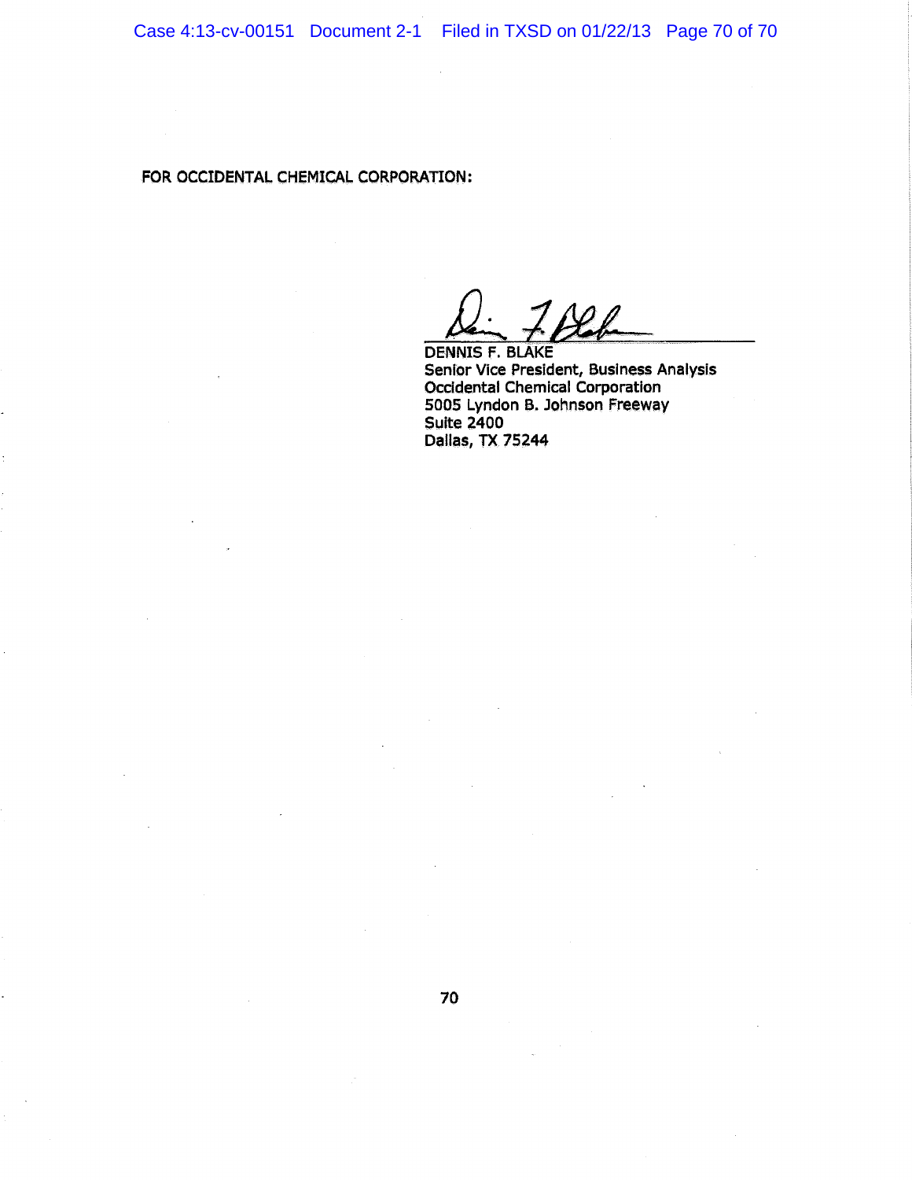**FOR OCCIDENTAL CHEMICAL CORPORATION:**

DENNIS F. BLAKE
Senior Vice President, Business Analysis
Occidental Chemical Corporation
5005 Lyndon B. Johnson Freeway
Suite 2400
Dallas, TX 75244